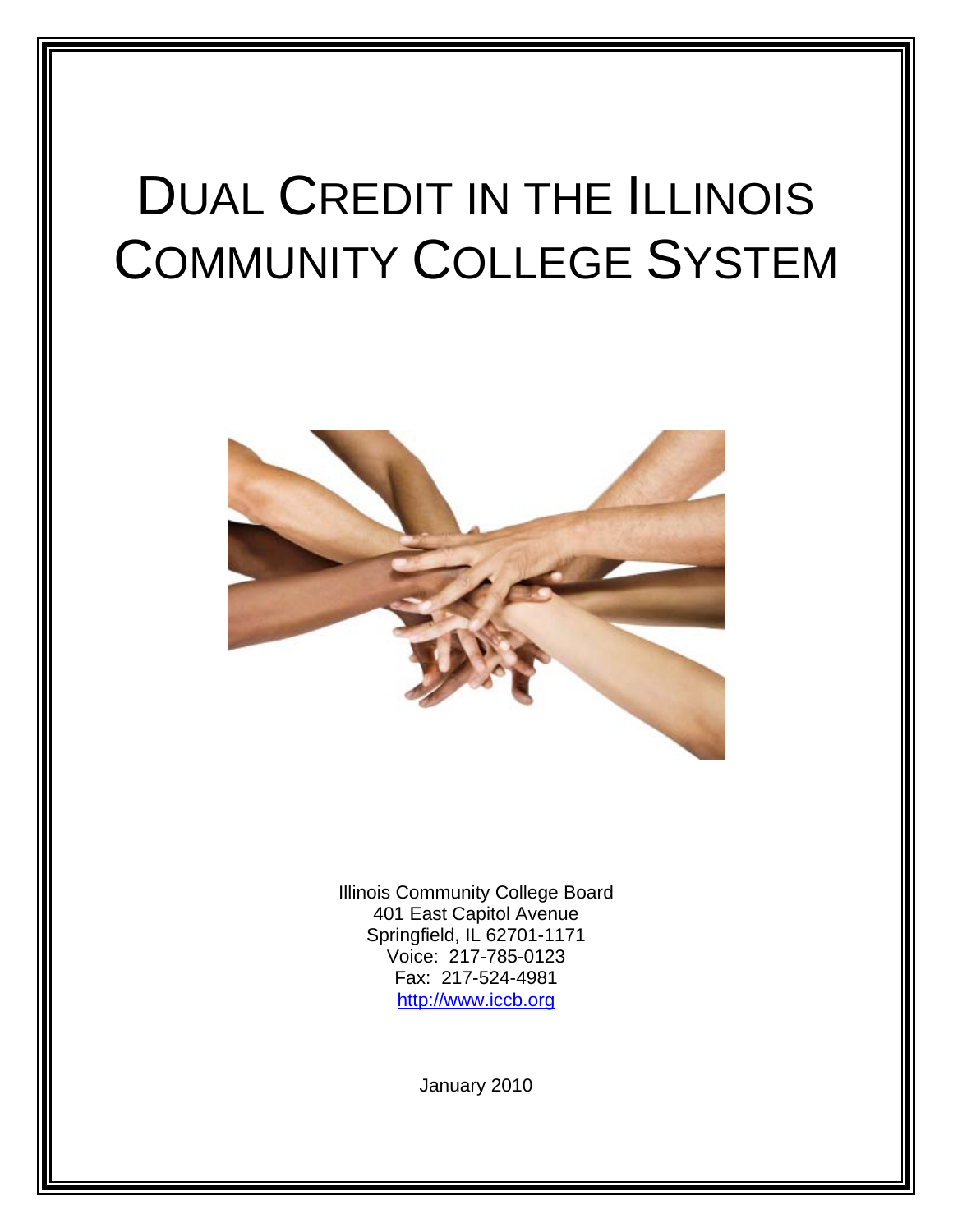# Dual Credit in the Illinois Community College System

Illinois Community College Board
401 East Capitol Avenue
Springfield, IL 62701-1171
Voice: 217-785-0123
Fax: 217-524-4981
http://www.iccb.org

January 2010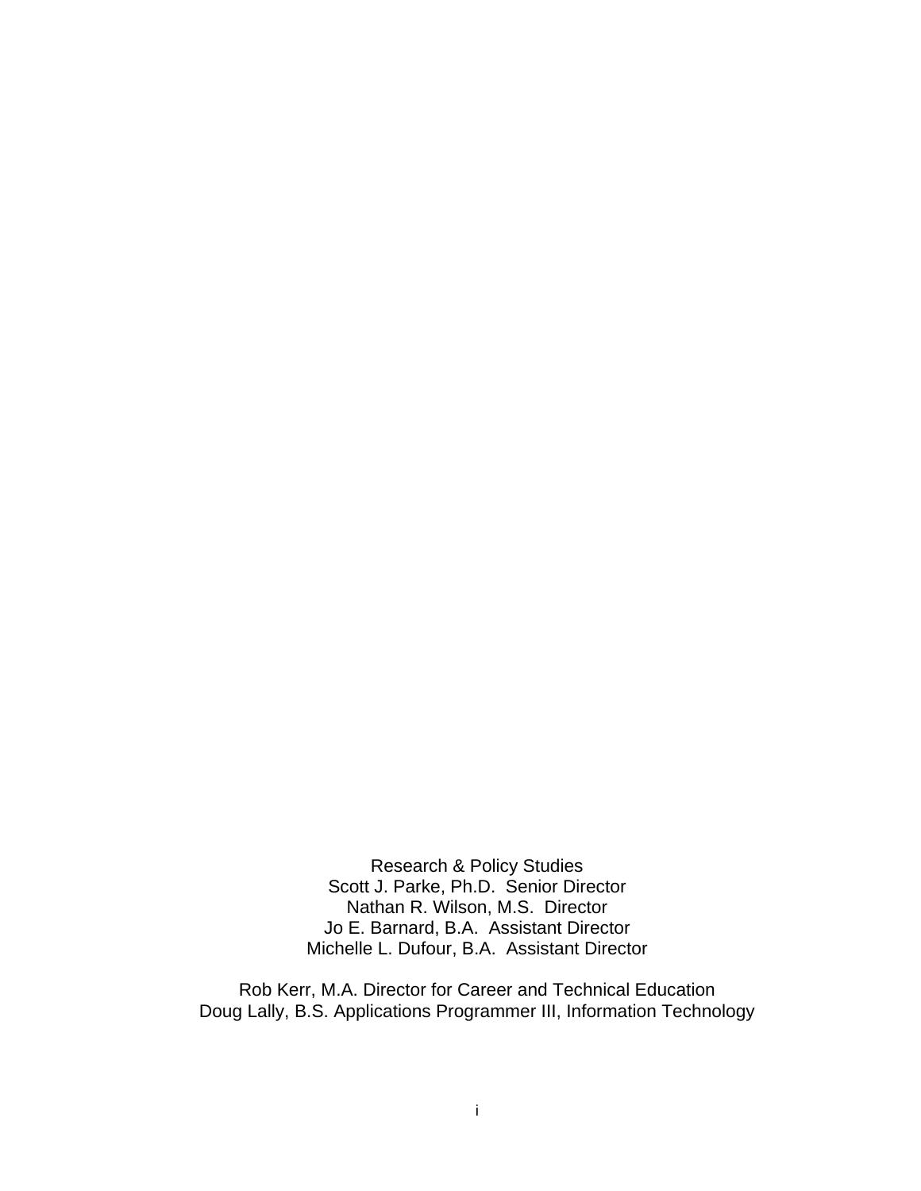Research & Policy Studies
Scott J. Parke, Ph.D.  Senior Director
Nathan R. Wilson, M.S.  Director
Jo E. Barnard, B.A.  Assistant Director
Michelle L. Dufour, B.A.  Assistant Director

Rob Kerr, M.A. Director for Career and Technical Education
Doug Lally, B.S. Applications Programmer III, Information Technology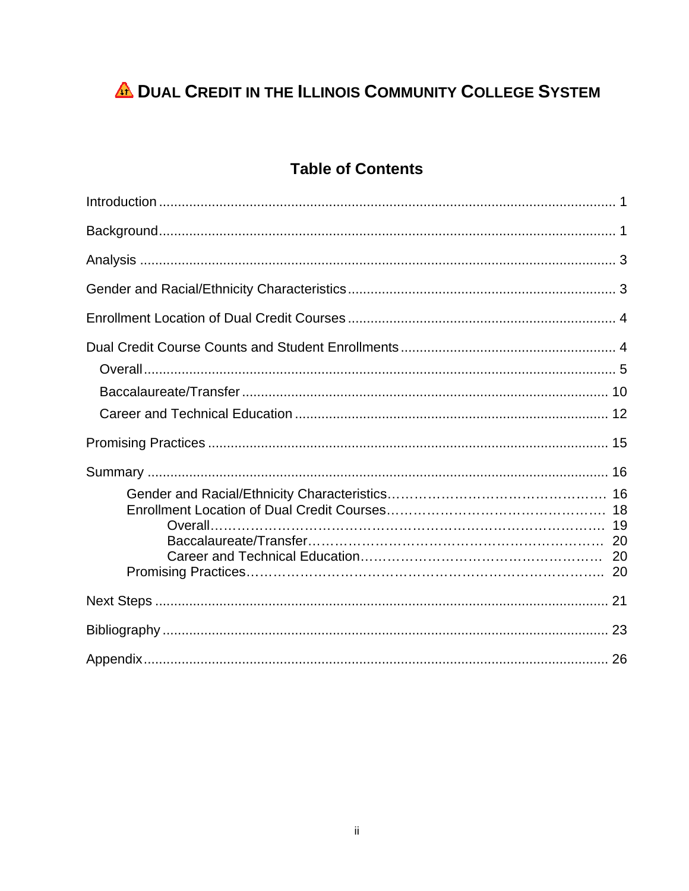# DUAL CREDIT IN THE ILLINOIS COMMUNITY COLLEGE SYSTEM

## Table of Contents

Introduction ........................................................................................................................ 1

Background........................................................................................................................ 1

Analysis ............................................................................................................................. 3

Gender and Racial/Ethnicity Characteristics...................................................................... 3

Enrollment Location of Dual Credit Courses ...................................................................... 4

Dual Credit Course Counts and Student Enrollments ........................................................ 4

- Overall............................................................................................................................ 5
- Baccalaureate/Transfer ................................................................................................ 10
- Career and Technical Education .................................................................................. 12

Promising Practices ......................................................................................................... 15

Summary ......................................................................................................................... 16

- Gender and Racial/Ethnicity Characteristics…………………………………………… 16
- Enrollment Location of Dual Credit Courses………………………………………….. 18
  - Overall……………………………………………………………………………. 19
  - Baccalaureate/Transfer………………………………………………………. 20
  - Career and Technical Education…………………………………………… 20
- Promising Practices…………………………………………………………………….. 20

Next Steps ....................................................................................................................... 21

Bibliography ..................................................................................................................... 23

Appendix.......................................................................................................................... 26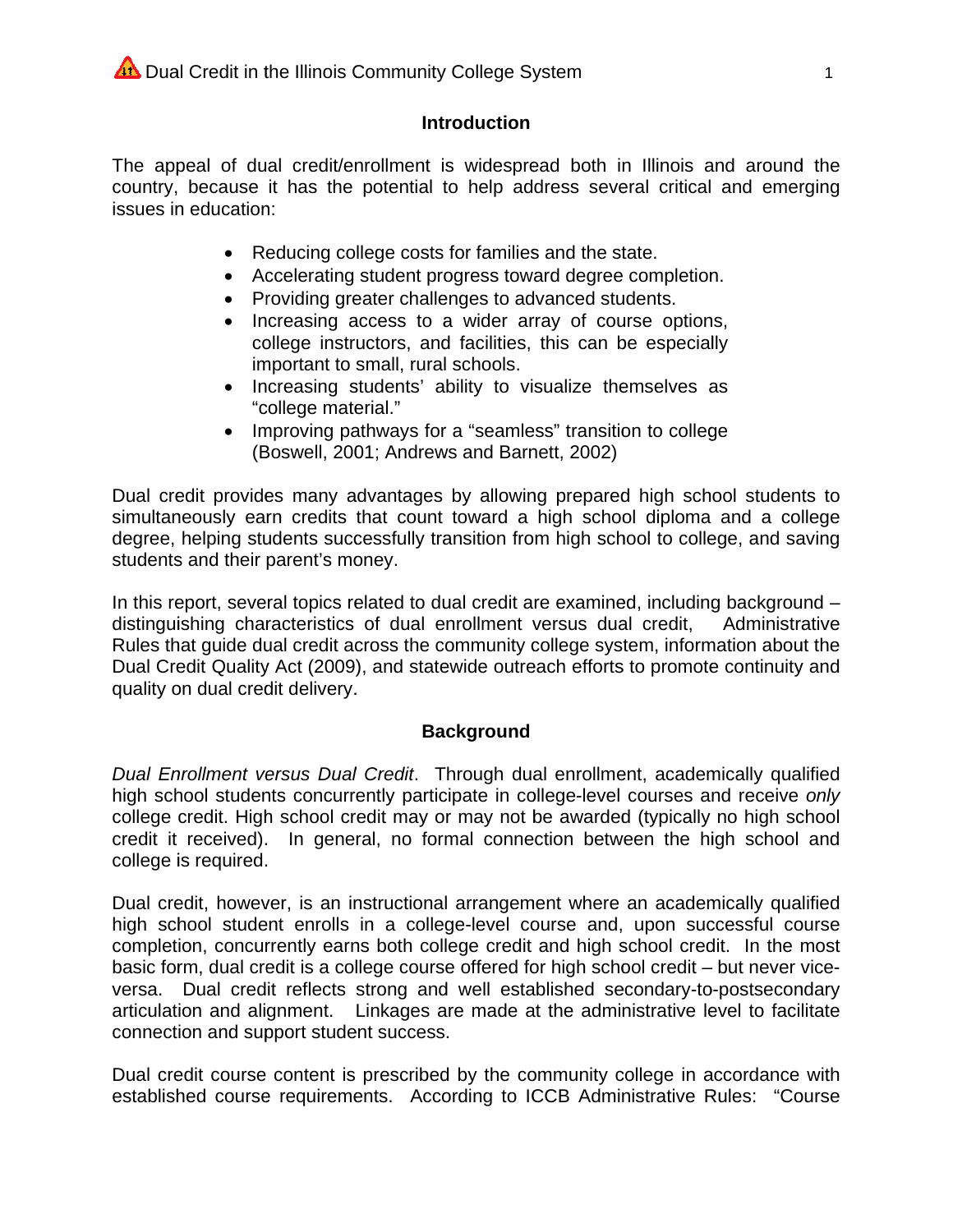## Introduction

The appeal of dual credit/enrollment is widespread both in Illinois and around the country, because it has the potential to help address several critical and emerging issues in education:

- Reducing college costs for families and the state.
- Accelerating student progress toward degree completion.
- Providing greater challenges to advanced students.
- Increasing access to a wider array of course options, college instructors, and facilities, this can be especially important to small, rural schools.
- Increasing students' ability to visualize themselves as "college material."
- Improving pathways for a "seamless" transition to college (Boswell, 2001; Andrews and Barnett, 2002)

Dual credit provides many advantages by allowing prepared high school students to simultaneously earn credits that count toward a high school diploma and a college degree, helping students successfully transition from high school to college, and saving students and their parent's money.

In this report, several topics related to dual credit are examined, including background – distinguishing characteristics of dual enrollment versus dual credit, Administrative Rules that guide dual credit across the community college system, information about the Dual Credit Quality Act (2009), and statewide outreach efforts to promote continuity and quality on dual credit delivery.

## Background

*Dual Enrollment versus Dual Credit*. Through dual enrollment, academically qualified high school students concurrently participate in college-level courses and receive *only* college credit. High school credit may or may not be awarded (typically no high school credit it received). In general, no formal connection between the high school and college is required.

Dual credit, however, is an instructional arrangement where an academically qualified high school student enrolls in a college-level course and, upon successful course completion, concurrently earns both college credit and high school credit. In the most basic form, dual credit is a college course offered for high school credit – but never vice-versa. Dual credit reflects strong and well established secondary-to-postsecondary articulation and alignment. Linkages are made at the administrative level to facilitate connection and support student success.

Dual credit course content is prescribed by the community college in accordance with established course requirements. According to ICCB Administrative Rules: "Course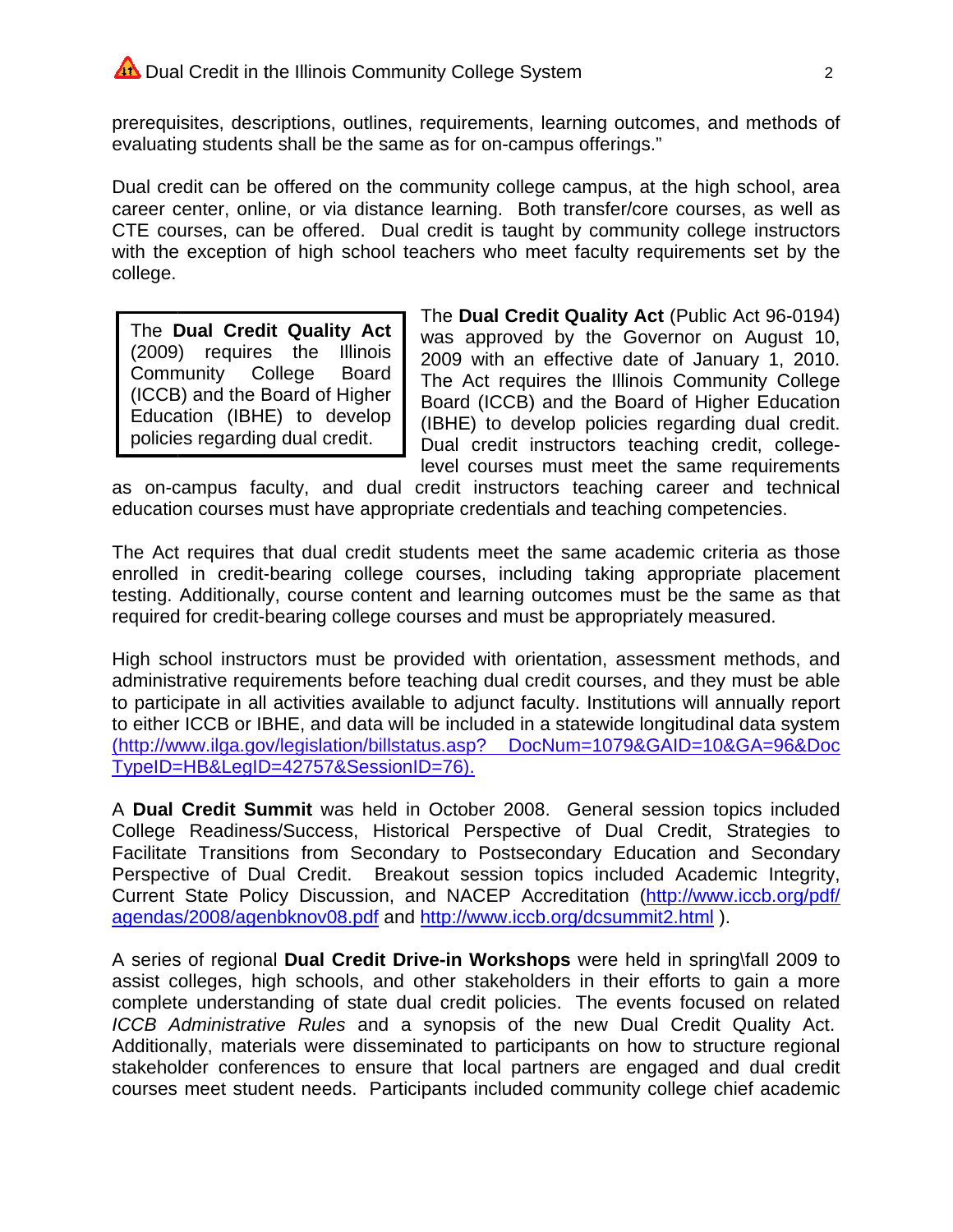prerequisites, descriptions, outlines, requirements, learning outcomes, and methods of evaluating students shall be the same as for on-campus offerings."

Dual credit can be offered on the community college campus, at the high school, area career center, online, or via distance learning. Both transfer/core courses, as well as CTE courses, can be offered. Dual credit is taught by community college instructors with the exception of high school teachers who meet faculty requirements set by the college.

> The **Dual Credit Quality Act** (2009) requires the Illinois Community College Board (ICCB) and the Board of Higher Education (IBHE) to develop policies regarding dual credit.

The **Dual Credit Quality Act** (Public Act 96-0194) was approved by the Governor on August 10, 2009 with an effective date of January 1, 2010. The Act requires the Illinois Community College Board (ICCB) and the Board of Higher Education (IBHE) to develop policies regarding dual credit. Dual credit instructors teaching credit, college-level courses must meet the same requirements as on-campus faculty, and dual credit instructors teaching career and technical education courses must have appropriate credentials and teaching competencies.

The Act requires that dual credit students meet the same academic criteria as those enrolled in credit-bearing college courses, including taking appropriate placement testing. Additionally, course content and learning outcomes must be the same as that required for credit-bearing college courses and must be appropriately measured.

High school instructors must be provided with orientation, assessment methods, and administrative requirements before teaching dual credit courses, and they must be able to participate in all activities available to adjunct faculty. Institutions will annually report to either ICCB or IBHE, and data will be included in a statewide longitudinal data system (http://www.ilga.gov/legislation/billstatus.asp? DocNum=1079&GAID=10&GA=96&DocTypeID=HB&LegID=42757&SessionID=76).

A **Dual Credit Summit** was held in October 2008. General session topics included College Readiness/Success, Historical Perspective of Dual Credit, Strategies to Facilitate Transitions from Secondary to Postsecondary Education and Secondary Perspective of Dual Credit. Breakout session topics included Academic Integrity, Current State Policy Discussion, and NACEP Accreditation (http://www.iccb.org/pdf/agendas/2008/agenbknov08.pdf and http://www.iccb.org/dcsummit2.html ).

A series of regional **Dual Credit Drive-in Workshops** were held in spring\fall 2009 to assist colleges, high schools, and other stakeholders in their efforts to gain a more complete understanding of state dual credit policies. The events focused on related *ICCB Administrative Rules* and a synopsis of the new Dual Credit Quality Act. Additionally, materials were disseminated to participants on how to structure regional stakeholder conferences to ensure that local partners are engaged and dual credit courses meet student needs. Participants included community college chief academic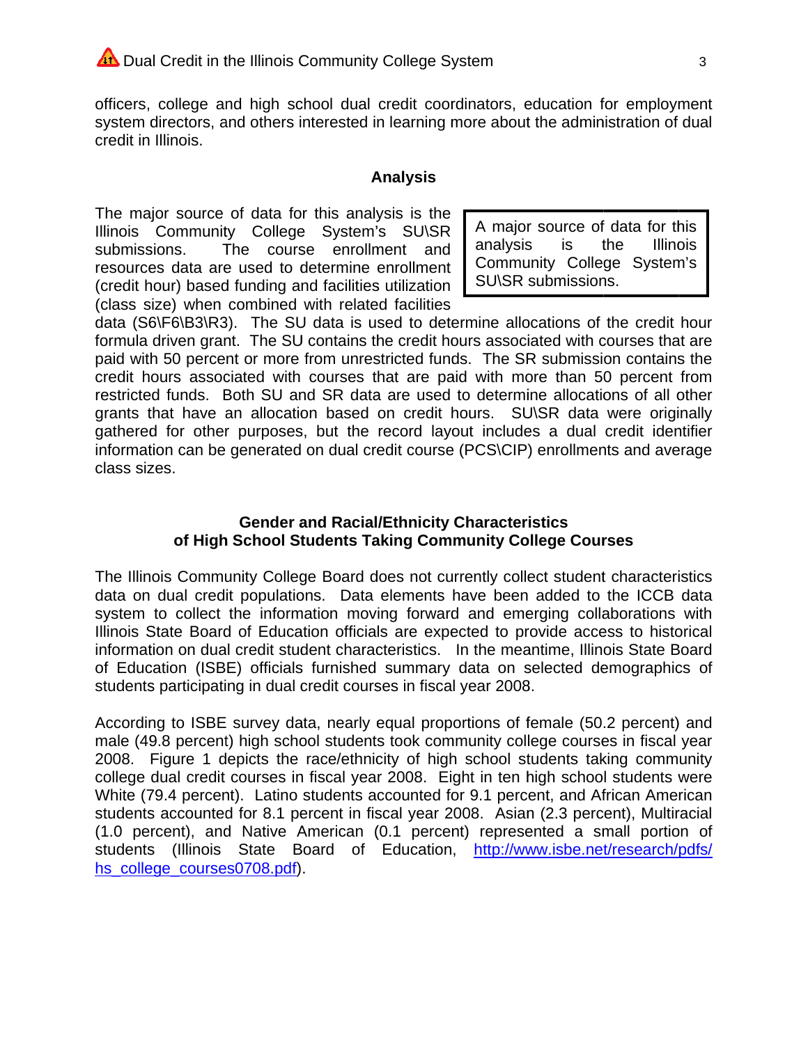officers, college and high school dual credit coordinators, education for employment system directors, and others interested in learning more about the administration of dual credit in Illinois.

## Analysis

> A major source of data for this analysis is the Illinois Community College System's SU\SR submissions.

The major source of data for this analysis is the Illinois Community College System's SU\SR submissions. The course enrollment and resources data are used to determine enrollment (credit hour) based funding and facilities utilization (class size) when combined with related facilities data (S6\F6\B3\R3). The SU data is used to determine allocations of the credit hour formula driven grant. The SU contains the credit hours associated with courses that are paid with 50 percent or more from unrestricted funds. The SR submission contains the credit hours associated with courses that are paid with more than 50 percent from restricted funds. Both SU and SR data are used to determine allocations of all other grants that have an allocation based on credit hours. SU\SR data were originally gathered for other purposes, but the record layout includes a dual credit identifier information can be generated on dual credit course (PCS\CIP) enrollments and average class sizes.

## Gender and Racial/Ethnicity Characteristics of High School Students Taking Community College Courses

The Illinois Community College Board does not currently collect student characteristics data on dual credit populations. Data elements have been added to the ICCB data system to collect the information moving forward and emerging collaborations with Illinois State Board of Education officials are expected to provide access to historical information on dual credit student characteristics. In the meantime, Illinois State Board of Education (ISBE) officials furnished summary data on selected demographics of students participating in dual credit courses in fiscal year 2008.

According to ISBE survey data, nearly equal proportions of female (50.2 percent) and male (49.8 percent) high school students took community college courses in fiscal year 2008. Figure 1 depicts the race/ethnicity of high school students taking community college dual credit courses in fiscal year 2008. Eight in ten high school students were White (79.4 percent). Latino students accounted for 9.1 percent, and African American students accounted for 8.1 percent in fiscal year 2008. Asian (2.3 percent), Multiracial (1.0 percent), and Native American (0.1 percent) represented a small portion of students (Illinois State Board of Education, http://www.isbe.net/research/pdfs/hs_college_courses0708.pdf).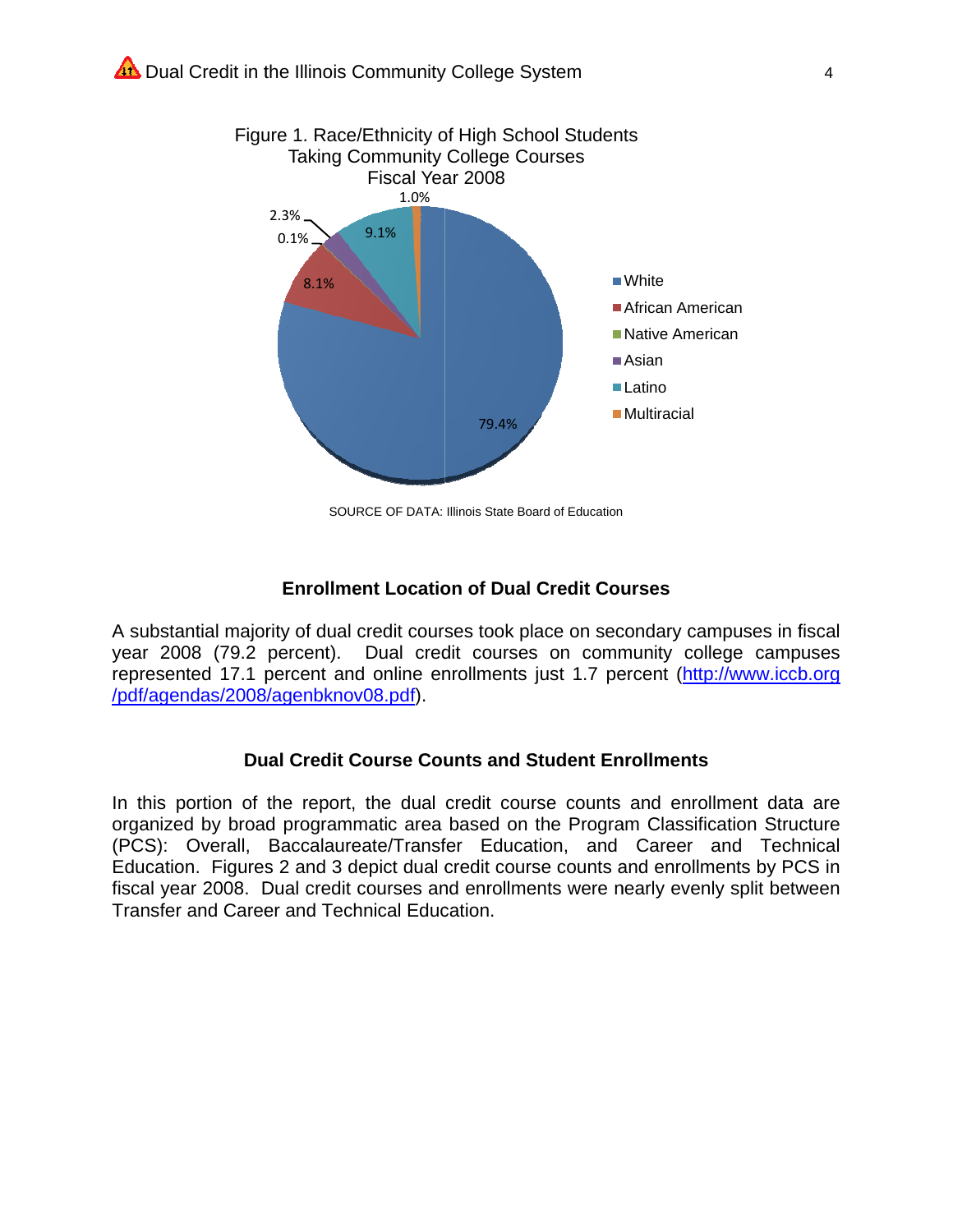Figure 1. Race/Ethnicity of High School Students Taking Community College Courses Fiscal Year 2008

| Race/Ethnicity | Percent |
|---|---|
| White | 79.4% |
| African American | 8.1% |
| Native American | 0.1% |
| Asian | 2.3% |
| Latino | 9.1% |
| Multiracial | 1.0% |

SOURCE OF DATA: Illinois State Board of Education

### Enrollment Location of Dual Credit Courses

A substantial majority of dual credit courses took place on secondary campuses in fiscal year 2008 (79.2 percent). Dual credit courses on community college campuses represented 17.1 percent and online enrollments just 1.7 percent (http://www.iccb.org/pdf/agendas/2008/agenbknov08.pdf).

### Dual Credit Course Counts and Student Enrollments

In this portion of the report, the dual credit course counts and enrollment data are organized by broad programmatic area based on the Program Classification Structure (PCS): Overall, Baccalaureate/Transfer Education, and Career and Technical Education. Figures 2 and 3 depict dual credit course counts and enrollments by PCS in fiscal year 2008. Dual credit courses and enrollments were nearly evenly split between Transfer and Career and Technical Education.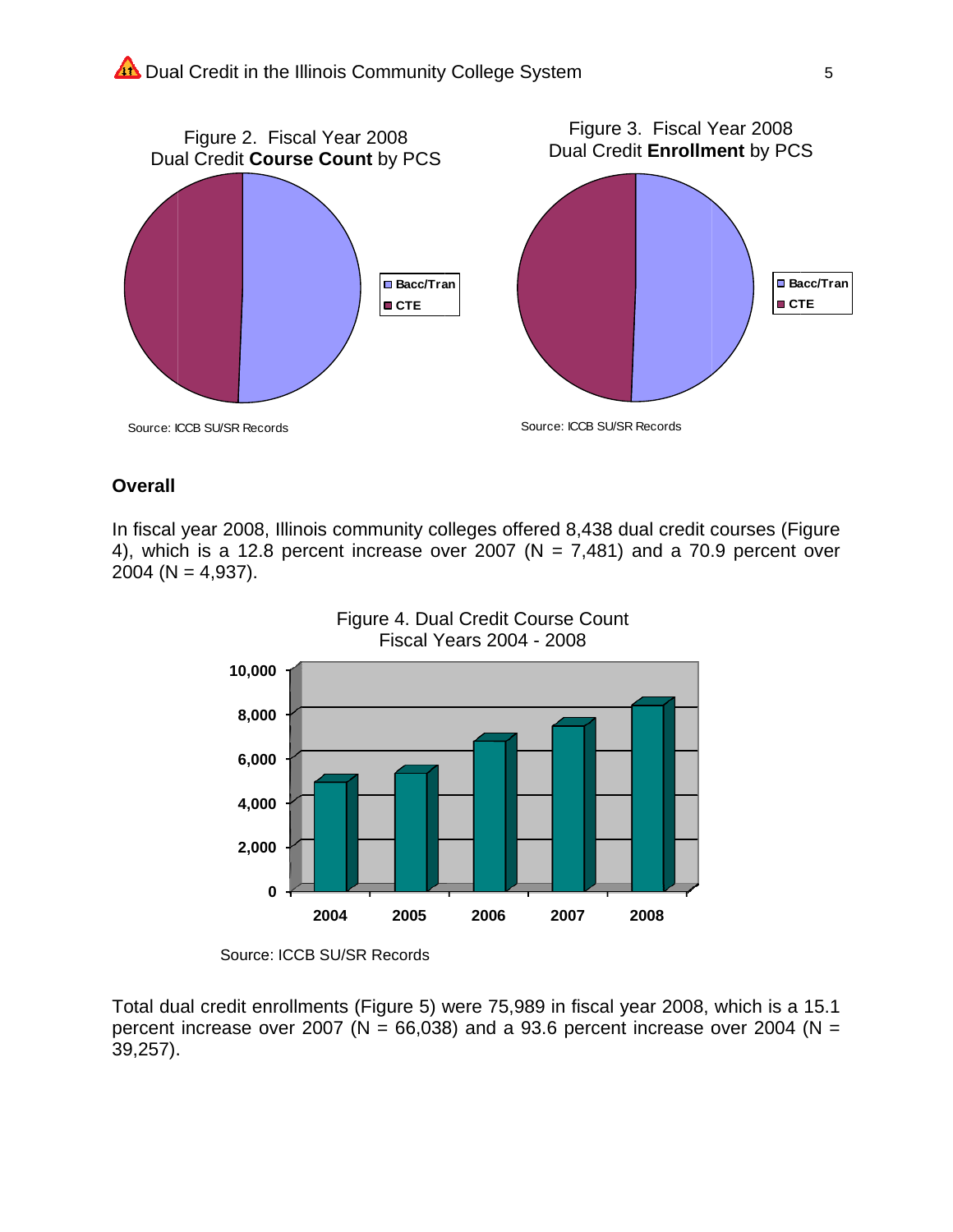Figure 2. Fiscal Year 2008
Dual Credit **Course Count** by PCS

Source: ICCB SU/SR Records

Figure 3. Fiscal Year 2008
Dual Credit **Enrollment** by PCS

Source: ICCB SU/SR Records

## Overall

In fiscal year 2008, Illinois community colleges offered 8,438 dual credit courses (Figure 4), which is a 12.8 percent increase over 2007 (N = 7,481) and a 70.9 percent over 2004 (N = 4,937).

Figure 4. Dual Credit Course Count
Fiscal Years 2004 - 2008

Source: ICCB SU/SR Records

Total dual credit enrollments (Figure 5) were 75,989 in fiscal year 2008, which is a 15.1 percent increase over 2007 (N = 66,038) and a 93.6 percent increase over 2004 (N = 39,257).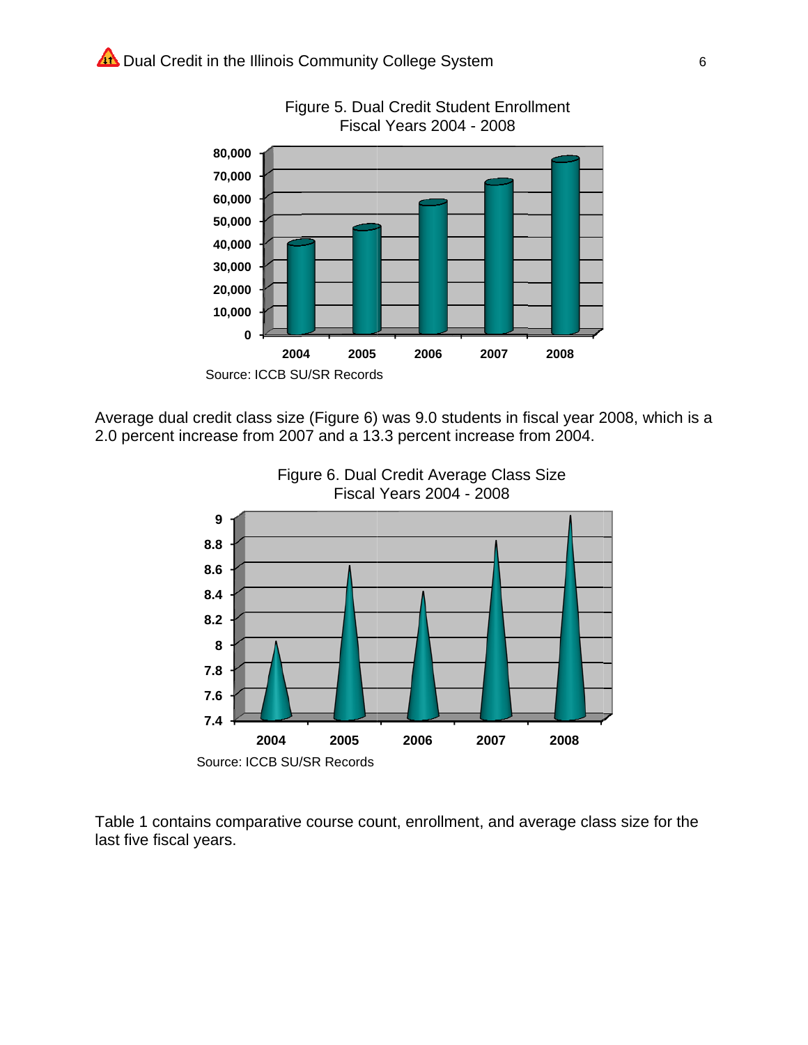Figure 5. Dual Credit Student Enrollment
Fiscal Years 2004 - 2008

Source: ICCB SU/SR Records

Average dual credit class size (Figure 6) was 9.0 students in fiscal year 2008, which is a 2.0 percent increase from 2007 and a 13.3 percent increase from 2004.

Figure 6. Dual Credit Average Class Size
Fiscal Years 2004 - 2008

Source: ICCB SU/SR Records

Table 1 contains comparative course count, enrollment, and average class size for the last five fiscal years.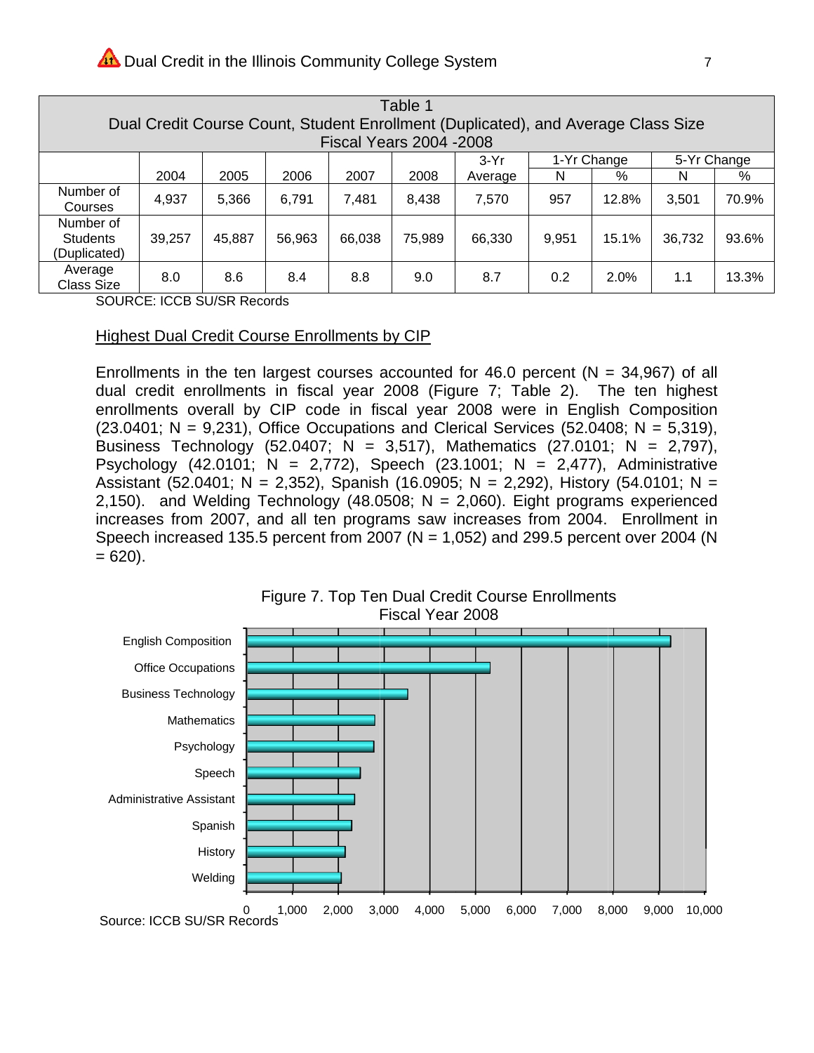| Table 1<br>Dual Credit Course Count, Student Enrollment (Duplicated), and Average Class Size<br>Fiscal Years 2004 -2008 | | | | | | | | | | |
|---|---|---|---|---|---|---|---|---|---|---|
| | | | | | | 3-Yr | 1-Yr Change | | 5-Yr Change | |
| | 2004 | 2005 | 2006 | 2007 | 2008 | Average | N | % | N | % |
| Number of Courses | 4,937 | 5,366 | 6,791 | 7,481 | 8,438 | 7,570 | 957 | 12.8% | 3,501 | 70.9% |
| Number of Students (Duplicated) | 39,257 | 45,887 | 56,963 | 66,038 | 75,989 | 66,330 | 9,951 | 15.1% | 36,732 | 93.6% |
| Average Class Size | 8.0 | 8.6 | 8.4 | 8.8 | 9.0 | 8.7 | 0.2 | 2.0% | 1.1 | 13.3% |

SOURCE: ICCB SU/SR Records

## Highest Dual Credit Course Enrollments by CIP

Enrollments in the ten largest courses accounted for 46.0 percent (N = 34,967) of all dual credit enrollments in fiscal year 2008 (Figure 7; Table 2). The ten highest enrollments overall by CIP code in fiscal year 2008 were in English Composition (23.0401; N = 9,231), Office Occupations and Clerical Services (52.0408; N = 5,319), Business Technology (52.0407; N = 3,517), Mathematics (27.0101; N = 2,797), Psychology (42.0101; N = 2,772), Speech (23.1001; N = 2,477), Administrative Assistant (52.0401; N = 2,352), Spanish (16.0905; N = 2,292), History (54.0101; N = 2,150). and Welding Technology (48.0508; N = 2,060). Eight programs experienced increases from 2007, and all ten programs saw increases from 2004. Enrollment in Speech increased 135.5 percent from 2007 (N = 1,052) and 299.5 percent over 2004 (N = 620).

Figure 7. Top Ten Dual Credit Course Enrollments Fiscal Year 2008

| Course | Enrollment |
|---|---|
| English Composition | 9,231 |
| Office Occupations | 5,319 |
| Business Technology | 3,517 |
| Mathematics | 2,797 |
| Psychology | 2,772 |
| Speech | 2,477 |
| Administrative Assistant | 2,352 |
| Spanish | 2,292 |
| History | 2,150 |
| Welding | 2,060 |

Source: ICCB SU/SR Records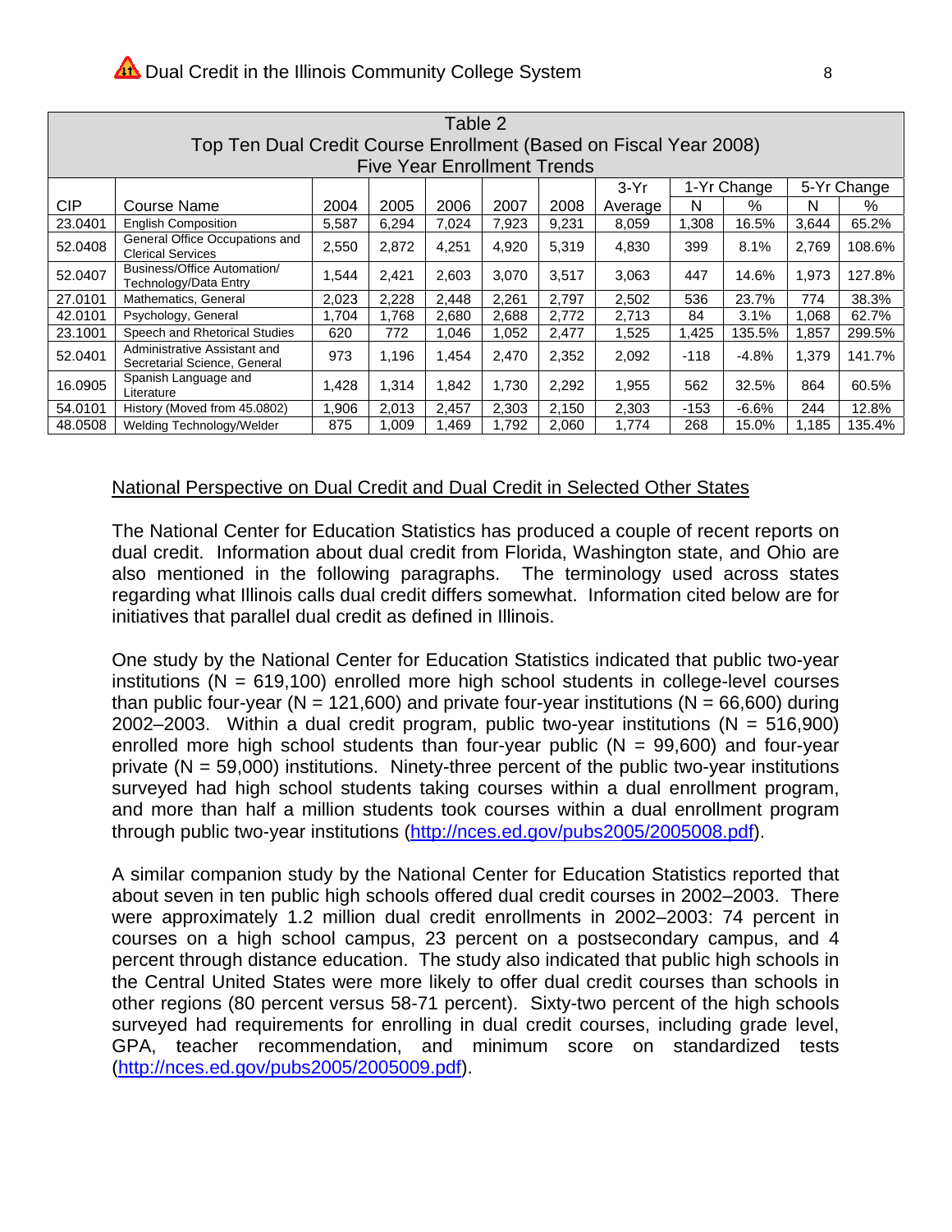| Table 2<br>Top Ten Dual Credit Course Enrollment (Based on Fiscal Year 2008)<br>Five Year Enrollment Trends | | | | | | | | | | | |
|---|---|---|---|---|---|---|---|---|---|---|---|
| | | | | | | | 3-Yr | 1-Yr Change | | 5-Yr Change | |
| CIP | Course Name | 2004 | 2005 | 2006 | 2007 | 2008 | Average | N | % | N | % |
| 23.0401 | English Composition | 5,587 | 6,294 | 7,024 | 7,923 | 9,231 | 8,059 | 1,308 | 16.5% | 3,644 | 65.2% |
| 52.0408 | General Office Occupations and Clerical Services | 2,550 | 2,872 | 4,251 | 4,920 | 5,319 | 4,830 | 399 | 8.1% | 2,769 | 108.6% |
| 52.0407 | Business/Office Automation/ Technology/Data Entry | 1,544 | 2,421 | 2,603 | 3,070 | 3,517 | 3,063 | 447 | 14.6% | 1,973 | 127.8% |
| 27.0101 | Mathematics, General | 2,023 | 2,228 | 2,448 | 2,261 | 2,797 | 2,502 | 536 | 23.7% | 774 | 38.3% |
| 42.0101 | Psychology, General | 1,704 | 1,768 | 2,680 | 2,688 | 2,772 | 2,713 | 84 | 3.1% | 1,068 | 62.7% |
| 23.1001 | Speech and Rhetorical Studies | 620 | 772 | 1,046 | 1,052 | 2,477 | 1,525 | 1,425 | 135.5% | 1,857 | 299.5% |
| 52.0401 | Administrative Assistant and Secretarial Science, General | 973 | 1,196 | 1,454 | 2,470 | 2,352 | 2,092 | -118 | -4.8% | 1,379 | 141.7% |
| 16.0905 | Spanish Language and Literature | 1,428 | 1,314 | 1,842 | 1,730 | 2,292 | 1,955 | 562 | 32.5% | 864 | 60.5% |
| 54.0101 | History (Moved from 45.0802) | 1,906 | 2,013 | 2,457 | 2,303 | 2,150 | 2,303 | -153 | -6.6% | 244 | 12.8% |
| 48.0508 | Welding Technology/Welder | 875 | 1,009 | 1,469 | 1,792 | 2,060 | 1,774 | 268 | 15.0% | 1,185 | 135.4% |

## National Perspective on Dual Credit and Dual Credit in Selected Other States

The National Center for Education Statistics has produced a couple of recent reports on dual credit. Information about dual credit from Florida, Washington state, and Ohio are also mentioned in the following paragraphs. The terminology used across states regarding what Illinois calls dual credit differs somewhat. Information cited below are for initiatives that parallel dual credit as defined in Illinois.

One study by the National Center for Education Statistics indicated that public two-year institutions (N = 619,100) enrolled more high school students in college-level courses than public four-year (N = 121,600) and private four-year institutions (N = 66,600) during 2002–2003. Within a dual credit program, public two-year institutions (N = 516,900) enrolled more high school students than four-year public (N = 99,600) and four-year private (N = 59,000) institutions. Ninety-three percent of the public two-year institutions surveyed had high school students taking courses within a dual enrollment program, and more than half a million students took courses within a dual enrollment program through public two-year institutions (http://nces.ed.gov/pubs2005/2005008.pdf).

A similar companion study by the National Center for Education Statistics reported that about seven in ten public high schools offered dual credit courses in 2002–2003. There were approximately 1.2 million dual credit enrollments in 2002–2003: 74 percent in courses on a high school campus, 23 percent on a postsecondary campus, and 4 percent through distance education. The study also indicated that public high schools in the Central United States were more likely to offer dual credit courses than schools in other regions (80 percent versus 58-71 percent). Sixty-two percent of the high schools surveyed had requirements for enrolling in dual credit courses, including grade level, GPA, teacher recommendation, and minimum score on standardized tests (http://nces.ed.gov/pubs2005/2005009.pdf).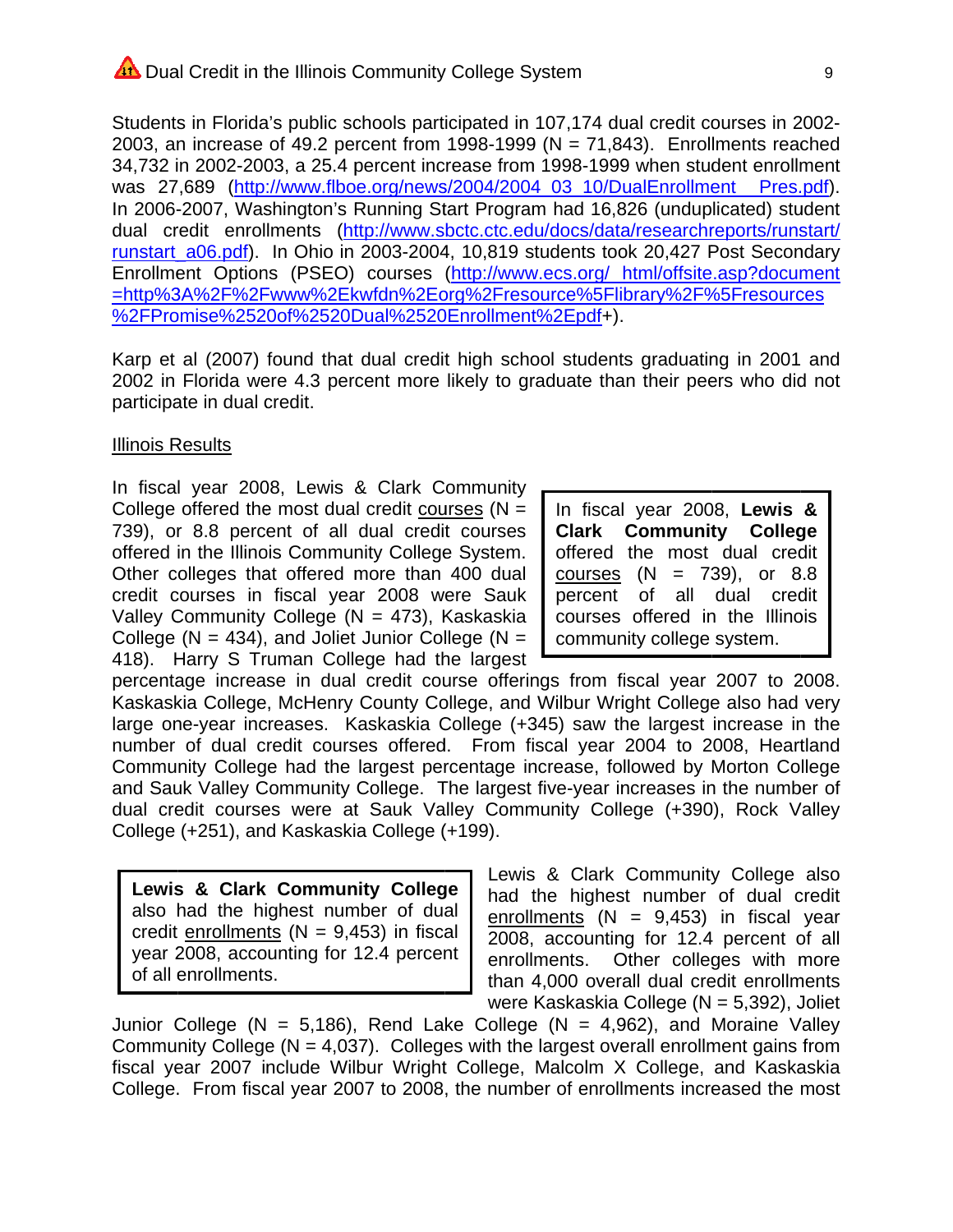Students in Florida's public schools participated in 107,174 dual credit courses in 2002-2003, an increase of 49.2 percent from 1998-1999 (N = 71,843). Enrollments reached 34,732 in 2002-2003, a 25.4 percent increase from 1998-1999 when student enrollment was 27,689 (http://www.flboe.org/news/2004/2004_03_10/DualEnrollment_Pres.pdf). In 2006-2007, Washington's Running Start Program had 16,826 (unduplicated) student dual credit enrollments (http://www.sbctc.ctc.edu/docs/data/researchreports/runstart/runstart_a06.pdf). In Ohio in 2003-2004, 10,819 students took 20,427 Post Secondary Enrollment Options (PSEO) courses (http://www.ecs.org/_html/offsite.asp?document=http%3A%2F%2Fwww%2Ekwfdn%2Eorg%2Fresource%5Flibrary%2F%5Fresources%2FPromise%2520of%2520Dual%2520Enrollment%2Epdf+).

Karp et al (2007) found that dual credit high school students graduating in 2001 and 2002 in Florida were 4.3 percent more likely to graduate than their peers who did not participate in dual credit.

Illinois Results

> In fiscal year 2008, **Lewis & Clark Community College** offered the most dual credit courses (N = 739), or 8.8 percent of all dual credit courses offered in the Illinois community college system.

In fiscal year 2008, Lewis & Clark Community College offered the most dual credit courses (N = 739), or 8.8 percent of all dual credit courses offered in the Illinois Community College System. Other colleges that offered more than 400 dual credit courses in fiscal year 2008 were Sauk Valley Community College (N = 473), Kaskaskia College (N = 434), and Joliet Junior College (N = 418). Harry S Truman College had the largest percentage increase in dual credit course offerings from fiscal year 2007 to 2008. Kaskaskia College, McHenry County College, and Wilbur Wright College also had very large one-year increases. Kaskaskia College (+345) saw the largest increase in the number of dual credit courses offered. From fiscal year 2004 to 2008, Heartland Community College had the largest percentage increase, followed by Morton College and Sauk Valley Community College. The largest five-year increases in the number of dual credit courses were at Sauk Valley Community College (+390), Rock Valley College (+251), and Kaskaskia College (+199).

> **Lewis & Clark Community College** also had the highest number of dual credit enrollments (N = 9,453) in fiscal year 2008, accounting for 12.4 percent of all enrollments.

Lewis & Clark Community College also had the highest number of dual credit enrollments (N = 9,453) in fiscal year 2008, accounting for 12.4 percent of all enrollments. Other colleges with more than 4,000 overall dual credit enrollments were Kaskaskia College (N = 5,392), Joliet Junior College (N = 5,186), Rend Lake College (N = 4,962), and Moraine Valley Community College (N = 4,037). Colleges with the largest overall enrollment gains from fiscal year 2007 include Wilbur Wright College, Malcolm X College, and Kaskaskia College. From fiscal year 2007 to 2008, the number of enrollments increased the most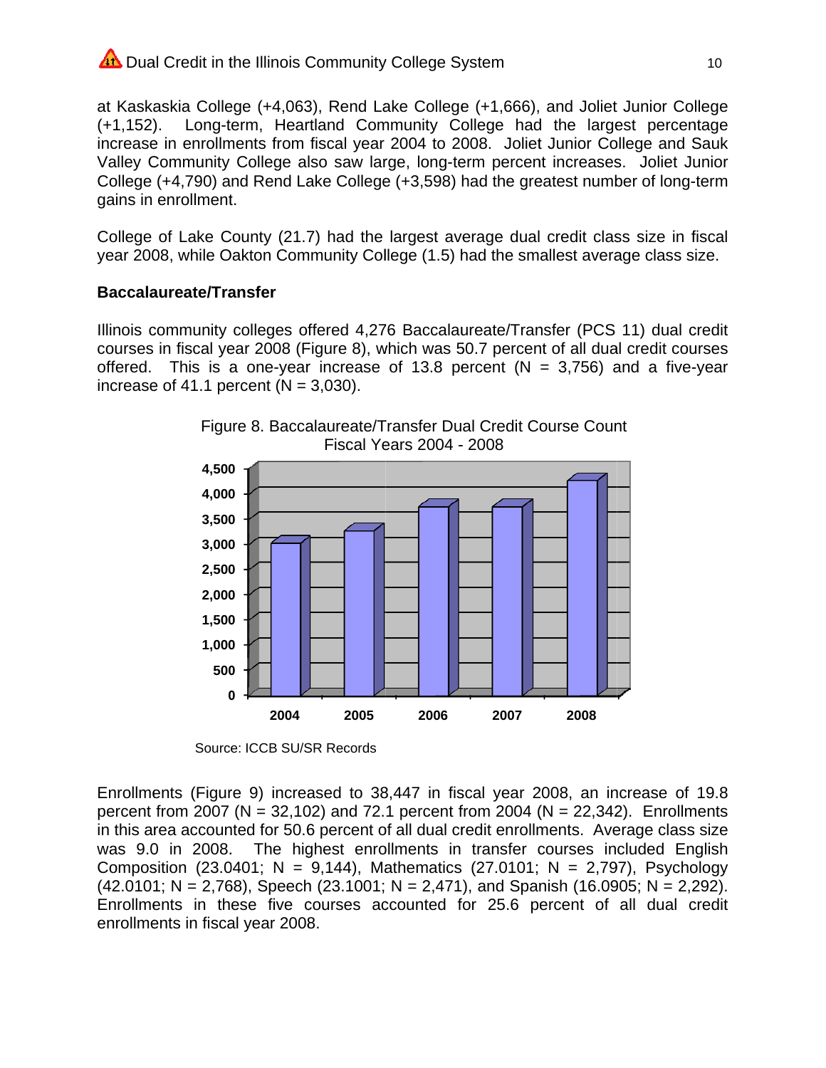at Kaskaskia College (+4,063), Rend Lake College (+1,666), and Joliet Junior College (+1,152). Long-term, Heartland Community College had the largest percentage increase in enrollments from fiscal year 2004 to 2008. Joliet Junior College and Sauk Valley Community College also saw large, long-term percent increases. Joliet Junior College (+4,790) and Rend Lake College (+3,598) had the greatest number of long-term gains in enrollment.

College of Lake County (21.7) had the largest average dual credit class size in fiscal year 2008, while Oakton Community College (1.5) had the smallest average class size.

**Baccalaureate/Transfer**

Illinois community colleges offered 4,276 Baccalaureate/Transfer (PCS 11) dual credit courses in fiscal year 2008 (Figure 8), which was 50.7 percent of all dual credit courses offered. This is a one-year increase of 13.8 percent (N = 3,756) and a five-year increase of 41.1 percent (N = 3,030).

Figure 8. Baccalaureate/Transfer Dual Credit Course Count
Fiscal Years 2004 - 2008

Source: ICCB SU/SR Records

Enrollments (Figure 9) increased to 38,447 in fiscal year 2008, an increase of 19.8 percent from 2007 (N = 32,102) and 72.1 percent from 2004 (N = 22,342). Enrollments in this area accounted for 50.6 percent of all dual credit enrollments. Average class size was 9.0 in 2008. The highest enrollments in transfer courses included English Composition (23.0401; N = 9,144), Mathematics (27.0101; N = 2,797), Psychology (42.0101; N = 2,768), Speech (23.1001; N = 2,471), and Spanish (16.0905; N = 2,292). Enrollments in these five courses accounted for 25.6 percent of all dual credit enrollments in fiscal year 2008.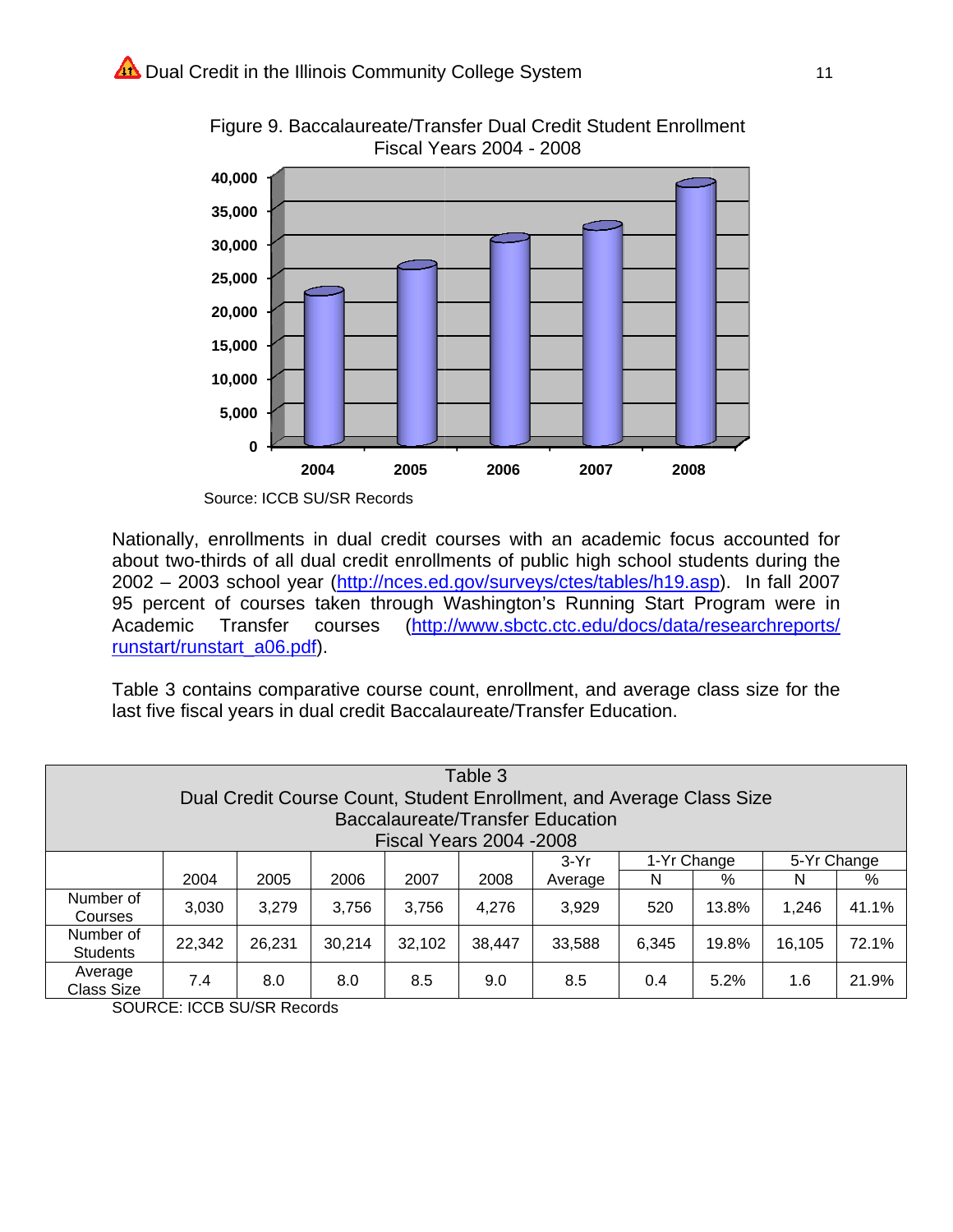Figure 9. Baccalaureate/Transfer Dual Credit Student Enrollment
Fiscal Years 2004 - 2008

Source: ICCB SU/SR Records

Nationally, enrollments in dual credit courses with an academic focus accounted for about two-thirds of all dual credit enrollments of public high school students during the 2002 – 2003 school year (http://nces.ed.gov/surveys/ctes/tables/h19.asp). In fall 2007 95 percent of courses taken through Washington's Running Start Program were in Academic Transfer courses (http://www.sbctc.ctc.edu/docs/data/researchreports/runstart/runstart_a06.pdf).

Table 3 contains comparative course count, enrollment, and average class size for the last five fiscal years in dual credit Baccalaureate/Transfer Education.

Table 3
Dual Credit Course Count, Student Enrollment, and Average Class Size
Baccalaureate/Transfer Education
Fiscal Years 2004 -2008

| | 2004 | 2005 | 2006 | 2007 | 2008 | 3-Yr Average | 1-Yr Change | | 5-Yr Change | |
|---|---|---|---|---|---|---|---|---|---|---|
| | | | | | | | N | % | N | % |
| Number of Courses | 3,030 | 3,279 | 3,756 | 3,756 | 4,276 | 3,929 | 520 | 13.8% | 1,246 | 41.1% |
| Number of Students | 22,342 | 26,231 | 30,214 | 32,102 | 38,447 | 33,588 | 6,345 | 19.8% | 16,105 | 72.1% |
| Average Class Size | 7.4 | 8.0 | 8.0 | 8.5 | 9.0 | 8.5 | 0.4 | 5.2% | 1.6 | 21.9% |

SOURCE: ICCB SU/SR Records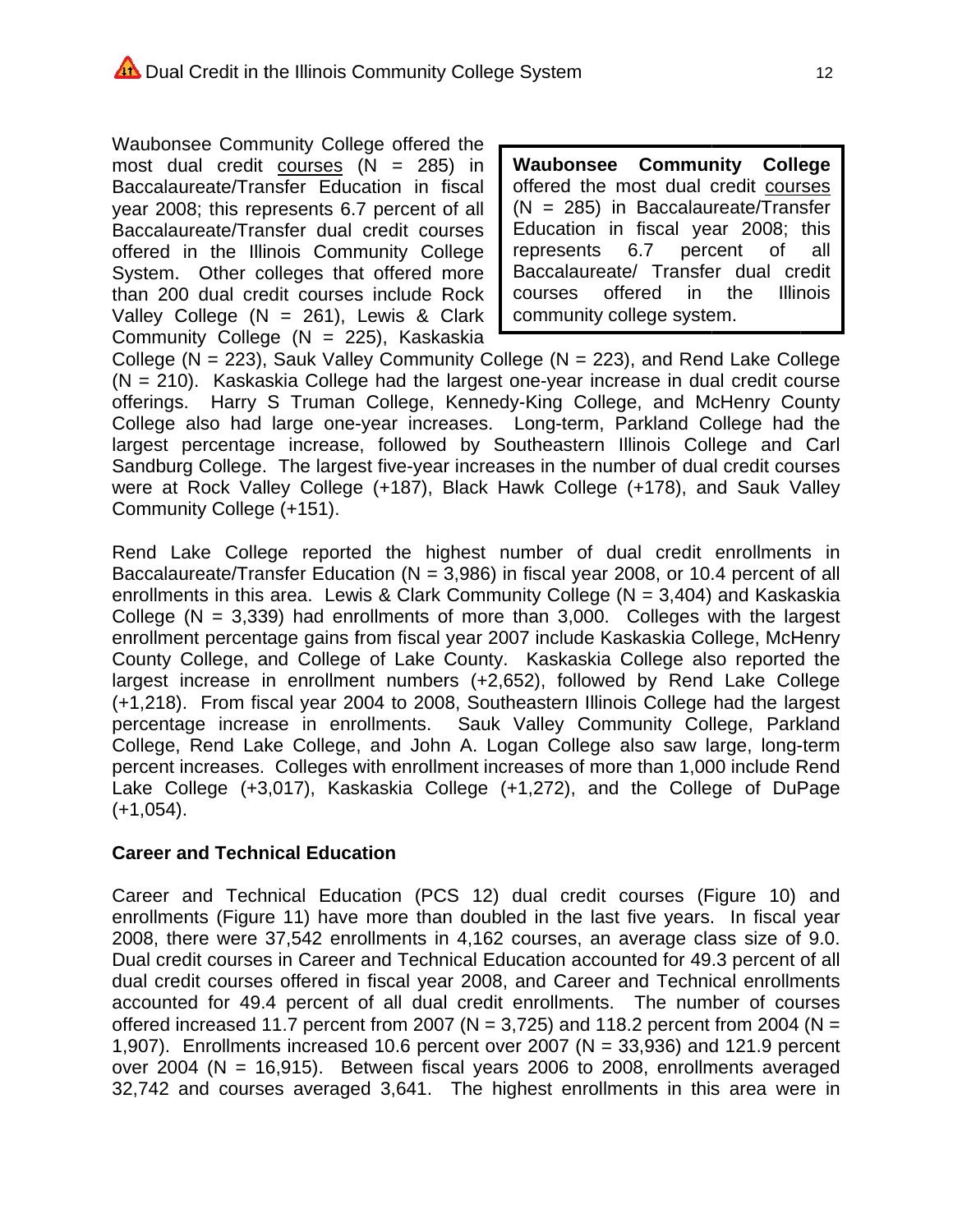Waubonsee Community College offered the most dual credit courses (N = 285) in Baccalaureate/Transfer Education in fiscal year 2008; this represents 6.7 percent of all Baccalaureate/Transfer dual credit courses offered in the Illinois Community College System. Other colleges that offered more than 200 dual credit courses include Rock Valley College (N = 261), Lewis & Clark Community College (N = 225), Kaskaskia College (N = 223), Sauk Valley Community College (N = 223), and Rend Lake College (N = 210). Kaskaskia College had the largest one-year increase in dual credit course offerings. Harry S Truman College, Kennedy-King College, and McHenry County College also had large one-year increases. Long-term, Parkland College had the largest percentage increase, followed by Southeastern Illinois College and Carl Sandburg College. The largest five-year increases in the number of dual credit courses were at Rock Valley College (+187), Black Hawk College (+178), and Sauk Valley Community College (+151).

> **Waubonsee Community College** offered the most dual credit courses (N = 285) in Baccalaureate/Transfer Education in fiscal year 2008; this represents 6.7 percent of all Baccalaureate/ Transfer dual credit courses offered in the Illinois community college system.

Rend Lake College reported the highest number of dual credit enrollments in Baccalaureate/Transfer Education (N = 3,986) in fiscal year 2008, or 10.4 percent of all enrollments in this area. Lewis & Clark Community College (N = 3,404) and Kaskaskia College (N = 3,339) had enrollments of more than 3,000. Colleges with the largest enrollment percentage gains from fiscal year 2007 include Kaskaskia College, McHenry County College, and College of Lake County. Kaskaskia College also reported the largest increase in enrollment numbers (+2,652), followed by Rend Lake College (+1,218). From fiscal year 2004 to 2008, Southeastern Illinois College had the largest percentage increase in enrollments. Sauk Valley Community College, Parkland College, Rend Lake College, and John A. Logan College also saw large, long-term percent increases. Colleges with enrollment increases of more than 1,000 include Rend Lake College (+3,017), Kaskaskia College (+1,272), and the College of DuPage (+1,054).

**Career and Technical Education**

Career and Technical Education (PCS 12) dual credit courses (Figure 10) and enrollments (Figure 11) have more than doubled in the last five years. In fiscal year 2008, there were 37,542 enrollments in 4,162 courses, an average class size of 9.0. Dual credit courses in Career and Technical Education accounted for 49.3 percent of all dual credit courses offered in fiscal year 2008, and Career and Technical enrollments accounted for 49.4 percent of all dual credit enrollments. The number of courses offered increased 11.7 percent from 2007 (N = 3,725) and 118.2 percent from 2004 (N = 1,907). Enrollments increased 10.6 percent over 2007 (N = 33,936) and 121.9 percent over 2004 (N = 16,915). Between fiscal years 2006 to 2008, enrollments averaged 32,742 and courses averaged 3,641. The highest enrollments in this area were in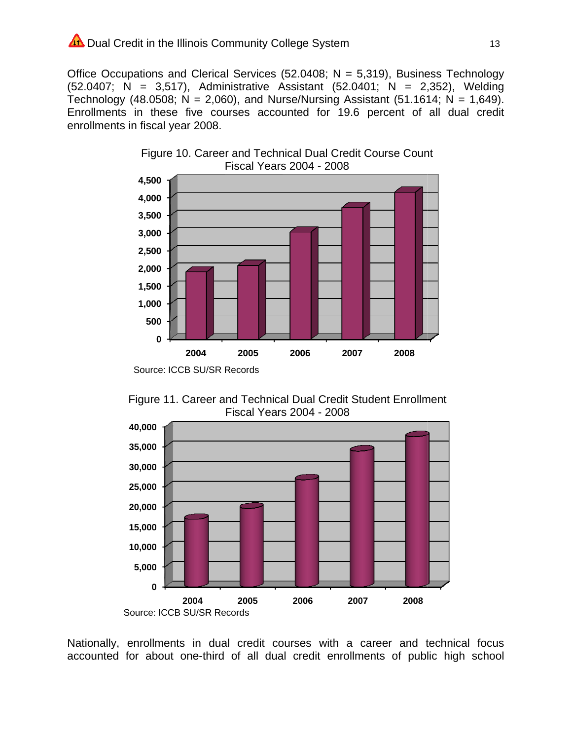Office Occupations and Clerical Services (52.0408; N = 5,319), Business Technology (52.0407; N = 3,517), Administrative Assistant (52.0401; N = 2,352), Welding Technology (48.0508; N = 2,060), and Nurse/Nursing Assistant (51.1614; N = 1,649). Enrollments in these five courses accounted for 19.6 percent of all dual credit enrollments in fiscal year 2008.

Figure 10. Career and Technical Dual Credit Course Count
Fiscal Years 2004 - 2008

Source: ICCB SU/SR Records

Figure 11. Career and Technical Dual Credit Student Enrollment
Fiscal Years 2004 - 2008

Source: ICCB SU/SR Records

Nationally, enrollments in dual credit courses with a career and technical focus accounted for about one-third of all dual credit enrollments of public high school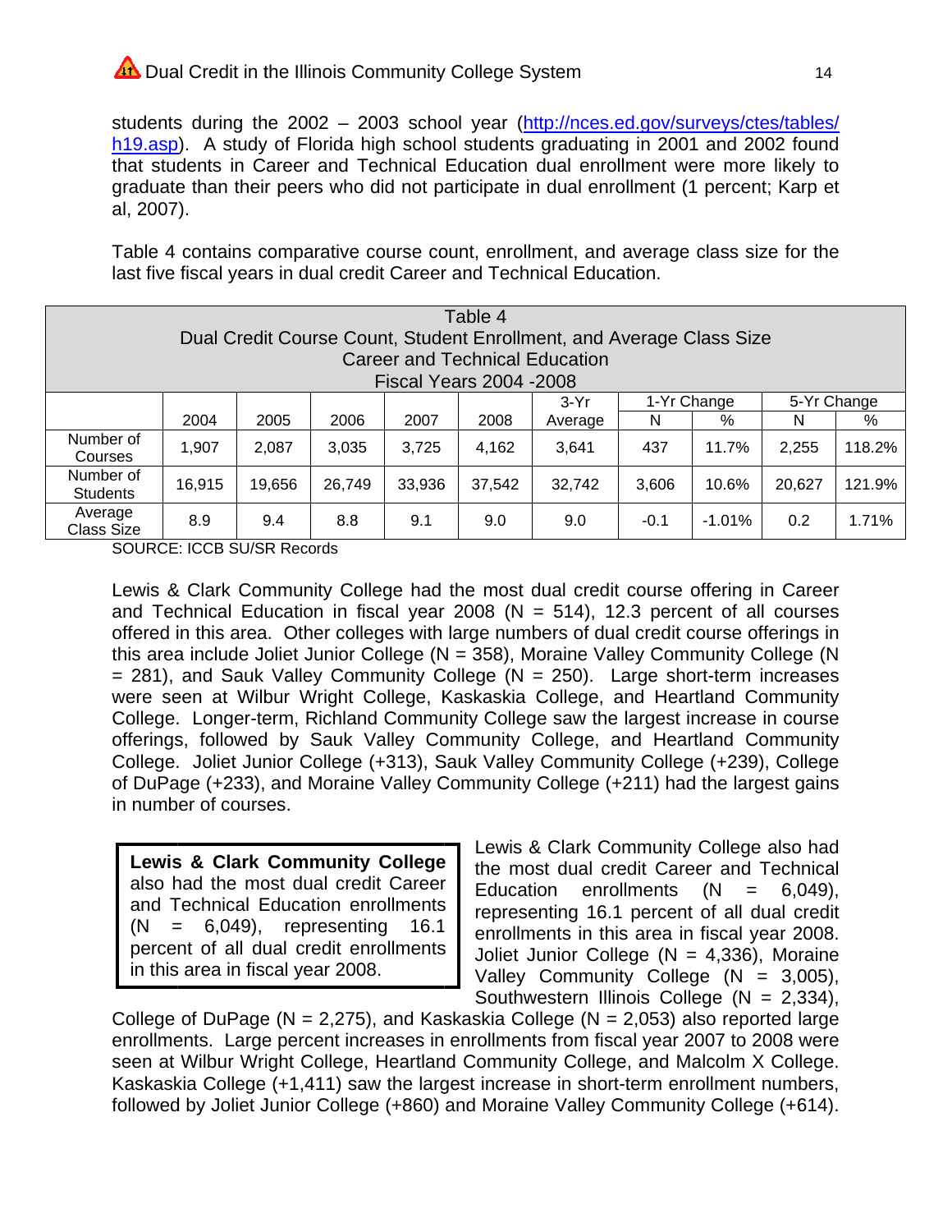students during the 2002 – 2003 school year (http://nces.ed.gov/surveys/ctes/tables/h19.asp). A study of Florida high school students graduating in 2001 and 2002 found that students in Career and Technical Education dual enrollment were more likely to graduate than their peers who did not participate in dual enrollment (1 percent; Karp et al, 2007).

Table 4 contains comparative course count, enrollment, and average class size for the last five fiscal years in dual credit Career and Technical Education.

Table 4
Dual Credit Course Count, Student Enrollment, and Average Class Size
Career and Technical Education
Fiscal Years 2004 -2008

| | 2004 | 2005 | 2006 | 2007 | 2008 | 3-Yr Average | 1-Yr Change | | 5-Yr Change | |
|---|---|---|---|---|---|---|---|---|---|---|
| | | | | | | | N | % | N | % |
| Number of Courses | 1,907 | 2,087 | 3,035 | 3,725 | 4,162 | 3,641 | 437 | 11.7% | 2,255 | 118.2% |
| Number of Students | 16,915 | 19,656 | 26,749 | 33,936 | 37,542 | 32,742 | 3,606 | 10.6% | 20,627 | 121.9% |
| Average Class Size | 8.9 | 9.4 | 8.8 | 9.1 | 9.0 | 9.0 | -0.1 | -1.01% | 0.2 | 1.71% |

SOURCE: ICCB SU/SR Records

Lewis & Clark Community College had the most dual credit course offering in Career and Technical Education in fiscal year 2008 (N = 514), 12.3 percent of all courses offered in this area. Other colleges with large numbers of dual credit course offerings in this area include Joliet Junior College (N = 358), Moraine Valley Community College (N = 281), and Sauk Valley Community College (N = 250). Large short-term increases were seen at Wilbur Wright College, Kaskaskia College, and Heartland Community College. Longer-term, Richland Community College saw the largest increase in course offerings, followed by Sauk Valley Community College, and Heartland Community College. Joliet Junior College (+313), Sauk Valley Community College (+239), College of DuPage (+233), and Moraine Valley Community College (+211) had the largest gains in number of courses.

> **Lewis & Clark Community College** also had the most dual credit Career and Technical Education enrollments (N = 6,049), representing 16.1 percent of all dual credit enrollments in this area in fiscal year 2008.

Lewis & Clark Community College also had the most dual credit Career and Technical Education enrollments (N = 6,049), representing 16.1 percent of all dual credit enrollments in this area in fiscal year 2008. Joliet Junior College (N = 4,336), Moraine Valley Community College (N = 3,005), Southwestern Illinois College (N = 2,334), College of DuPage (N = 2,275), and Kaskaskia College (N = 2,053) also reported large enrollments. Large percent increases in enrollments from fiscal year 2007 to 2008 were seen at Wilbur Wright College, Heartland Community College, and Malcolm X College. Kaskaskia College (+1,411) saw the largest increase in short-term enrollment numbers, followed by Joliet Junior College (+860) and Moraine Valley Community College (+614).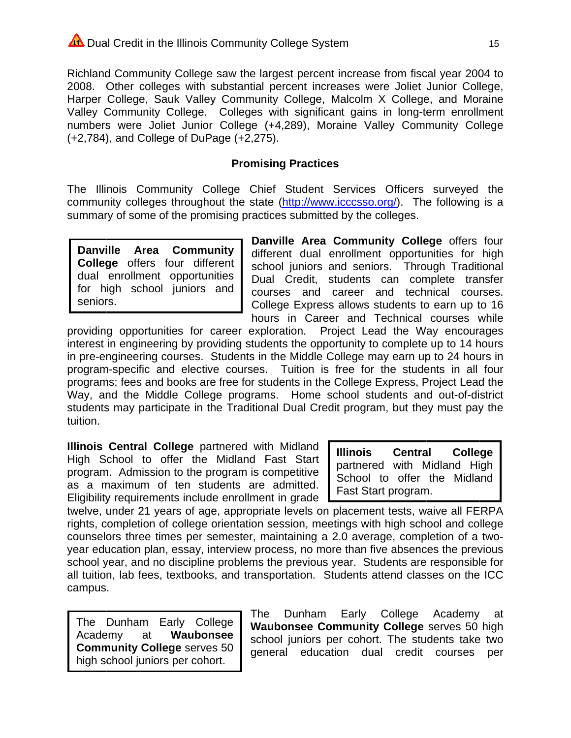Richland Community College saw the largest percent increase from fiscal year 2004 to 2008. Other colleges with substantial percent increases were Joliet Junior College, Harper College, Sauk Valley Community College, Malcolm X College, and Moraine Valley Community College. Colleges with significant gains in long-term enrollment numbers were Joliet Junior College (+4,289), Moraine Valley Community College (+2,784), and College of DuPage (+2,275).

### Promising Practices

The Illinois Community College Chief Student Services Officers surveyed the community colleges throughout the state (http://www.icccsso.org/). The following is a summary of some of the promising practices submitted by the colleges.

> **Danville Area Community College** offers four different dual enrollment opportunities for high school juniors and seniors.

**Danville Area Community College** offers four different dual enrollment opportunities for high school juniors and seniors. Through Traditional Dual Credit, students can complete transfer courses and career and technical courses. College Express allows students to earn up to 16 hours in Career and Technical courses while providing opportunities for career exploration. Project Lead the Way encourages interest in engineering by providing students the opportunity to complete up to 14 hours in pre-engineering courses. Students in the Middle College may earn up to 24 hours in program-specific and elective courses. Tuition is free for the students in all four programs; fees and books are free for students in the College Express, Project Lead the Way, and the Middle College programs. Home school students and out-of-district students may participate in the Traditional Dual Credit program, but they must pay the tuition.

> **Illinois Central College** partnered with Midland High School to offer the Midland Fast Start program.

**Illinois Central College** partnered with Midland High School to offer the Midland Fast Start program. Admission to the program is competitive as a maximum of ten students are admitted. Eligibility requirements include enrollment in grade twelve, under 21 years of age, appropriate levels on placement tests, waive all FERPA rights, completion of college orientation session, meetings with high school and college counselors three times per semester, maintaining a 2.0 average, completion of a two-year education plan, essay, interview process, no more than five absences the previous school year, and no discipline problems the previous year. Students are responsible for all tuition, lab fees, textbooks, and transportation. Students attend classes on the ICC campus.

> The Dunham Early College Academy at **Waubonsee Community College** serves 50 high school juniors per cohort.

The Dunham Early College Academy at **Waubonsee Community College** serves 50 high school juniors per cohort. The students take two general education dual credit courses per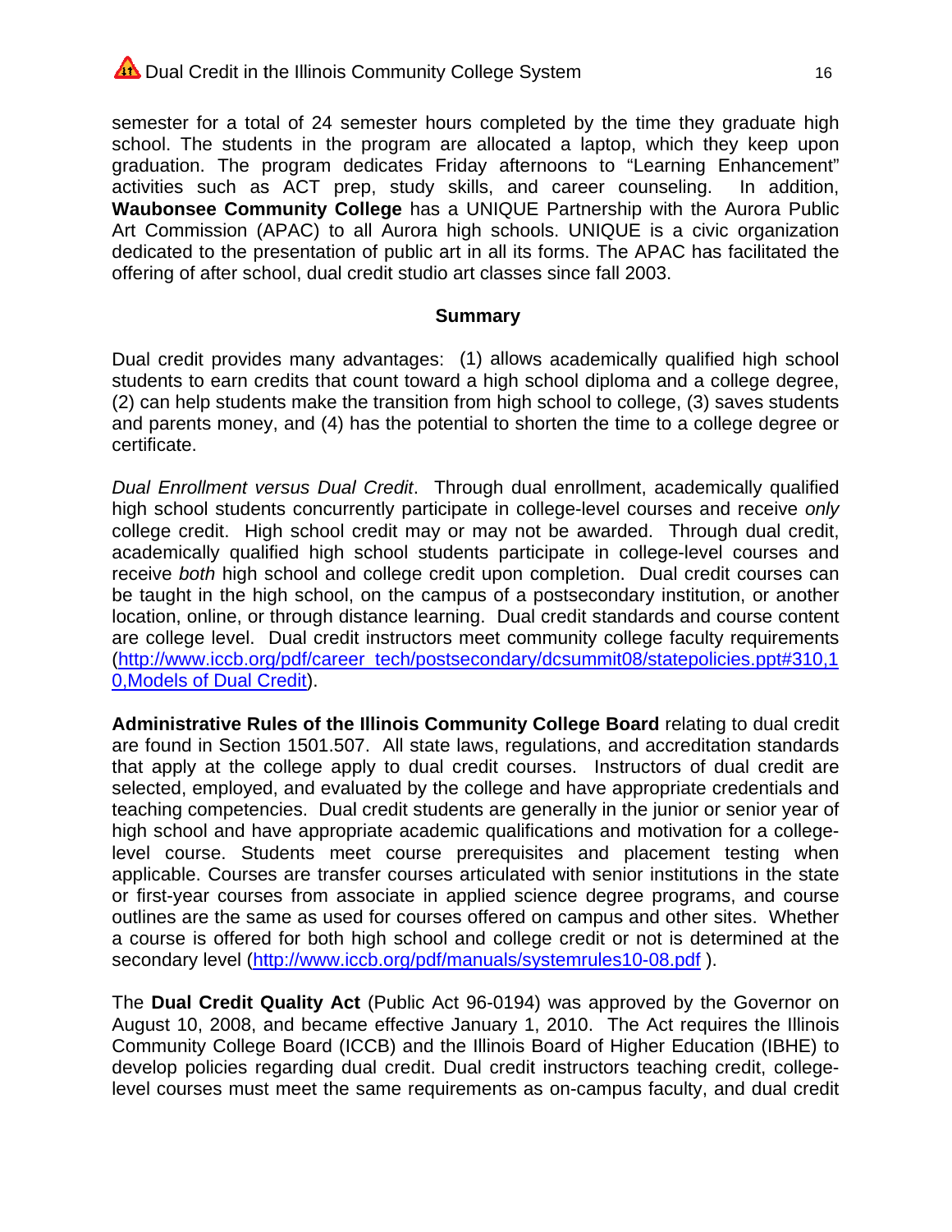semester for a total of 24 semester hours completed by the time they graduate high school. The students in the program are allocated a laptop, which they keep upon graduation. The program dedicates Friday afternoons to "Learning Enhancement" activities such as ACT prep, study skills, and career counseling. In addition, **Waubonsee Community College** has a UNIQUE Partnership with the Aurora Public Art Commission (APAC) to all Aurora high schools. UNIQUE is a civic organization dedicated to the presentation of public art in all its forms. The APAC has facilitated the offering of after school, dual credit studio art classes since fall 2003.

## Summary

Dual credit provides many advantages: (1) allows academically qualified high school students to earn credits that count toward a high school diploma and a college degree, (2) can help students make the transition from high school to college, (3) saves students and parents money, and (4) has the potential to shorten the time to a college degree or certificate.

*Dual Enrollment versus Dual Credit*. Through dual enrollment, academically qualified high school students concurrently participate in college-level courses and receive *only* college credit. High school credit may or may not be awarded. Through dual credit, academically qualified high school students participate in college-level courses and receive *both* high school and college credit upon completion. Dual credit courses can be taught in the high school, on the campus of a postsecondary institution, or another location, online, or through distance learning. Dual credit standards and course content are college level. Dual credit instructors meet community college faculty requirements ([http://www.iccb.org/pdf/career_tech/postsecondary/dcsummit08/statepolicies.ppt#310,10,Models of Dual Credit](http://www.iccb.org/pdf/career_tech/postsecondary/dcsummit08/statepolicies.ppt#310,10,Models of Dual Credit)).

**Administrative Rules of the Illinois Community College Board** relating to dual credit are found in Section 1501.507. All state laws, regulations, and accreditation standards that apply at the college apply to dual credit courses. Instructors of dual credit are selected, employed, and evaluated by the college and have appropriate credentials and teaching competencies. Dual credit students are generally in the junior or senior year of high school and have appropriate academic qualifications and motivation for a college-level course. Students meet course prerequisites and placement testing when applicable. Courses are transfer courses articulated with senior institutions in the state or first-year courses from associate in applied science degree programs, and course outlines are the same as used for courses offered on campus and other sites. Whether a course is offered for both high school and college credit or not is determined at the secondary level ([http://www.iccb.org/pdf/manuals/systemrules10-08.pdf](http://www.iccb.org/pdf/manuals/systemrules10-08.pdf) ).

The **Dual Credit Quality Act** (Public Act 96-0194) was approved by the Governor on August 10, 2008, and became effective January 1, 2010. The Act requires the Illinois Community College Board (ICCB) and the Illinois Board of Higher Education (IBHE) to develop policies regarding dual credit. Dual credit instructors teaching credit, college-level courses must meet the same requirements as on-campus faculty, and dual credit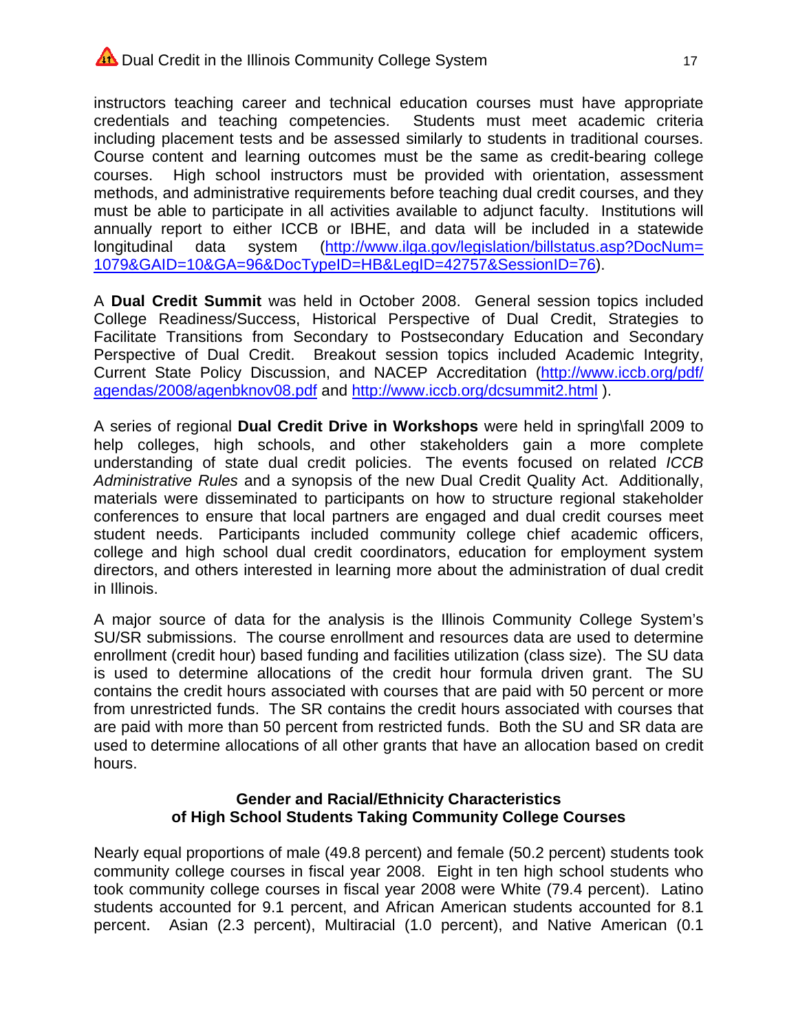instructors teaching career and technical education courses must have appropriate credentials and teaching competencies. Students must meet academic criteria including placement tests and be assessed similarly to students in traditional courses. Course content and learning outcomes must be the same as credit-bearing college courses. High school instructors must be provided with orientation, assessment methods, and administrative requirements before teaching dual credit courses, and they must be able to participate in all activities available to adjunct faculty. Institutions will annually report to either ICCB or IBHE, and data will be included in a statewide longitudinal data system (http://www.ilga.gov/legislation/billstatus.asp?DocNum=1079&GAID=10&GA=96&DocTypeID=HB&LegID=42757&SessionID=76).

A **Dual Credit Summit** was held in October 2008. General session topics included College Readiness/Success, Historical Perspective of Dual Credit, Strategies to Facilitate Transitions from Secondary to Postsecondary Education and Secondary Perspective of Dual Credit. Breakout session topics included Academic Integrity, Current State Policy Discussion, and NACEP Accreditation (http://www.iccb.org/pdf/agendas/2008/agenbknov08.pdf and http://www.iccb.org/dcsummit2.html ).

A series of regional **Dual Credit Drive in Workshops** were held in spring\fall 2009 to help colleges, high schools, and other stakeholders gain a more complete understanding of state dual credit policies. The events focused on related *ICCB Administrative Rules* and a synopsis of the new Dual Credit Quality Act. Additionally, materials were disseminated to participants on how to structure regional stakeholder conferences to ensure that local partners are engaged and dual credit courses meet student needs. Participants included community college chief academic officers, college and high school dual credit coordinators, education for employment system directors, and others interested in learning more about the administration of dual credit in Illinois.

A major source of data for the analysis is the Illinois Community College System's SU/SR submissions. The course enrollment and resources data are used to determine enrollment (credit hour) based funding and facilities utilization (class size). The SU data is used to determine allocations of the credit hour formula driven grant. The SU contains the credit hours associated with courses that are paid with 50 percent or more from unrestricted funds. The SR contains the credit hours associated with courses that are paid with more than 50 percent from restricted funds. Both the SU and SR data are used to determine allocations of all other grants that have an allocation based on credit hours.

### Gender and Racial/Ethnicity Characteristics of High School Students Taking Community College Courses

Nearly equal proportions of male (49.8 percent) and female (50.2 percent) students took community college courses in fiscal year 2008. Eight in ten high school students who took community college courses in fiscal year 2008 were White (79.4 percent). Latino students accounted for 9.1 percent, and African American students accounted for 8.1 percent. Asian (2.3 percent), Multiracial (1.0 percent), and Native American (0.1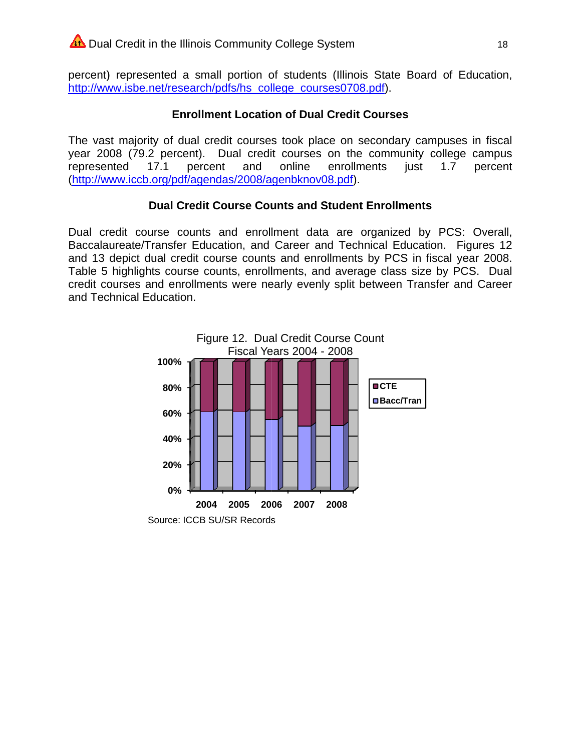percent) represented a small portion of students (Illinois State Board of Education, http://www.isbe.net/research/pdfs/hs_college_courses0708.pdf).

### Enrollment Location of Dual Credit Courses

The vast majority of dual credit courses took place on secondary campuses in fiscal year 2008 (79.2 percent). Dual credit courses on the community college campus represented 17.1 percent and online enrollments just 1.7 percent (http://www.iccb.org/pdf/agendas/2008/agenbknov08.pdf).

### Dual Credit Course Counts and Student Enrollments

Dual credit course counts and enrollment data are organized by PCS: Overall, Baccalaureate/Transfer Education, and Career and Technical Education. Figures 12 and 13 depict dual credit course counts and enrollments by PCS in fiscal year 2008. Table 5 highlights course counts, enrollments, and average class size by PCS. Dual credit courses and enrollments were nearly evenly split between Transfer and Career and Technical Education.

Figure 12. Dual Credit Course Count
Fiscal Years 2004 - 2008

Source: ICCB SU/SR Records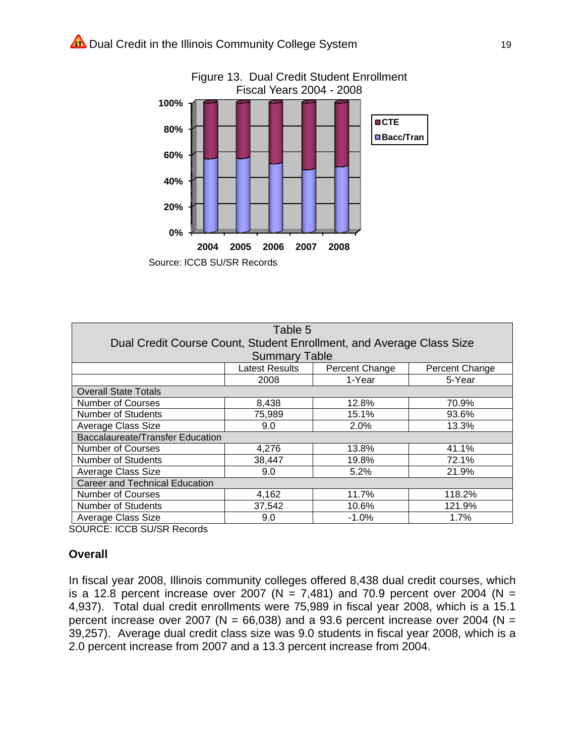Figure 13. Dual Credit Student Enrollment
Fiscal Years 2004 - 2008

Source: ICCB SU/SR Records

| Table 5 Dual Credit Course Count, Student Enrollment, and Average Class Size Summary Table | | | |
|---|---|---|---|
| | Latest Results | Percent Change | Percent Change |
| | 2008 | 1-Year | 5-Year |
| Overall State Totals | | | |
| Number of Courses | 8,438 | 12.8% | 70.9% |
| Number of Students | 75,989 | 15.1% | 93.6% |
| Average Class Size | 9.0 | 2.0% | 13.3% |
| Baccalaureate/Transfer Education | | | |
| Number of Courses | 4,276 | 13.8% | 41.1% |
| Number of Students | 38,447 | 19.8% | 72.1% |
| Average Class Size | 9.0 | 5.2% | 21.9% |
| Career and Technical Education | | | |
| Number of Courses | 4,162 | 11.7% | 118.2% |
| Number of Students | 37,542 | 10.6% | 121.9% |
| Average Class Size | 9.0 | -1.0% | 1.7% |

SOURCE: ICCB SU/SR Records

## Overall

In fiscal year 2008, Illinois community colleges offered 8,438 dual credit courses, which is a 12.8 percent increase over 2007 (N = 7,481) and 70.9 percent over 2004 (N = 4,937). Total dual credit enrollments were 75,989 in fiscal year 2008, which is a 15.1 percent increase over 2007 (N = 66,038) and a 93.6 percent increase over 2004 (N = 39,257). Average dual credit class size was 9.0 students in fiscal year 2008, which is a 2.0 percent increase from 2007 and a 13.3 percent increase from 2004.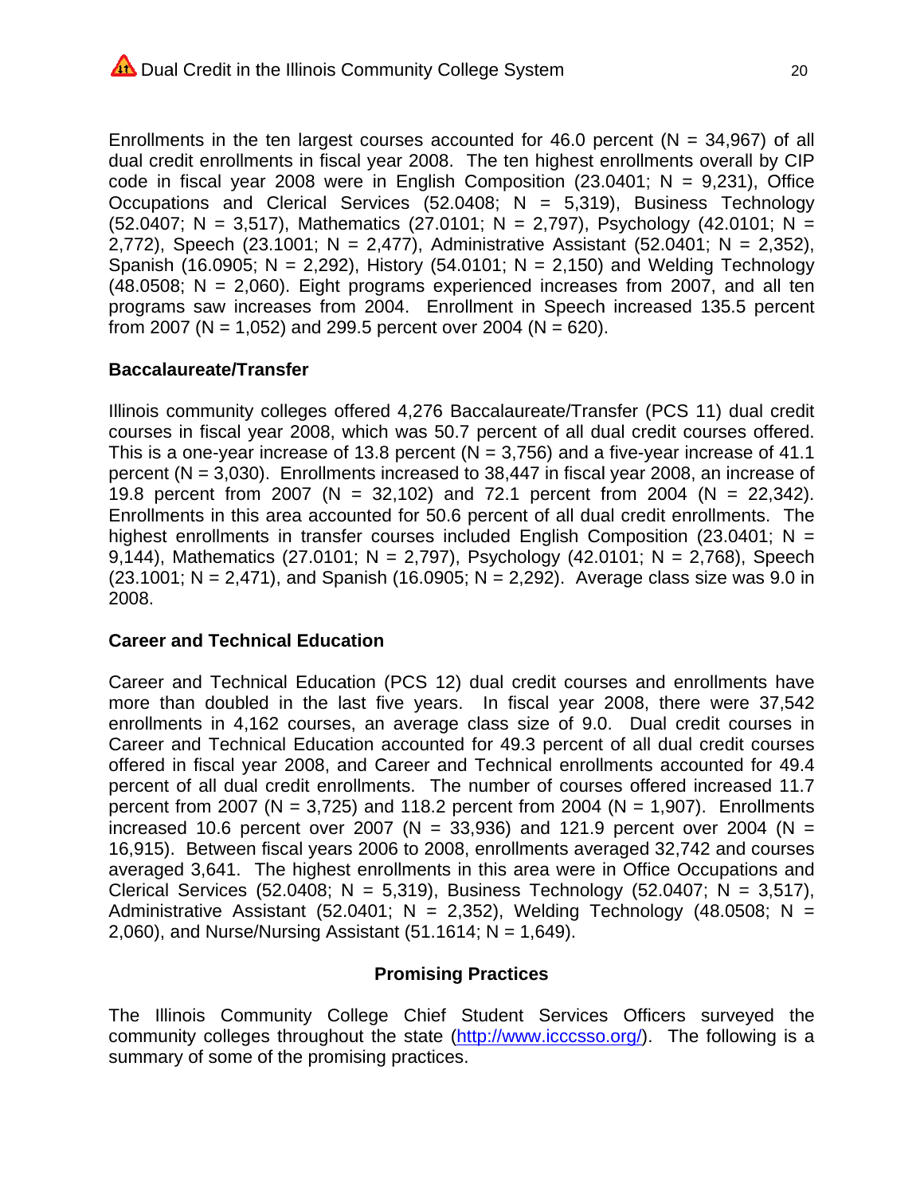Enrollments in the ten largest courses accounted for 46.0 percent (N = 34,967) of all dual credit enrollments in fiscal year 2008. The ten highest enrollments overall by CIP code in fiscal year 2008 were in English Composition (23.0401; N = 9,231), Office Occupations and Clerical Services (52.0408; N = 5,319), Business Technology (52.0407; N = 3,517), Mathematics (27.0101; N = 2,797), Psychology (42.0101; N = 2,772), Speech (23.1001; N = 2,477), Administrative Assistant (52.0401; N = 2,352), Spanish (16.0905; N = 2,292), History (54.0101; N = 2,150) and Welding Technology (48.0508; N = 2,060). Eight programs experienced increases from 2007, and all ten programs saw increases from 2004. Enrollment in Speech increased 135.5 percent from 2007 (N = 1,052) and 299.5 percent over 2004 (N = 620).

### Baccalaureate/Transfer

Illinois community colleges offered 4,276 Baccalaureate/Transfer (PCS 11) dual credit courses in fiscal year 2008, which was 50.7 percent of all dual credit courses offered. This is a one-year increase of 13.8 percent (N = 3,756) and a five-year increase of 41.1 percent (N = 3,030). Enrollments increased to 38,447 in fiscal year 2008, an increase of 19.8 percent from 2007 (N = 32,102) and 72.1 percent from 2004 (N = 22,342). Enrollments in this area accounted for 50.6 percent of all dual credit enrollments. The highest enrollments in transfer courses included English Composition (23.0401; N = 9,144), Mathematics (27.0101; N = 2,797), Psychology (42.0101; N = 2,768), Speech (23.1001; N = 2,471), and Spanish (16.0905; N = 2,292). Average class size was 9.0 in 2008.

### Career and Technical Education

Career and Technical Education (PCS 12) dual credit courses and enrollments have more than doubled in the last five years. In fiscal year 2008, there were 37,542 enrollments in 4,162 courses, an average class size of 9.0. Dual credit courses in Career and Technical Education accounted for 49.3 percent of all dual credit courses offered in fiscal year 2008, and Career and Technical enrollments accounted for 49.4 percent of all dual credit enrollments. The number of courses offered increased 11.7 percent from 2007 (N = 3,725) and 118.2 percent from 2004 (N = 1,907). Enrollments increased 10.6 percent over 2007 (N = 33,936) and 121.9 percent over 2004 (N = 16,915). Between fiscal years 2006 to 2008, enrollments averaged 32,742 and courses averaged 3,641. The highest enrollments in this area were in Office Occupations and Clerical Services (52.0408; N = 5,319), Business Technology (52.0407; N = 3,517), Administrative Assistant (52.0401; N = 2,352), Welding Technology (48.0508; N = 2,060), and Nurse/Nursing Assistant (51.1614; N = 1,649).

## Promising Practices

The Illinois Community College Chief Student Services Officers surveyed the community colleges throughout the state (http://www.icccsso.org/). The following is a summary of some of the promising practices.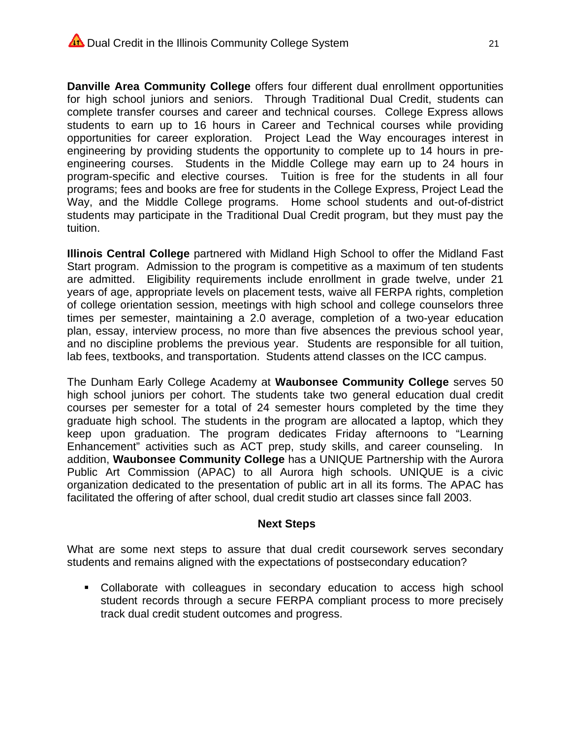**Danville Area Community College** offers four different dual enrollment opportunities for high school juniors and seniors. Through Traditional Dual Credit, students can complete transfer courses and career and technical courses. College Express allows students to earn up to 16 hours in Career and Technical courses while providing opportunities for career exploration. Project Lead the Way encourages interest in engineering by providing students the opportunity to complete up to 14 hours in pre-engineering courses. Students in the Middle College may earn up to 24 hours in program-specific and elective courses. Tuition is free for the students in all four programs; fees and books are free for students in the College Express, Project Lead the Way, and the Middle College programs. Home school students and out-of-district students may participate in the Traditional Dual Credit program, but they must pay the tuition.

**Illinois Central College** partnered with Midland High School to offer the Midland Fast Start program. Admission to the program is competitive as a maximum of ten students are admitted. Eligibility requirements include enrollment in grade twelve, under 21 years of age, appropriate levels on placement tests, waive all FERPA rights, completion of college orientation session, meetings with high school and college counselors three times per semester, maintaining a 2.0 average, completion of a two-year education plan, essay, interview process, no more than five absences the previous school year, and no discipline problems the previous year. Students are responsible for all tuition, lab fees, textbooks, and transportation. Students attend classes on the ICC campus.

The Dunham Early College Academy at **Waubonsee Community College** serves 50 high school juniors per cohort. The students take two general education dual credit courses per semester for a total of 24 semester hours completed by the time they graduate high school. The students in the program are allocated a laptop, which they keep upon graduation. The program dedicates Friday afternoons to "Learning Enhancement" activities such as ACT prep, study skills, and career counseling. In addition, **Waubonsee Community College** has a UNIQUE Partnership with the Aurora Public Art Commission (APAC) to all Aurora high schools. UNIQUE is a civic organization dedicated to the presentation of public art in all its forms. The APAC has facilitated the offering of after school, dual credit studio art classes since fall 2003.

## Next Steps

What are some next steps to assure that dual credit coursework serves secondary students and remains aligned with the expectations of postsecondary education?

- Collaborate with colleagues in secondary education to access high school student records through a secure FERPA compliant process to more precisely track dual credit student outcomes and progress.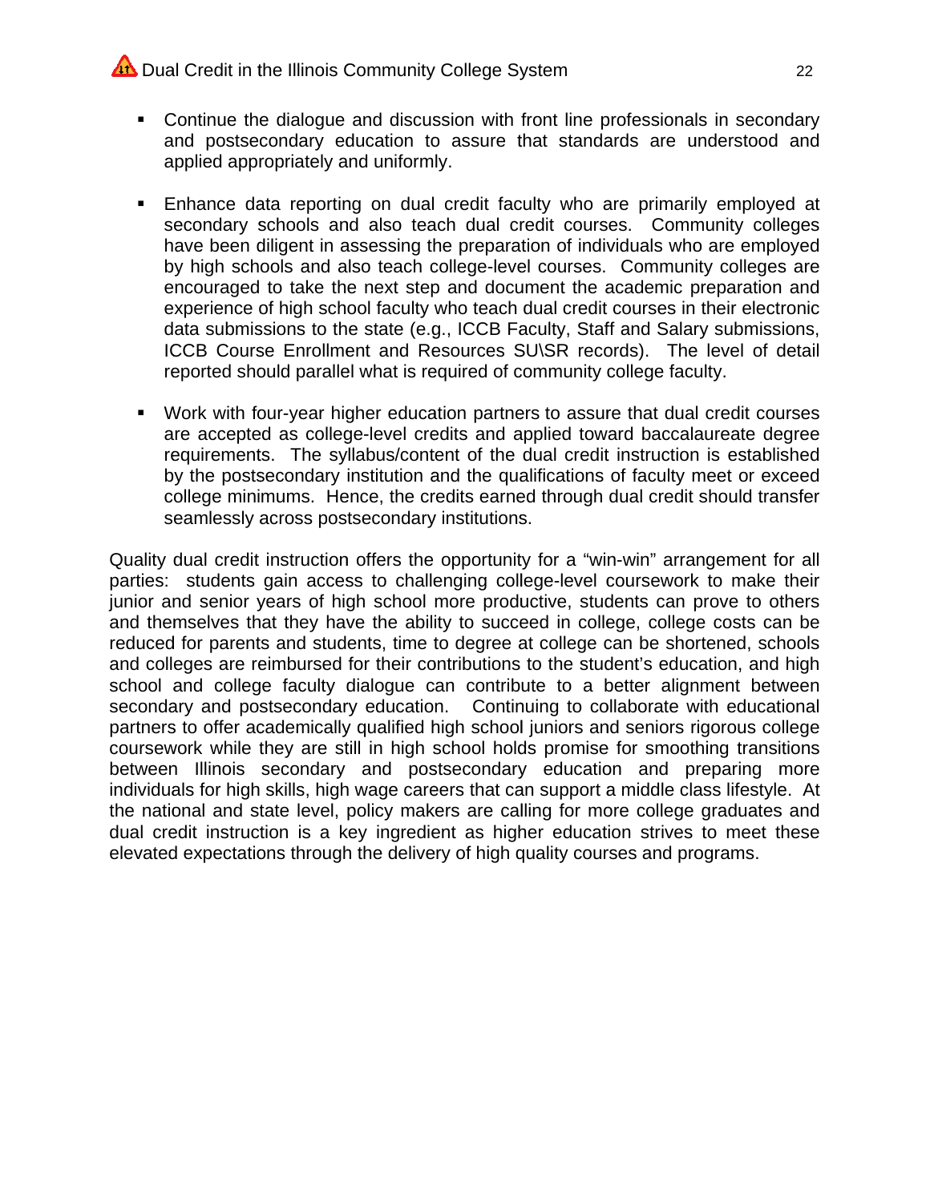- Continue the dialogue and discussion with front line professionals in secondary and postsecondary education to assure that standards are understood and applied appropriately and uniformly.

- Enhance data reporting on dual credit faculty who are primarily employed at secondary schools and also teach dual credit courses. Community colleges have been diligent in assessing the preparation of individuals who are employed by high schools and also teach college-level courses. Community colleges are encouraged to take the next step and document the academic preparation and experience of high school faculty who teach dual credit courses in their electronic data submissions to the state (e.g., ICCB Faculty, Staff and Salary submissions, ICCB Course Enrollment and Resources SU\SR records). The level of detail reported should parallel what is required of community college faculty.

- Work with four-year higher education partners to assure that dual credit courses are accepted as college-level credits and applied toward baccalaureate degree requirements. The syllabus/content of the dual credit instruction is established by the postsecondary institution and the qualifications of faculty meet or exceed college minimums. Hence, the credits earned through dual credit should transfer seamlessly across postsecondary institutions.

Quality dual credit instruction offers the opportunity for a "win-win" arrangement for all parties: students gain access to challenging college-level coursework to make their junior and senior years of high school more productive, students can prove to others and themselves that they have the ability to succeed in college, college costs can be reduced for parents and students, time to degree at college can be shortened, schools and colleges are reimbursed for their contributions to the student's education, and high school and college faculty dialogue can contribute to a better alignment between secondary and postsecondary education. Continuing to collaborate with educational partners to offer academically qualified high school juniors and seniors rigorous college coursework while they are still in high school holds promise for smoothing transitions between Illinois secondary and postsecondary education and preparing more individuals for high skills, high wage careers that can support a middle class lifestyle. At the national and state level, policy makers are calling for more college graduates and dual credit instruction is a key ingredient as higher education strives to meet these elevated expectations through the delivery of high quality courses and programs.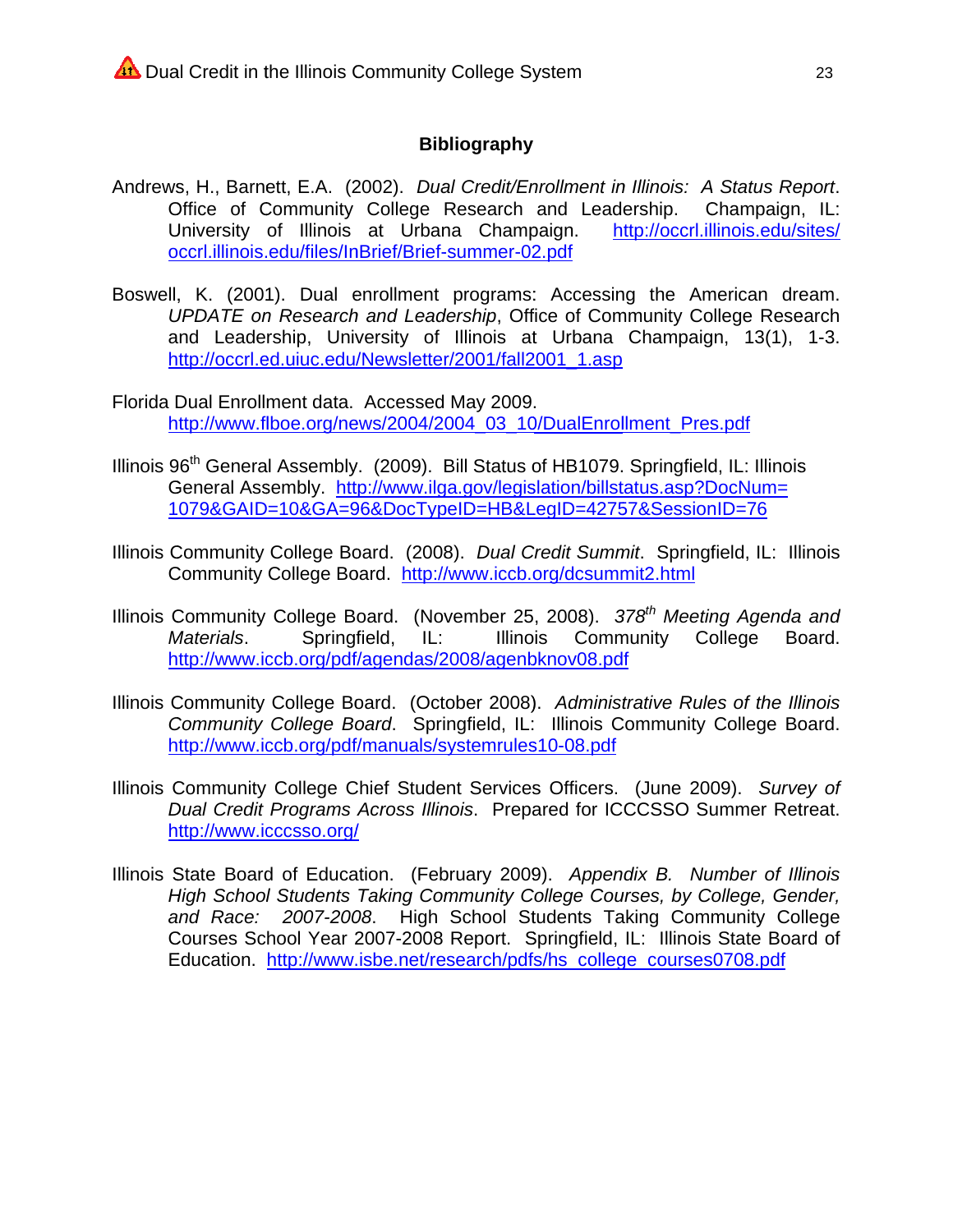## Bibliography

Andrews, H., Barnett, E.A. (2002). *Dual Credit/Enrollment in Illinois: A Status Report*. Office of Community College Research and Leadership. Champaign, IL: University of Illinois at Urbana Champaign. http://occrl.illinois.edu/sites/occrl.illinois.edu/files/InBrief/Brief-summer-02.pdf

Boswell, K. (2001). Dual enrollment programs: Accessing the American dream. *UPDATE on Research and Leadership*, Office of Community College Research and Leadership, University of Illinois at Urbana Champaign, 13(1), 1-3. http://occrl.ed.uiuc.edu/Newsletter/2001/fall2001_1.asp

Florida Dual Enrollment data. Accessed May 2009. http://www.flboe.org/news/2004/2004_03_10/DualEnrollment_Pres.pdf

Illinois 96th General Assembly. (2009). Bill Status of HB1079. Springfield, IL: Illinois General Assembly. http://www.ilga.gov/legislation/billstatus.asp?DocNum=1079&GAID=10&GA=96&DocTypeID=HB&LegID=42757&SessionID=76

Illinois Community College Board. (2008). *Dual Credit Summit*. Springfield, IL: Illinois Community College Board. http://www.iccb.org/dcsummit2.html

Illinois Community College Board. (November 25, 2008). *378th Meeting Agenda and Materials*. Springfield, IL: Illinois Community College Board. http://www.iccb.org/pdf/agendas/2008/agenbknov08.pdf

Illinois Community College Board. (October 2008). *Administrative Rules of the Illinois Community College Board*. Springfield, IL: Illinois Community College Board. http://www.iccb.org/pdf/manuals/systemrules10-08.pdf

Illinois Community College Chief Student Services Officers. (June 2009). *Survey of Dual Credit Programs Across Illinois*. Prepared for ICCCSSO Summer Retreat. http://www.icccsso.org/

Illinois State Board of Education. (February 2009). *Appendix B. Number of Illinois High School Students Taking Community College Courses, by College, Gender, and Race: 2007-2008*. High School Students Taking Community College Courses School Year 2007-2008 Report. Springfield, IL: Illinois State Board of Education. http://www.isbe.net/research/pdfs/hs_college_courses0708.pdf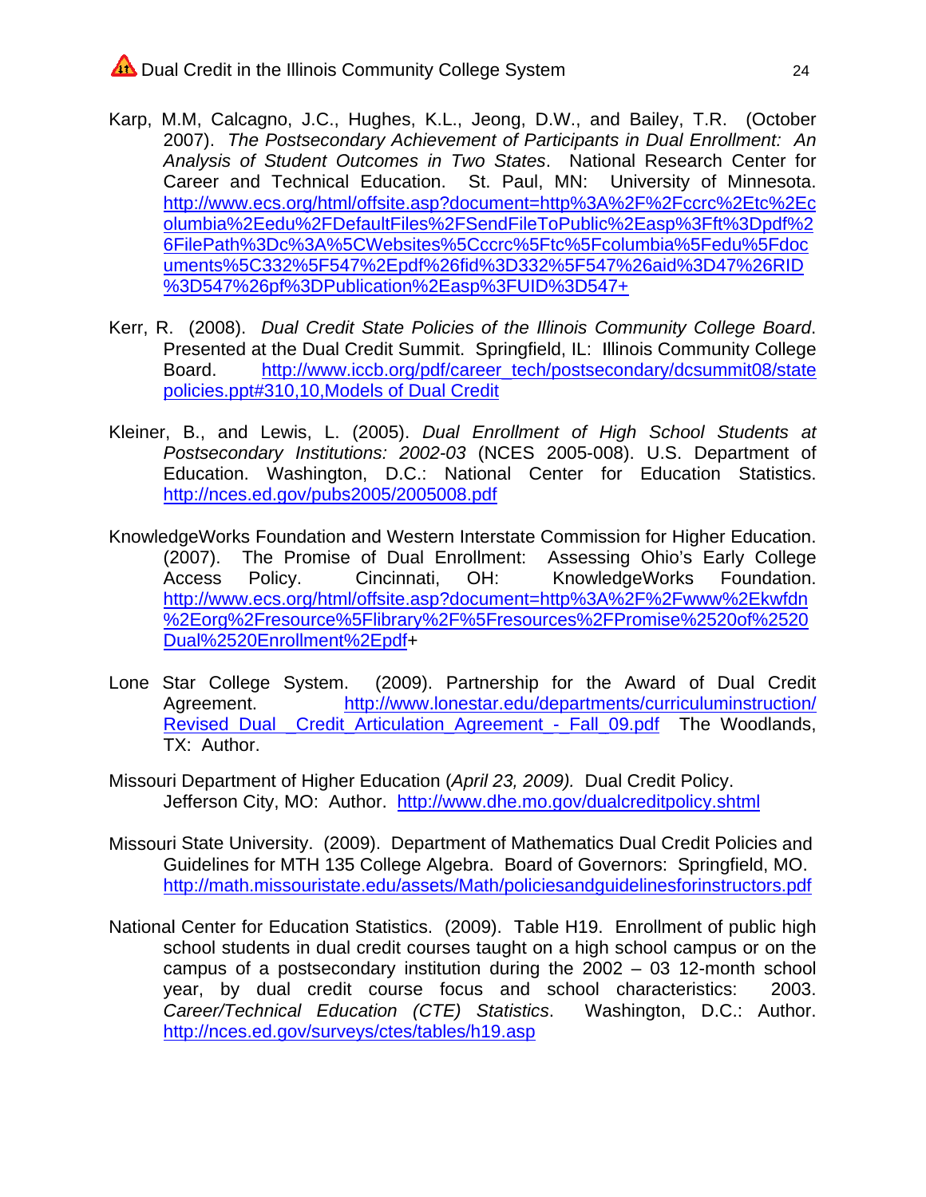Karp, M.M, Calcagno, J.C., Hughes, K.L., Jeong, D.W., and Bailey, T.R. (October 2007). *The Postsecondary Achievement of Participants in Dual Enrollment: An Analysis of Student Outcomes in Two States*. National Research Center for Career and Technical Education. St. Paul, MN: University of Minnesota. http://www.ecs.org/html/offsite.asp?document=http%3A%2F%2Fccrc%2Etc%2Ecolumbia%2Eedu%2FDefaultFiles%2FSendFileToPublic%2Easp%3Fft%3Dpdf%26FilePath%3Dc%3A%5CWebsites%5Cccrc%5Ftc%5Fcolumbia%5Fedu%5Fdocuments%5C332%5F547%2Epdf%26fid%3D332%5F547%26aid%3D47%26RID%3D547%26pf%3DPublication%2Easp%3FUID%3D547+

Kerr, R. (2008). *Dual Credit State Policies of the Illinois Community College Board*. Presented at the Dual Credit Summit. Springfield, IL: Illinois Community College Board. http://www.iccb.org/pdf/career_tech/postsecondary/dcsummit08/statepolicies.ppt#310,10,Models of Dual Credit

Kleiner, B., and Lewis, L. (2005). *Dual Enrollment of High School Students at Postsecondary Institutions: 2002-03* (NCES 2005-008). U.S. Department of Education. Washington, D.C.: National Center for Education Statistics. http://nces.ed.gov/pubs2005/2005008.pdf

KnowledgeWorks Foundation and Western Interstate Commission for Higher Education. (2007). The Promise of Dual Enrollment: Assessing Ohio's Early College Access Policy. Cincinnati, OH: KnowledgeWorks Foundation. http://www.ecs.org/html/offsite.asp?document=http%3A%2F%2Fwww%2Ekwfdn%2Eorg%2Fresource%5Flibrary%2F%5Fresources%2FPromise%2520of%2520Dual%2520Enrollment%2Epdf+

Lone Star College System. (2009). Partnership for the Award of Dual Credit Agreement. http://www.lonestar.edu/departments/curriculuminstruction/Revised_Dual _Credit_Articulation_Agreement_-_Fall_09.pdf The Woodlands, TX: Author.

Missouri Department of Higher Education (*April 23, 2009).* Dual Credit Policy. Jefferson City, MO: Author. http://www.dhe.mo.gov/dualcreditpolicy.shtml

Missouri State University. (2009). Department of Mathematics Dual Credit Policies and Guidelines for MTH 135 College Algebra. Board of Governors: Springfield, MO. http://math.missouristate.edu/assets/Math/policiesandguidelinesforinstructors.pdf

National Center for Education Statistics. (2009). Table H19. Enrollment of public high school students in dual credit courses taught on a high school campus or on the campus of a postsecondary institution during the 2002 – 03 12-month school year, by dual credit course focus and school characteristics: 2003. *Career/Technical Education (CTE) Statistics*. Washington, D.C.: Author. http://nces.ed.gov/surveys/ctes/tables/h19.asp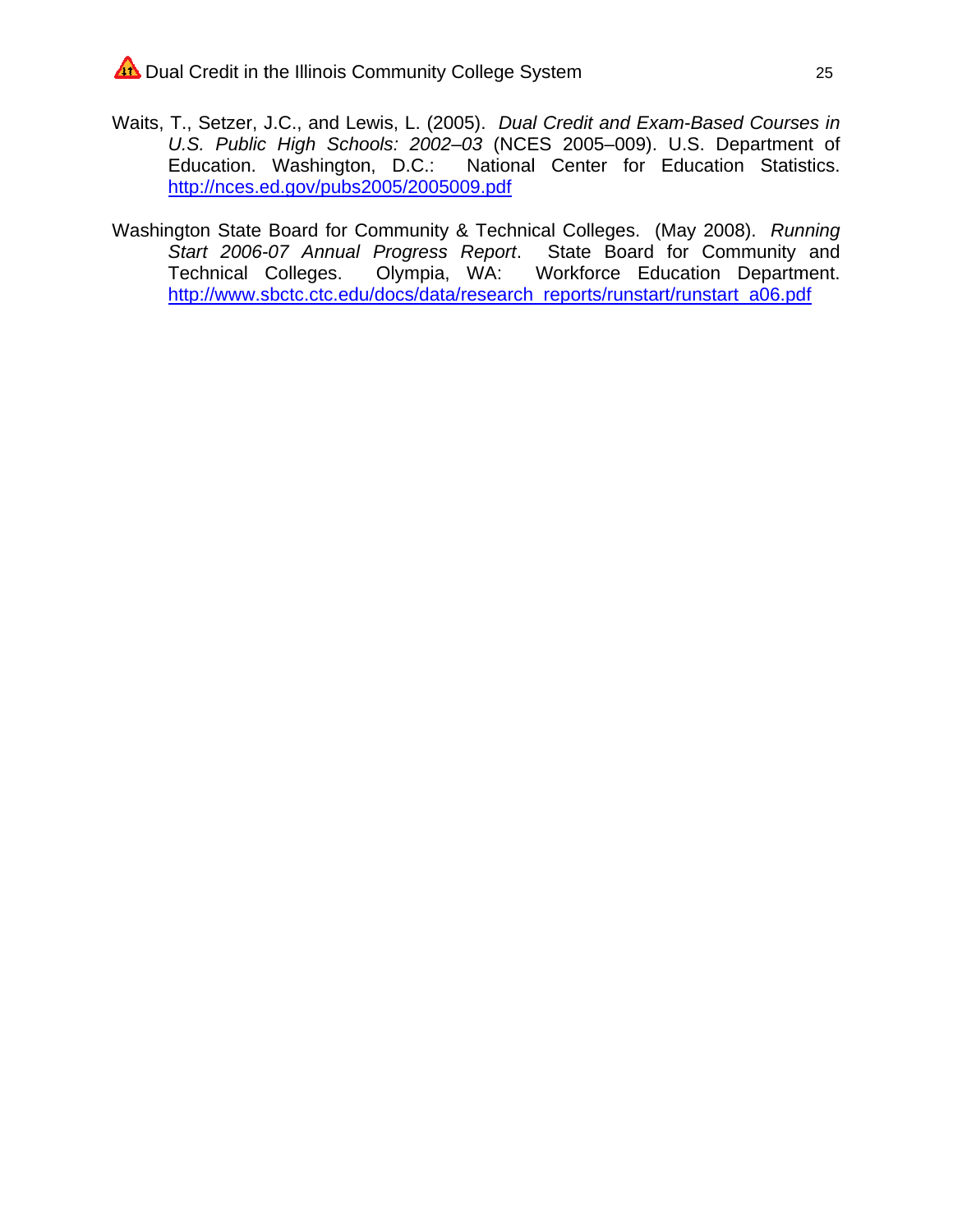Waits, T., Setzer, J.C., and Lewis, L. (2005). *Dual Credit and Exam-Based Courses in U.S. Public High Schools: 2002–03* (NCES 2005–009). U.S. Department of Education. Washington, D.C.: National Center for Education Statistics. http://nces.ed.gov/pubs2005/2005009.pdf

Washington State Board for Community & Technical Colleges. (May 2008). *Running Start 2006-07 Annual Progress Report*. State Board for Community and Technical Colleges. Olympia, WA: Workforce Education Department. http://www.sbctc.ctc.edu/docs/data/research_reports/runstart/runstart_a06.pdf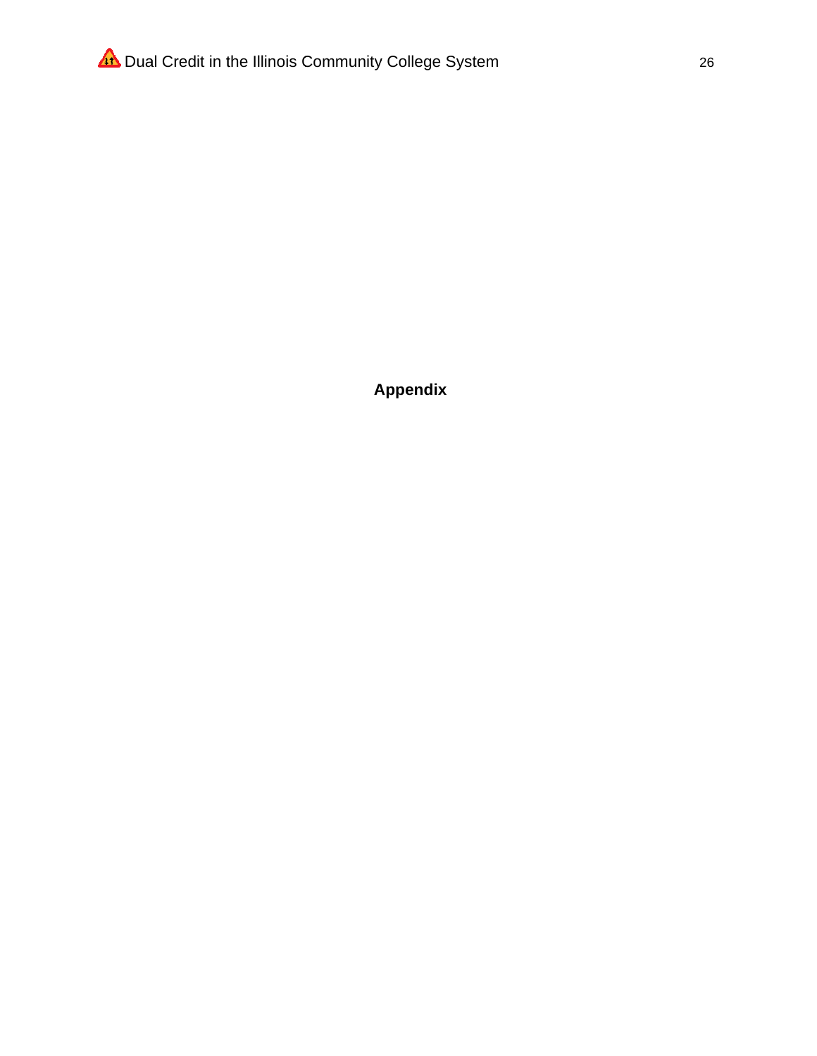# Appendix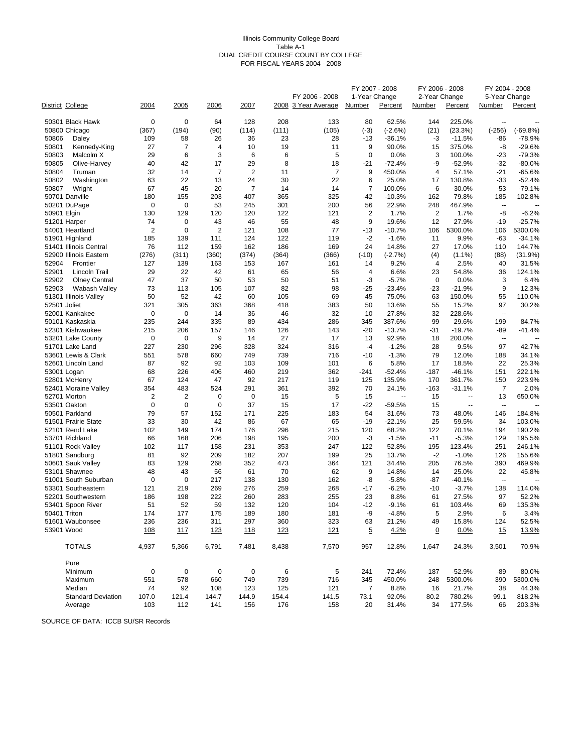Illinois Community College Board
Table A-1
DUAL CREDIT COURSE COUNT BY COLLEGE
FOR FISCAL YEARS 2004 - 2008

| District | College | 2004 | 2005 | 2006 | 2007 | 2008 | FY 2006 - 2008 3 Year Average | FY 2007 - 2008 1-Year Change Number | FY 2007 - 2008 1-Year Change Percent | FY 2006 - 2008 2-Year Change Number | FY 2006 - 2008 2-Year Change Percent | FY 2004 - 2008 5-Year Change Number | FY 2004 - 2008 5-Year Change Percent |
|---|---|---|---|---|---|---|---|---|---|---|---|---|---|
| 50301 | Black Hawk | 0 | 0 | 64 | 128 | 208 | 133 | 80 | 62.5% | 144 | 225.0% | -- | -- |
| 50800 | Chicago | (367) | (194) | (90) | (114) | (111) | (105) | (-3) | (-2.6%) | (21) | (23.3%) | (-256) | (-69.8%) |
| 50806 | Daley | 109 | 58 | 26 | 36 | 23 | 28 | -13 | -36.1% | -3 | -11.5% | -86 | -78.9% |
| 50801 | Kennedy-King | 27 | 7 | 4 | 10 | 19 | 11 | 9 | 90.0% | 15 | 375.0% | -8 | -29.6% |
| 50803 | Malcolm X | 29 | 6 | 3 | 6 | 6 | 5 | 0 | 0.0% | 3 | 100.0% | -23 | -79.3% |
| 50805 | Olive-Harvey | 40 | 42 | 17 | 29 | 8 | 18 | -21 | -72.4% | -9 | -52.9% | -32 | -80.0% |
| 50804 | Truman | 32 | 14 | 7 | 2 | 11 | 7 | 9 | 450.0% | 4 | 57.1% | -21 | -65.6% |
| 50802 | Washington | 63 | 22 | 13 | 24 | 30 | 22 | 6 | 25.0% | 17 | 130.8% | -33 | -52.4% |
| 50807 | Wright | 67 | 45 | 20 | 7 | 14 | 14 | 7 | 100.0% | -6 | -30.0% | -53 | -79.1% |
| 50701 | Danville | 180 | 155 | 203 | 407 | 365 | 325 | -42 | -10.3% | 162 | 79.8% | 185 | 102.8% |
| 50201 | DuPage | 0 | 0 | 53 | 245 | 301 | 200 | 56 | 22.9% | 248 | 467.9% | -- | -- |
| 50901 | Elgin | 130 | 129 | 120 | 120 | 122 | 121 | 2 | 1.7% | 2 | 1.7% | -8 | -6.2% |
| 51201 | Harper | 74 | 0 | 43 | 46 | 55 | 48 | 9 | 19.6% | 12 | 27.9% | -19 | -25.7% |
| 54001 | Heartland | 2 | 0 | 2 | 121 | 108 | 77 | -13 | -10.7% | 106 | 5300.0% | 106 | 5300.0% |
| 51901 | Highland | 185 | 139 | 111 | 124 | 122 | 119 | -2 | -1.6% | 11 | 9.9% | -63 | -34.1% |
| 51401 | Illinois Central | 76 | 112 | 159 | 162 | 186 | 169 | 24 | 14.8% | 27 | 17.0% | 110 | 144.7% |
| 52900 | Illinois Eastern | (276) | (311) | (360) | (374) | (364) | (366) | (-10) | (-2.7%) | (4) | (1.1%) | (88) | (31.9%) |
| 52904 | Frontier | 127 | 139 | 163 | 153 | 167 | 161 | 14 | 9.2% | 4 | 2.5% | 40 | 31.5% |
| 52901 | Lincoln Trail | 29 | 22 | 42 | 61 | 65 | 56 | 4 | 6.6% | 23 | 54.8% | 36 | 124.1% |
| 52902 | Olney Central | 47 | 37 | 50 | 53 | 50 | 51 | -3 | -5.7% | 0 | 0.0% | 3 | 6.4% |
| 52903 | Wabash Valley | 73 | 113 | 105 | 107 | 82 | 98 | -25 | -23.4% | -23 | -21.9% | 9 | 12.3% |
| 51301 | Illinois Valley | 50 | 52 | 42 | 60 | 105 | 69 | 45 | 75.0% | 63 | 150.0% | 55 | 110.0% |
| 52501 | Joliet | 321 | 305 | 363 | 368 | 418 | 383 | 50 | 13.6% | 55 | 15.2% | 97 | 30.2% |
| 52001 | Kankakee | 0 | 0 | 14 | 36 | 46 | 32 | 10 | 27.8% | 32 | 228.6% | -- | -- |
| 50101 | Kaskaskia | 235 | 244 | 335 | 89 | 434 | 286 | 345 | 387.6% | 99 | 29.6% | 199 | 84.7% |
| 52301 | Kishwaukee | 215 | 206 | 157 | 146 | 126 | 143 | -20 | -13.7% | -31 | -19.7% | -89 | -41.4% |
| 53201 | Lake County | 0 | 0 | 9 | 14 | 27 | 17 | 13 | 92.9% | 18 | 200.0% | -- | -- |
| 51701 | Lake Land | 227 | 230 | 296 | 328 | 324 | 316 | -4 | -1.2% | 28 | 9.5% | 97 | 42.7% |
| 53601 | Lewis & Clark | 551 | 578 | 660 | 749 | 739 | 716 | -10 | -1.3% | 79 | 12.0% | 188 | 34.1% |
| 52601 | Lincoln Land | 87 | 92 | 92 | 103 | 109 | 101 | 6 | 5.8% | 17 | 18.5% | 22 | 25.3% |
| 53001 | Logan | 68 | 226 | 406 | 460 | 219 | 362 | -241 | -52.4% | -187 | -46.1% | 151 | 222.1% |
| 52801 | McHenry | 67 | 124 | 47 | 92 | 217 | 119 | 125 | 135.9% | 170 | 361.7% | 150 | 223.9% |
| 52401 | Moraine Valley | 354 | 483 | 524 | 291 | 361 | 392 | 70 | 24.1% | -163 | -31.1% | 7 | 2.0% |
| 52701 | Morton | 2 | 2 | 0 | 0 | 15 | 5 | 15 | -- | 15 | -- | 13 | 650.0% |
| 53501 | Oakton | 0 | 0 | 0 | 37 | 15 | 17 | -22 | -59.5% | 15 | -- | -- | -- |
| 50501 | Parkland | 79 | 57 | 152 | 171 | 225 | 183 | 54 | 31.6% | 73 | 48.0% | 146 | 184.8% |
| 51501 | Prairie State | 33 | 30 | 42 | 86 | 67 | 65 | -19 | -22.1% | 25 | 59.5% | 34 | 103.0% |
| 52101 | Rend Lake | 102 | 149 | 174 | 176 | 296 | 215 | 120 | 68.2% | 122 | 70.1% | 194 | 190.2% |
| 53701 | Richland | 66 | 168 | 206 | 198 | 195 | 200 | -3 | -1.5% | -11 | -5.3% | 129 | 195.5% |
| 51101 | Rock Valley | 102 | 117 | 158 | 231 | 353 | 247 | 122 | 52.8% | 195 | 123.4% | 251 | 246.1% |
| 51801 | Sandburg | 81 | 92 | 209 | 182 | 207 | 199 | 25 | 13.7% | -2 | -1.0% | 126 | 155.6% |
| 50601 | Sauk Valley | 83 | 129 | 268 | 352 | 473 | 364 | 121 | 34.4% | 205 | 76.5% | 390 | 469.9% |
| 53101 | Shawnee | 48 | 43 | 56 | 61 | 70 | 62 | 9 | 14.8% | 14 | 25.0% | 22 | 45.8% |
| 51001 | South Suburban | 0 | 0 | 217 | 138 | 130 | 162 | -8 | -5.8% | -87 | -40.1% | -- | -- |
| 53301 | Southeastern | 121 | 219 | 269 | 276 | 259 | 268 | -17 | -6.2% | -10 | -3.7% | 138 | 114.0% |
| 52201 | Southwestern | 186 | 198 | 222 | 260 | 283 | 255 | 23 | 8.8% | 61 | 27.5% | 97 | 52.2% |
| 53401 | Spoon River | 51 | 52 | 59 | 132 | 120 | 104 | -12 | -9.1% | 61 | 103.4% | 69 | 135.3% |
| 50401 | Triton | 174 | 177 | 175 | 189 | 180 | 181 | -9 | -4.8% | 5 | 2.9% | 6 | 3.4% |
| 51601 | Waubonsee | 236 | 236 | 311 | 297 | 360 | 323 | 63 | 21.2% | 49 | 15.8% | 124 | 52.5% |
| 53901 | Wood | 108 | 117 | 123 | 118 | 123 | 121 | 5 | 4.2% | 0 | 0.0% | 15 | 13.9% |
| | TOTALS | 4,937 | 5,366 | 6,791 | 7,481 | 8,438 | 7,570 | 957 | 12.8% | 1,647 | 24.3% | 3,501 | 70.9% |
| | Pure | | | | | | | | | | | | |
| | Minimum | 0 | 0 | 0 | 0 | 6 | 5 | -241 | -72.4% | -187 | -52.9% | -89 | -80.0% |
| | Maximum | 551 | 578 | 660 | 749 | 739 | 716 | 345 | 450.0% | 248 | 5300.0% | 390 | 5300.0% |
| | Median | 74 | 92 | 108 | 123 | 125 | 121 | 7 | 8.8% | 16 | 21.7% | 38 | 44.3% |
| | Standard Deviation | 107.0 | 121.4 | 144.7 | 144.9 | 154.4 | 141.5 | 73.1 | 92.0% | 80.2 | 780.2% | 99.1 | 818.2% |
| | Average | 103 | 112 | 141 | 156 | 176 | 158 | 20 | 31.4% | 34 | 177.5% | 66 | 203.3% |

SOURCE OF DATA: ICCB SU/SR Records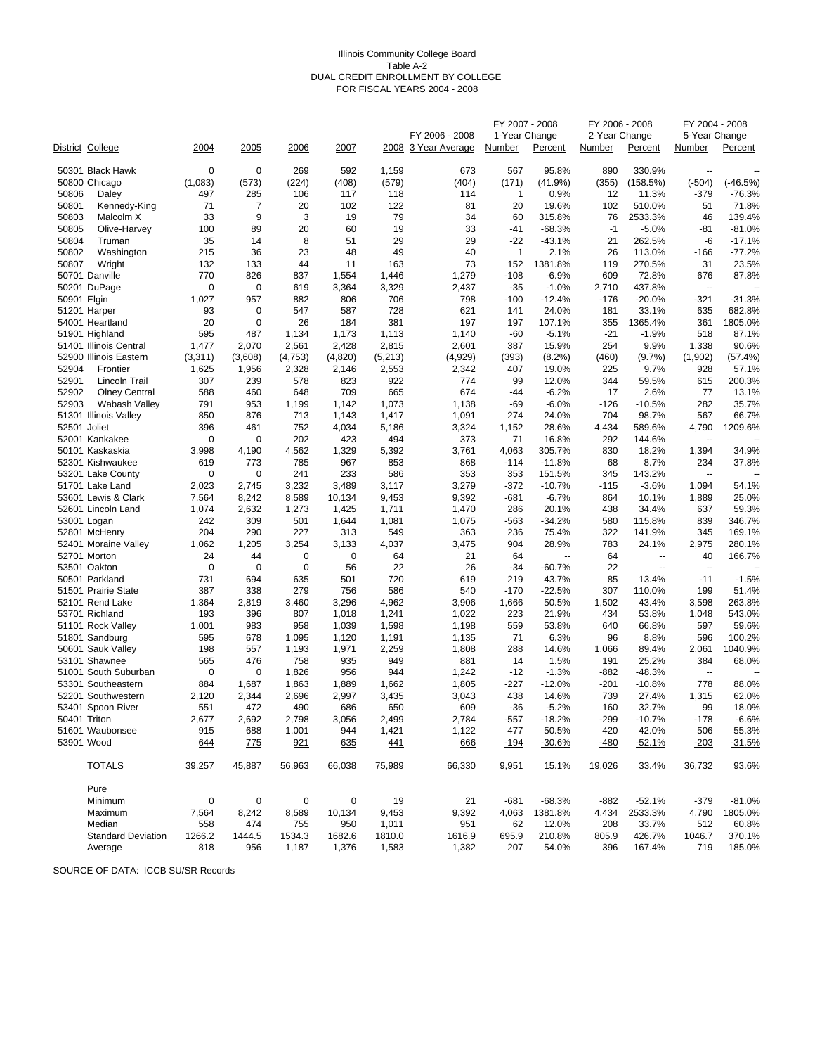Illinois Community College Board
Table A-2
DUAL CREDIT ENROLLMENT BY COLLEGE
FOR FISCAL YEARS 2004 - 2008

| District | College | 2004 | 2005 | 2006 | 2007 | 2008 | FY 2006 - 2008 3 Year Average | FY 2007 - 2008 1-Year Change Number | FY 2007 - 2008 1-Year Change Percent | FY 2006 - 2008 2-Year Change Number | FY 2006 - 2008 2-Year Change Percent | FY 2004 - 2008 5-Year Change Number | FY 2004 - 2008 5-Year Change Percent |
|---|---|---|---|---|---|---|---|---|---|---|---|---|---|
| 50301 | Black Hawk | 0 | 0 | 269 | 592 | 1,159 | 673 | 567 | 95.8% | 890 | 330.9% | -- | -- |
| 50800 | Chicago | (1,083) | (573) | (224) | (408) | (579) | (404) | (171) | (41.9%) | (355) | (158.5%) | (-504) | (-46.5%) |
| 50806 | Daley | 497 | 285 | 106 | 117 | 118 | 114 | 1 | 0.9% | 12 | 11.3% | -379 | -76.3% |
| 50801 | Kennedy-King | 71 | 7 | 20 | 102 | 122 | 81 | 20 | 19.6% | 102 | 510.0% | 51 | 71.8% |
| 50803 | Malcolm X | 33 | 9 | 3 | 19 | 79 | 34 | 60 | 315.8% | 76 | 2533.3% | 46 | 139.4% |
| 50805 | Olive-Harvey | 100 | 89 | 20 | 60 | 19 | 33 | -41 | -68.3% | -1 | -5.0% | -81 | -81.0% |
| 50804 | Truman | 35 | 14 | 8 | 51 | 29 | 29 | -22 | -43.1% | 21 | 262.5% | -6 | -17.1% |
| 50802 | Washington | 215 | 36 | 23 | 48 | 49 | 40 | 1 | 2.1% | 26 | 113.0% | -166 | -77.2% |
| 50807 | Wright | 132 | 133 | 44 | 11 | 163 | 73 | 152 | 1381.8% | 119 | 270.5% | 31 | 23.5% |
| 50701 | Danville | 770 | 826 | 837 | 1,554 | 1,446 | 1,279 | -108 | -6.9% | 609 | 72.8% | 676 | 87.8% |
| 50201 | DuPage | 0 | 0 | 619 | 3,364 | 3,329 | 2,437 | -35 | -1.0% | 2,710 | 437.8% | -- | -- |
| 50901 | Elgin | 1,027 | 957 | 882 | 806 | 706 | 798 | -100 | -12.4% | -176 | -20.0% | -321 | -31.3% |
| 51201 | Harper | 93 | 0 | 547 | 587 | 728 | 621 | 141 | 24.0% | 181 | 33.1% | 635 | 682.8% |
| 54001 | Heartland | 20 | 0 | 26 | 184 | 381 | 197 | 197 | 107.1% | 355 | 1365.4% | 361 | 1805.0% |
| 51901 | Highland | 595 | 487 | 1,134 | 1,173 | 1,113 | 1,140 | -60 | -5.1% | -21 | -1.9% | 518 | 87.1% |
| 51401 | Illinois Central | 1,477 | 2,070 | 2,561 | 2,428 | 2,815 | 2,601 | 387 | 15.9% | 254 | 9.9% | 1,338 | 90.6% |
| 52900 | Illinois Eastern | (3,311) | (3,608) | (4,753) | (4,820) | (5,213) | (4,929) | (393) | (8.2%) | (460) | (9.7%) | (1,902) | (57.4%) |
| 52904 | Frontier | 1,625 | 1,956 | 2,328 | 2,146 | 2,553 | 2,342 | 407 | 19.0% | 225 | 9.7% | 928 | 57.1% |
| 52901 | Lincoln Trail | 307 | 239 | 578 | 823 | 922 | 774 | 99 | 12.0% | 344 | 59.5% | 615 | 200.3% |
| 52902 | Olney Central | 588 | 460 | 648 | 709 | 665 | 674 | -44 | -6.2% | 17 | 2.6% | 77 | 13.1% |
| 52903 | Wabash Valley | 791 | 953 | 1,199 | 1,142 | 1,073 | 1,138 | -69 | -6.0% | -126 | -10.5% | 282 | 35.7% |
| 51301 | Illinois Valley | 850 | 876 | 713 | 1,143 | 1,417 | 1,091 | 274 | 24.0% | 704 | 98.7% | 567 | 66.7% |
| 52501 | Joliet | 396 | 461 | 752 | 4,034 | 5,186 | 3,324 | 1,152 | 28.6% | 4,434 | 589.6% | 4,790 | 1209.6% |
| 52001 | Kankakee | 0 | 0 | 202 | 423 | 494 | 373 | 71 | 16.8% | 292 | 144.6% | -- | -- |
| 50101 | Kaskaskia | 3,998 | 4,190 | 4,562 | 1,329 | 5,392 | 3,761 | 4,063 | 305.7% | 830 | 18.2% | 1,394 | 34.9% |
| 52301 | Kishwaukee | 619 | 773 | 785 | 967 | 853 | 868 | -114 | -11.8% | 68 | 8.7% | 234 | 37.8% |
| 53201 | Lake County | 0 | 0 | 241 | 233 | 586 | 353 | 353 | 151.5% | 345 | 143.2% | -- | -- |
| 51701 | Lake Land | 2,023 | 2,745 | 3,232 | 3,489 | 3,117 | 3,279 | -372 | -10.7% | -115 | -3.6% | 1,094 | 54.1% |
| 53601 | Lewis & Clark | 7,564 | 8,242 | 8,589 | 10,134 | 9,453 | 9,392 | -681 | -6.7% | 864 | 10.1% | 1,889 | 25.0% |
| 52601 | Lincoln Land | 1,074 | 2,632 | 1,273 | 1,425 | 1,711 | 1,470 | 286 | 20.1% | 438 | 34.4% | 637 | 59.3% |
| 53001 | Logan | 242 | 309 | 501 | 1,644 | 1,081 | 1,075 | -563 | -34.2% | 580 | 115.8% | 839 | 346.7% |
| 52801 | McHenry | 204 | 290 | 227 | 313 | 549 | 363 | 236 | 75.4% | 322 | 141.9% | 345 | 169.1% |
| 52401 | Moraine Valley | 1,062 | 1,205 | 3,254 | 3,133 | 4,037 | 3,475 | 904 | 28.9% | 783 | 24.1% | 2,975 | 280.1% |
| 52701 | Morton | 24 | 44 | 0 | 0 | 64 | 21 | 64 | -- | 64 | -- | 40 | 166.7% |
| 53501 | Oakton | 0 | 0 | 0 | 56 | 22 | 26 | -34 | -60.7% | 22 | -- | -- | -- |
| 50501 | Parkland | 731 | 694 | 635 | 501 | 720 | 619 | 219 | 43.7% | 85 | 13.4% | -11 | -1.5% |
| 51501 | Prairie State | 387 | 338 | 279 | 756 | 586 | 540 | -170 | -22.5% | 307 | 110.0% | 199 | 51.4% |
| 52101 | Rend Lake | 1,364 | 2,819 | 3,460 | 3,296 | 4,962 | 3,906 | 1,666 | 50.5% | 1,502 | 43.4% | 3,598 | 263.8% |
| 53701 | Richland | 193 | 396 | 807 | 1,018 | 1,241 | 1,022 | 223 | 21.9% | 434 | 53.8% | 1,048 | 543.0% |
| 51101 | Rock Valley | 1,001 | 983 | 958 | 1,039 | 1,598 | 1,198 | 559 | 53.8% | 640 | 66.8% | 597 | 59.6% |
| 51801 | Sandburg | 595 | 678 | 1,095 | 1,120 | 1,191 | 1,135 | 71 | 6.3% | 96 | 8.8% | 596 | 100.2% |
| 50601 | Sauk Valley | 198 | 557 | 1,193 | 1,971 | 2,259 | 1,808 | 288 | 14.6% | 1,066 | 89.4% | 2,061 | 1040.9% |
| 53101 | Shawnee | 565 | 476 | 758 | 935 | 949 | 881 | 14 | 1.5% | 191 | 25.2% | 384 | 68.0% |
| 51001 | South Suburban | 0 | 0 | 1,826 | 956 | 944 | 1,242 | -12 | -1.3% | -882 | -48.3% | -- | -- |
| 53301 | Southeastern | 884 | 1,687 | 1,863 | 1,889 | 1,662 | 1,805 | -227 | -12.0% | -201 | -10.8% | 778 | 88.0% |
| 52201 | Southwestern | 2,120 | 2,344 | 2,696 | 2,997 | 3,435 | 3,043 | 438 | 14.6% | 739 | 27.4% | 1,315 | 62.0% |
| 53401 | Spoon River | 551 | 472 | 490 | 686 | 650 | 609 | -36 | -5.2% | 160 | 32.7% | 99 | 18.0% |
| 50401 | Triton | 2,677 | 2,692 | 2,798 | 3,056 | 2,499 | 2,784 | -557 | -18.2% | -299 | -10.7% | -178 | -6.6% |
| 51601 | Waubonsee | 915 | 688 | 1,001 | 944 | 1,421 | 1,122 | 477 | 50.5% | 420 | 42.0% | 506 | 55.3% |
| 53901 | Wood | 644 | 775 | 921 | 635 | 441 | 666 | -194 | -30.6% | -480 | -52.1% | -203 | -31.5% |
| | TOTALS | 39,257 | 45,887 | 56,963 | 66,038 | 75,989 | 66,330 | 9,951 | 15.1% | 19,026 | 33.4% | 36,732 | 93.6% |
| | Pure | | | | | | | | | | | | |
| | Minimum | 0 | 0 | 0 | 0 | 19 | 21 | -681 | -68.3% | -882 | -52.1% | -379 | -81.0% |
| | Maximum | 7,564 | 8,242 | 8,589 | 10,134 | 9,453 | 9,392 | 4,063 | 1381.8% | 4,434 | 2533.3% | 4,790 | 1805.0% |
| | Median | 558 | 474 | 755 | 950 | 1,011 | 951 | 62 | 12.0% | 208 | 33.7% | 512 | 60.8% |
| | Standard Deviation | 1266.2 | 1444.5 | 1534.3 | 1682.6 | 1810.0 | 1616.9 | 695.9 | 210.8% | 805.9 | 426.7% | 1046.7 | 370.1% |
| | Average | 818 | 956 | 1,187 | 1,376 | 1,583 | 1,382 | 207 | 54.0% | 396 | 167.4% | 719 | 185.0% |

SOURCE OF DATA: ICCB SU/SR Records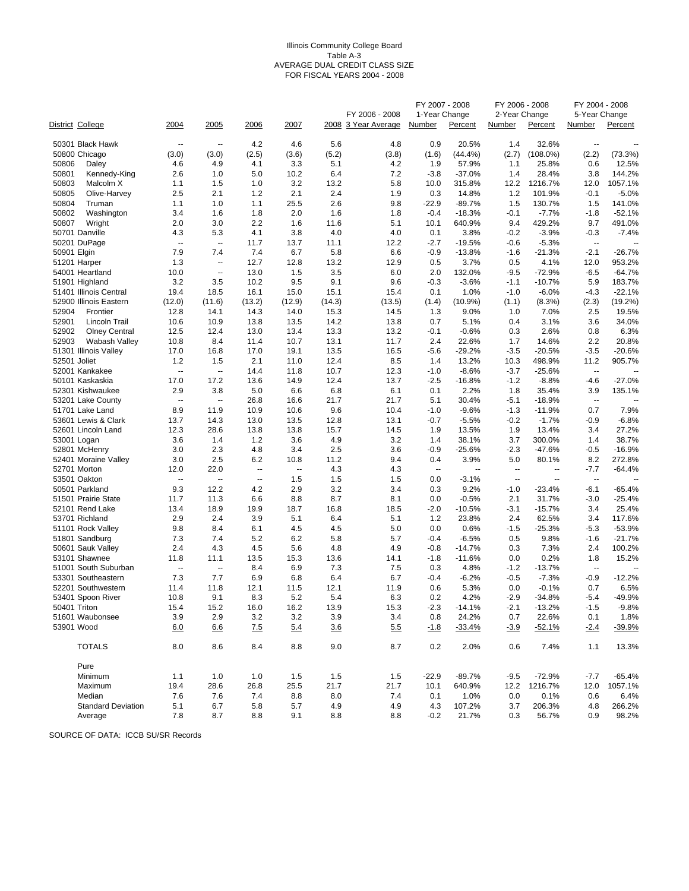Illinois Community College Board
Table A-3
AVERAGE DUAL CREDIT CLASS SIZE
FOR FISCAL YEARS 2004 - 2008

| District | College | 2004 | 2005 | 2006 | 2007 | 2008 | FY 2006 - 2008 3 Year Average | FY 2007 - 2008 1-Year Change Number | FY 2007 - 2008 1-Year Change Percent | FY 2006 - 2008 2-Year Change Number | FY 2006 - 2008 2-Year Change Percent | FY 2004 - 2008 5-Year Change Number | FY 2004 - 2008 5-Year Change Percent |
|---|---|---|---|---|---|---|---|---|---|---|---|---|---|
| 50301 | Black Hawk | -- | -- | 4.2 | 4.6 | 5.6 | 4.8 | 0.9 | 20.5% | 1.4 | 32.6% | -- | -- |
| 50800 | Chicago | (3.0) | (3.0) | (2.5) | (3.6) | (5.2) | (3.8) | (1.6) | (44.4%) | (2.7) | (108.0%) | (2.2) | (73.3%) |
| 50806 | Daley | 4.6 | 4.9 | 4.1 | 3.3 | 5.1 | 4.2 | 1.9 | 57.9% | 1.1 | 25.8% | 0.6 | 12.5% |
| 50801 | Kennedy-King | 2.6 | 1.0 | 5.0 | 10.2 | 6.4 | 7.2 | -3.8 | -37.0% | 1.4 | 28.4% | 3.8 | 144.2% |
| 50803 | Malcolm X | 1.1 | 1.5 | 1.0 | 3.2 | 13.2 | 5.8 | 10.0 | 315.8% | 12.2 | 1216.7% | 12.0 | 1057.1% |
| 50805 | Olive-Harvey | 2.5 | 2.1 | 1.2 | 2.1 | 2.4 | 1.9 | 0.3 | 14.8% | 1.2 | 101.9% | -0.1 | -5.0% |
| 50804 | Truman | 1.1 | 1.0 | 1.1 | 25.5 | 2.6 | 9.8 | -22.9 | -89.7% | 1.5 | 130.7% | 1.5 | 141.0% |
| 50802 | Washington | 3.4 | 1.6 | 1.8 | 2.0 | 1.6 | 1.8 | -0.4 | -18.3% | -0.1 | -7.7% | -1.8 | -52.1% |
| 50807 | Wright | 2.0 | 3.0 | 2.2 | 1.6 | 11.6 | 5.1 | 10.1 | 640.9% | 9.4 | 429.2% | 9.7 | 491.0% |
| 50701 | Danville | 4.3 | 5.3 | 4.1 | 3.8 | 4.0 | 4.0 | 0.1 | 3.8% | -0.2 | -3.9% | -0.3 | -7.4% |
| 50201 | DuPage | -- | -- | 11.7 | 13.7 | 11.1 | 12.2 | -2.7 | -19.5% | -0.6 | -5.3% | -- | -- |
| 50901 | Elgin | 7.9 | 7.4 | 7.4 | 6.7 | 5.8 | 6.6 | -0.9 | -13.8% | -1.6 | -21.3% | -2.1 | -26.7% |
| 51201 | Harper | 1.3 | -- | 12.7 | 12.8 | 13.2 | 12.9 | 0.5 | 3.7% | 0.5 | 4.1% | 12.0 | 953.2% |
| 54001 | Heartland | 10.0 | -- | 13.0 | 1.5 | 3.5 | 6.0 | 2.0 | 132.0% | -9.5 | -72.9% | -6.5 | -64.7% |
| 51901 | Highland | 3.2 | 3.5 | 10.2 | 9.5 | 9.1 | 9.6 | -0.3 | -3.6% | -1.1 | -10.7% | 5.9 | 183.7% |
| 51401 | Illinois Central | 19.4 | 18.5 | 16.1 | 15.0 | 15.1 | 15.4 | 0.1 | 1.0% | -1.0 | -6.0% | -4.3 | -22.1% |
| 52900 | Illinois Eastern | (12.0) | (11.6) | (13.2) | (12.9) | (14.3) | (13.5) | (1.4) | (10.9%) | (1.1) | (8.3%) | (2.3) | (19.2%) |
| 52904 | Frontier | 12.8 | 14.1 | 14.3 | 14.0 | 15.3 | 14.5 | 1.3 | 9.0% | 1.0 | 7.0% | 2.5 | 19.5% |
| 52901 | Lincoln Trail | 10.6 | 10.9 | 13.8 | 13.5 | 14.2 | 13.8 | 0.7 | 5.1% | 0.4 | 3.1% | 3.6 | 34.0% |
| 52902 | Olney Central | 12.5 | 12.4 | 13.0 | 13.4 | 13.3 | 13.2 | -0.1 | -0.6% | 0.3 | 2.6% | 0.8 | 6.3% |
| 52903 | Wabash Valley | 10.8 | 8.4 | 11.4 | 10.7 | 13.1 | 11.7 | 2.4 | 22.6% | 1.7 | 14.6% | 2.2 | 20.8% |
| 51301 | Illinois Valley | 17.0 | 16.8 | 17.0 | 19.1 | 13.5 | 16.5 | -5.6 | -29.2% | -3.5 | -20.5% | -3.5 | -20.6% |
| 52501 | Joliet | 1.2 | 1.5 | 2.1 | 11.0 | 12.4 | 8.5 | 1.4 | 13.2% | 10.3 | 498.9% | 11.2 | 905.7% |
| 52001 | Kankakee | -- | -- | 14.4 | 11.8 | 10.7 | 12.3 | -1.0 | -8.6% | -3.7 | -25.6% | -- | -- |
| 50101 | Kaskaskia | 17.0 | 17.2 | 13.6 | 14.9 | 12.4 | 13.7 | -2.5 | -16.8% | -1.2 | -8.8% | -4.6 | -27.0% |
| 52301 | Kishwaukee | 2.9 | 3.8 | 5.0 | 6.6 | 6.8 | 6.1 | 0.1 | 2.2% | 1.8 | 35.4% | 3.9 | 135.1% |
| 53201 | Lake County | -- | -- | 26.8 | 16.6 | 21.7 | 21.7 | 5.1 | 30.4% | -5.1 | -18.9% | -- | -- |
| 51701 | Lake Land | 8.9 | 11.9 | 10.9 | 10.6 | 9.6 | 10.4 | -1.0 | -9.6% | -1.3 | -11.9% | 0.7 | 7.9% |
| 53601 | Lewis & Clark | 13.7 | 14.3 | 13.0 | 13.5 | 12.8 | 13.1 | -0.7 | -5.5% | -0.2 | -1.7% | -0.9 | -6.8% |
| 52601 | Lincoln Land | 12.3 | 28.6 | 13.8 | 13.8 | 15.7 | 14.5 | 1.9 | 13.5% | 1.9 | 13.4% | 3.4 | 27.2% |
| 53001 | Logan | 3.6 | 1.4 | 1.2 | 3.6 | 4.9 | 3.2 | 1.4 | 38.1% | 3.7 | 300.0% | 1.4 | 38.7% |
| 52801 | McHenry | 3.0 | 2.3 | 4.8 | 3.4 | 2.5 | 3.6 | -0.9 | -25.6% | -2.3 | -47.6% | -0.5 | -16.9% |
| 52401 | Moraine Valley | 3.0 | 2.5 | 6.2 | 10.8 | 11.2 | 9.4 | 0.4 | 3.9% | 5.0 | 80.1% | 8.2 | 272.8% |
| 52701 | Morton | 12.0 | 22.0 | -- | -- | 4.3 | 4.3 | -- | -- | -- | -- | -7.7 | -64.4% |
| 53501 | Oakton | -- | -- | -- | 1.5 | 1.5 | 1.5 | 0.0 | -3.1% | -- | -- | -- | -- |
| 50501 | Parkland | 9.3 | 12.2 | 4.2 | 2.9 | 3.2 | 3.4 | 0.3 | 9.2% | -1.0 | -23.4% | -6.1 | -65.4% |
| 51501 | Prairie State | 11.7 | 11.3 | 6.6 | 8.8 | 8.7 | 8.1 | 0.0 | -0.5% | 2.1 | 31.7% | -3.0 | -25.4% |
| 52101 | Rend Lake | 13.4 | 18.9 | 19.9 | 18.7 | 16.8 | 18.5 | -2.0 | -10.5% | -3.1 | -15.7% | 3.4 | 25.4% |
| 53701 | Richland | 2.9 | 2.4 | 3.9 | 5.1 | 6.4 | 5.1 | 1.2 | 23.8% | 2.4 | 62.5% | 3.4 | 117.6% |
| 51101 | Rock Valley | 9.8 | 8.4 | 6.1 | 4.5 | 4.5 | 5.0 | 0.0 | 0.6% | -1.5 | -25.3% | -5.3 | -53.9% |
| 51801 | Sandburg | 7.3 | 7.4 | 5.2 | 6.2 | 5.8 | 5.7 | -0.4 | -6.5% | 0.5 | 9.8% | -1.6 | -21.7% |
| 50601 | Sauk Valley | 2.4 | 4.3 | 4.5 | 5.6 | 4.8 | 4.9 | -0.8 | -14.7% | 0.3 | 7.3% | 2.4 | 100.2% |
| 53101 | Shawnee | 11.8 | 11.1 | 13.5 | 15.3 | 13.6 | 14.1 | -1.8 | -11.6% | 0.0 | 0.2% | 1.8 | 15.2% |
| 51001 | South Suburban | -- | -- | 8.4 | 6.9 | 7.3 | 7.5 | 0.3 | 4.8% | -1.2 | -13.7% | -- | -- |
| 53301 | Southeastern | 7.3 | 7.7 | 6.9 | 6.8 | 6.4 | 6.7 | -0.4 | -6.2% | -0.5 | -7.3% | -0.9 | -12.2% |
| 52201 | Southwestern | 11.4 | 11.8 | 12.1 | 11.5 | 12.1 | 11.9 | 0.6 | 5.3% | 0.0 | -0.1% | 0.7 | 6.5% |
| 53401 | Spoon River | 10.8 | 9.1 | 8.3 | 5.2 | 5.4 | 6.3 | 0.2 | 4.2% | -2.9 | -34.8% | -5.4 | -49.9% |
| 50401 | Triton | 15.4 | 15.2 | 16.0 | 16.2 | 13.9 | 15.3 | -2.3 | -14.1% | -2.1 | -13.2% | -1.5 | -9.8% |
| 51601 | Waubonsee | 3.9 | 2.9 | 3.2 | 3.2 | 3.9 | 3.4 | 0.8 | 24.2% | 0.7 | 22.6% | 0.1 | 1.8% |
| 53901 | Wood | 6.0 | 6.6 | 7.5 | 5.4 | 3.6 | 5.5 | -1.8 | -33.4% | -3.9 | -52.1% | -2.4 | -39.9% |
| | TOTALS | 8.0 | 8.6 | 8.4 | 8.8 | 9.0 | 8.7 | 0.2 | 2.0% | 0.6 | 7.4% | 1.1 | 13.3% |
| | Pure | | | | | | | | | | | | |
| | Minimum | 1.1 | 1.0 | 1.0 | 1.5 | 1.5 | 1.5 | -22.9 | -89.7% | -9.5 | -72.9% | -7.7 | -65.4% |
| | Maximum | 19.4 | 28.6 | 26.8 | 25.5 | 21.7 | 21.7 | 10.1 | 640.9% | 12.2 | 1216.7% | 12.0 | 1057.1% |
| | Median | 7.6 | 7.6 | 7.4 | 8.8 | 8.0 | 7.4 | 0.1 | 1.0% | 0.0 | 0.1% | 0.6 | 6.4% |
| | Standard Deviation | 5.1 | 6.7 | 5.8 | 5.7 | 4.9 | 4.9 | 4.3 | 107.2% | 3.7 | 206.3% | 4.8 | 266.2% |
| | Average | 7.8 | 8.7 | 8.8 | 9.1 | 8.8 | 8.8 | -0.2 | 21.7% | 0.3 | 56.7% | 0.9 | 98.2% |

SOURCE OF DATA: ICCB SU/SR Records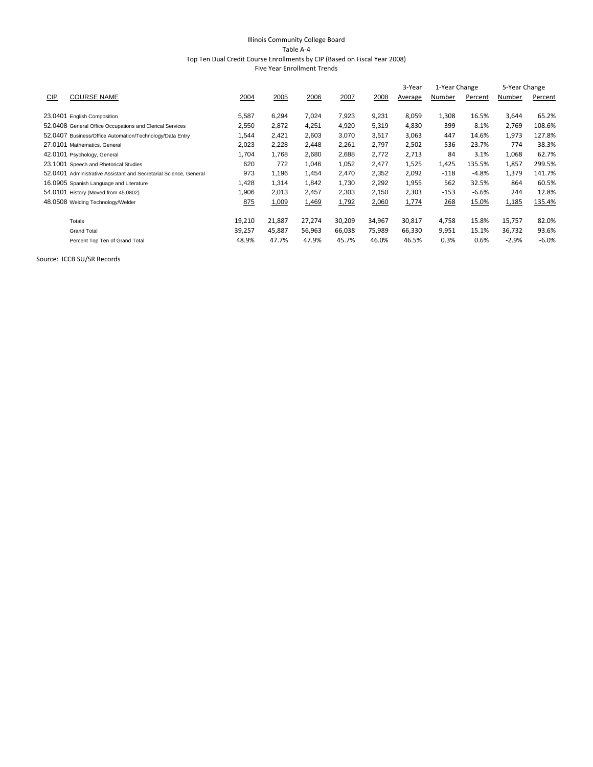Illinois Community College Board

Table A-4

Top Ten Dual Credit Course Enrollments by CIP (Based on Fiscal Year 2008)

Five Year Enrollment Trends

| CIP | COURSE NAME | 2004 | 2005 | 2006 | 2007 | 2008 | 3-Year Average | 1-Year Change Number | 1-Year Change Percent | 5-Year Change Number | 5-Year Change Percent |
|---|---|---|---|---|---|---|---|---|---|---|---|
| 23.0401 | English Composition | 5,587 | 6,294 | 7,024 | 7,923 | 9,231 | 8,059 | 1,308 | 16.5% | 3,644 | 65.2% |
| 52.0408 | General Office Occupations and Clerical Services | 2,550 | 2,872 | 4,251 | 4,920 | 5,319 | 4,830 | 399 | 8.1% | 2,769 | 108.6% |
| 52.0407 | Business/Office Automation/Technology/Data Entry | 1,544 | 2,421 | 2,603 | 3,070 | 3,517 | 3,063 | 447 | 14.6% | 1,973 | 127.8% |
| 27.0101 | Mathematics, General | 2,023 | 2,228 | 2,448 | 2,261 | 2,797 | 2,502 | 536 | 23.7% | 774 | 38.3% |
| 42.0101 | Psychology, General | 1,704 | 1,768 | 2,680 | 2,688 | 2,772 | 2,713 | 84 | 3.1% | 1,068 | 62.7% |
| 23.1001 | Speech and Rhetorical Studies | 620 | 772 | 1,046 | 1,052 | 2,477 | 1,525 | 1,425 | 135.5% | 1,857 | 299.5% |
| 52.0401 | Administrative Assistant and Secretarial Science, General | 973 | 1,196 | 1,454 | 2,470 | 2,352 | 2,092 | -118 | -4.8% | 1,379 | 141.7% |
| 16.0905 | Spanish Language and Literature | 1,428 | 1,314 | 1,842 | 1,730 | 2,292 | 1,955 | 562 | 32.5% | 864 | 60.5% |
| 54.0101 | History (Moved from 45.0802) | 1,906 | 2,013 | 2,457 | 2,303 | 2,150 | 2,303 | -153 | -6.6% | 244 | 12.8% |
| 48.0508 | Welding Technology/Welder | 875 | 1,009 | 1,469 | 1,792 | 2,060 | 1,774 | 268 | 15.0% | 1,185 | 135.4% |
| | Totals | 19,210 | 21,887 | 27,274 | 30,209 | 34,967 | 30,817 | 4,758 | 15.8% | 15,757 | 82.0% |
| | Grand Total | 39,257 | 45,887 | 56,963 | 66,038 | 75,989 | 66,330 | 9,951 | 15.1% | 36,732 | 93.6% |
| | Percent Top Ten of Grand Total | 48.9% | 47.7% | 47.9% | 45.7% | 46.0% | 46.5% | 0.3% | 0.6% | -2.9% | -6.0% |

Source: ICCB SU/SR Records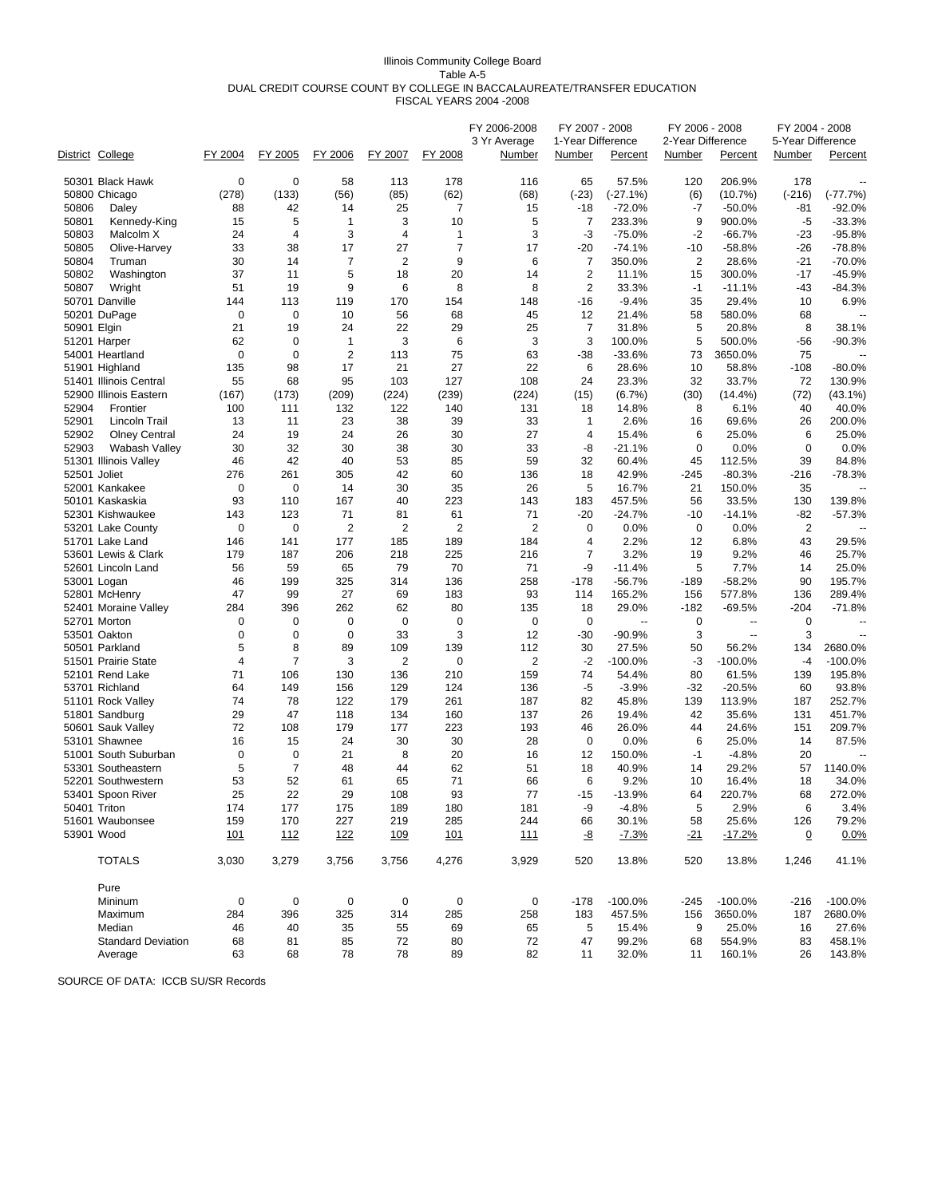Illinois Community College Board
Table A-5
DUAL CREDIT COURSE COUNT BY COLLEGE IN BACCALAUREATE/TRANSFER EDUCATION
FISCAL YEARS 2004 -2008

| District | College | FY 2004 | FY 2005 | FY 2006 | FY 2007 | FY 2008 | FY 2006-2008 3 Yr Average Number | FY 2007 - 2008 1-Year Difference Number | FY 2007 - 2008 1-Year Difference Percent | FY 2006 - 2008 2-Year Difference Number | FY 2006 - 2008 2-Year Difference Percent | FY 2004 - 2008 5-Year Difference Number | FY 2004 - 2008 5-Year Difference Percent |
|---|---|---|---|---|---|---|---|---|---|---|---|---|---|
| 50301 | Black Hawk | 0 | 0 | 58 | 113 | 178 | 116 | 65 | 57.5% | 120 | 206.9% | 178 | -- |
| 50800 | Chicago | (278) | (133) | (56) | (85) | (62) | (68) | (-23) | (-27.1%) | (6) | (10.7%) | (-216) | (-77.7%) |
| 50806 | Daley | 88 | 42 | 14 | 25 | 7 | 15 | -18 | -72.0% | -7 | -50.0% | -81 | -92.0% |
| 50801 | Kennedy-King | 15 | 5 | 1 | 3 | 10 | 5 | 7 | 233.3% | 9 | 900.0% | -5 | -33.3% |
| 50803 | Malcolm X | 24 | 4 | 3 | 4 | 1 | 3 | -3 | -75.0% | -2 | -66.7% | -23 | -95.8% |
| 50805 | Olive-Harvey | 33 | 38 | 17 | 27 | 7 | 17 | -20 | -74.1% | -10 | -58.8% | -26 | -78.8% |
| 50804 | Truman | 30 | 14 | 7 | 2 | 9 | 6 | 7 | 350.0% | 2 | 28.6% | -21 | -70.0% |
| 50802 | Washington | 37 | 11 | 5 | 18 | 20 | 14 | 2 | 11.1% | 15 | 300.0% | -17 | -45.9% |
| 50807 | Wright | 51 | 19 | 9 | 6 | 8 | 8 | 2 | 33.3% | -1 | -11.1% | -43 | -84.3% |
| 50701 | Danville | 144 | 113 | 119 | 170 | 154 | 148 | -16 | -9.4% | 35 | 29.4% | 10 | 6.9% |
| 50201 | DuPage | 0 | 0 | 10 | 56 | 68 | 45 | 12 | 21.4% | 58 | 580.0% | 68 | -- |
| 50901 | Elgin | 21 | 19 | 24 | 22 | 29 | 25 | 7 | 31.8% | 5 | 20.8% | 8 | 38.1% |
| 51201 | Harper | 62 | 0 | 1 | 3 | 6 | 3 | 3 | 100.0% | 5 | 500.0% | -56 | -90.3% |
| 54001 | Heartland | 0 | 0 | 2 | 113 | 75 | 63 | -38 | -33.6% | 73 | 3650.0% | 75 | -- |
| 51901 | Highland | 135 | 98 | 17 | 21 | 27 | 22 | 6 | 28.6% | 10 | 58.8% | -108 | -80.0% |
| 51401 | Illinois Central | 55 | 68 | 95 | 103 | 127 | 108 | 24 | 23.3% | 32 | 33.7% | 72 | 130.9% |
| 52900 | Illinois Eastern | (167) | (173) | (209) | (224) | (239) | (224) | (15) | (6.7%) | (30) | (14.4%) | (72) | (43.1%) |
| 52904 | Frontier | 100 | 111 | 132 | 122 | 140 | 131 | 18 | 14.8% | 8 | 6.1% | 40 | 40.0% |
| 52901 | Lincoln Trail | 13 | 11 | 23 | 38 | 39 | 33 | 1 | 2.6% | 16 | 69.6% | 26 | 200.0% |
| 52902 | Olney Central | 24 | 19 | 24 | 26 | 30 | 27 | 4 | 15.4% | 6 | 25.0% | 6 | 25.0% |
| 52903 | Wabash Valley | 30 | 32 | 30 | 38 | 30 | 33 | -8 | -21.1% | 0 | 0.0% | 0 | 0.0% |
| 51301 | Illinois Valley | 46 | 42 | 40 | 53 | 85 | 59 | 32 | 60.4% | 45 | 112.5% | 39 | 84.8% |
| 52501 | Joliet | 276 | 261 | 305 | 42 | 60 | 136 | 18 | 42.9% | -245 | -80.3% | -216 | -78.3% |
| 52001 | Kankakee | 0 | 0 | 14 | 30 | 35 | 26 | 5 | 16.7% | 21 | 150.0% | 35 | -- |
| 50101 | Kaskaskia | 93 | 110 | 167 | 40 | 223 | 143 | 183 | 457.5% | 56 | 33.5% | 130 | 139.8% |
| 52301 | Kishwaukee | 143 | 123 | 71 | 81 | 61 | 71 | -20 | -24.7% | -10 | -14.1% | -82 | -57.3% |
| 53201 | Lake County | 0 | 0 | 2 | 2 | 2 | 2 | 0 | 0.0% | 0 | 0.0% | 2 | -- |
| 51701 | Lake Land | 146 | 141 | 177 | 185 | 189 | 184 | 4 | 2.2% | 12 | 6.8% | 43 | 29.5% |
| 53601 | Lewis & Clark | 179 | 187 | 206 | 218 | 225 | 216 | 7 | 3.2% | 19 | 9.2% | 46 | 25.7% |
| 52601 | Lincoln Land | 56 | 59 | 65 | 79 | 70 | 71 | -9 | -11.4% | 5 | 7.7% | 14 | 25.0% |
| 53001 | Logan | 46 | 199 | 325 | 314 | 136 | 258 | -178 | -56.7% | -189 | -58.2% | 90 | 195.7% |
| 52801 | McHenry | 47 | 99 | 27 | 69 | 183 | 93 | 114 | 165.2% | 156 | 577.8% | 136 | 289.4% |
| 52401 | Moraine Valley | 284 | 396 | 262 | 62 | 80 | 135 | 18 | 29.0% | -182 | -69.5% | -204 | -71.8% |
| 52701 | Morton | 0 | 0 | 0 | 0 | 0 | 0 | 0 | -- | 0 | -- | 0 | -- |
| 53501 | Oakton | 0 | 0 | 0 | 33 | 3 | 12 | -30 | -90.9% | 3 | -- | 3 | -- |
| 50501 | Parkland | 5 | 8 | 89 | 109 | 139 | 112 | 30 | 27.5% | 50 | 56.2% | 134 | 2680.0% |
| 51501 | Prairie State | 4 | 7 | 3 | 2 | 0 | 2 | -2 | -100.0% | -3 | -100.0% | -4 | -100.0% |
| 52101 | Rend Lake | 71 | 106 | 130 | 136 | 210 | 159 | 74 | 54.4% | 80 | 61.5% | 139 | 195.8% |
| 53701 | Richland | 64 | 149 | 156 | 129 | 124 | 136 | -5 | -3.9% | -32 | -20.5% | 60 | 93.8% |
| 51101 | Rock Valley | 74 | 78 | 122 | 179 | 261 | 187 | 82 | 45.8% | 139 | 113.9% | 187 | 252.7% |
| 51801 | Sandburg | 29 | 47 | 118 | 134 | 160 | 137 | 26 | 19.4% | 42 | 35.6% | 131 | 451.7% |
| 50601 | Sauk Valley | 72 | 108 | 179 | 177 | 223 | 193 | 46 | 26.0% | 44 | 24.6% | 151 | 209.7% |
| 53101 | Shawnee | 16 | 15 | 24 | 30 | 30 | 28 | 0 | 0.0% | 6 | 25.0% | 14 | 87.5% |
| 51001 | South Suburban | 0 | 0 | 21 | 8 | 20 | 16 | 12 | 150.0% | -1 | -4.8% | 20 | -- |
| 53301 | Southeastern | 5 | 7 | 48 | 44 | 62 | 51 | 18 | 40.9% | 14 | 29.2% | 57 | 1140.0% |
| 52201 | Southwestern | 53 | 52 | 61 | 65 | 71 | 66 | 6 | 9.2% | 10 | 16.4% | 18 | 34.0% |
| 53401 | Spoon River | 25 | 22 | 29 | 108 | 93 | 77 | -15 | -13.9% | 64 | 220.7% | 68 | 272.0% |
| 50401 | Triton | 174 | 177 | 175 | 189 | 180 | 181 | -9 | -4.8% | 5 | 2.9% | 6 | 3.4% |
| 51601 | Waubonsee | 159 | 170 | 227 | 219 | 285 | 244 | 66 | 30.1% | 58 | 25.6% | 126 | 79.2% |
| 53901 | Wood | 101 | 112 | 122 | 109 | 101 | 111 | -8 | -7.3% | -21 | -17.2% | 0 | 0.0% |
| | TOTALS | 3,030 | 3,279 | 3,756 | 3,756 | 4,276 | 3,929 | 520 | 13.8% | 520 | 13.8% | 1,246 | 41.1% |
| | Pure | | | | | | | | | | | | |
| | Mininum | 0 | 0 | 0 | 0 | 0 | 0 | -178 | -100.0% | -245 | -100.0% | -216 | -100.0% |
| | Maximum | 284 | 396 | 325 | 314 | 285 | 258 | 183 | 457.5% | 156 | 3650.0% | 187 | 2680.0% |
| | Median | 46 | 40 | 35 | 55 | 69 | 65 | 5 | 15.4% | 9 | 25.0% | 16 | 27.6% |
| | Standard Deviation | 68 | 81 | 85 | 72 | 80 | 72 | 47 | 99.2% | 68 | 554.9% | 83 | 458.1% |
| | Average | 63 | 68 | 78 | 78 | 89 | 82 | 11 | 32.0% | 11 | 160.1% | 26 | 143.8% |

SOURCE OF DATA: ICCB SU/SR Records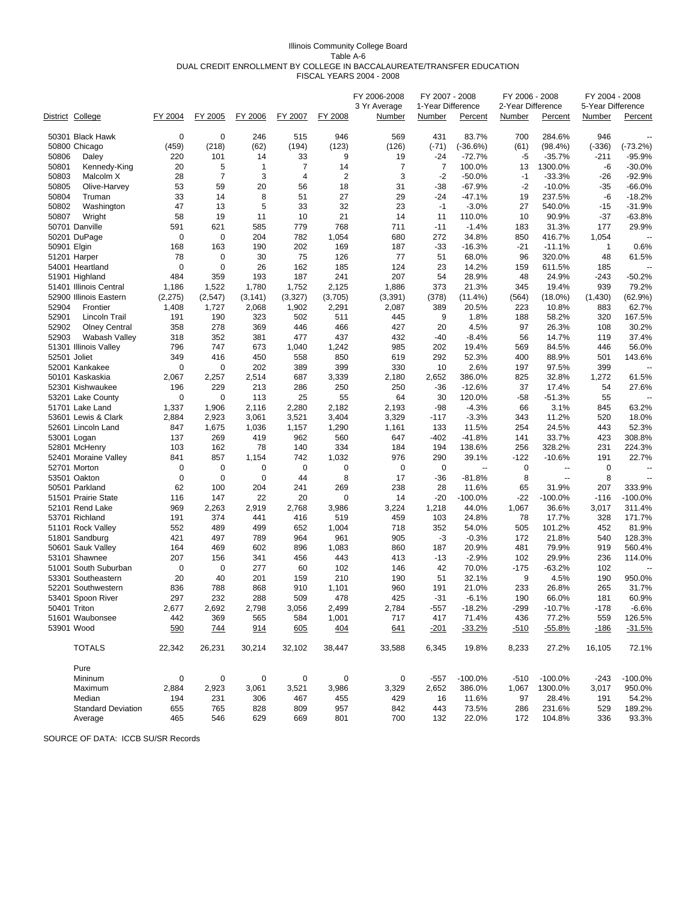Illinois Community College Board
Table A-6
DUAL CREDIT ENROLLMENT BY COLLEGE IN BACCALAUREATE/TRANSFER EDUCATION
FISCAL YEARS 2004 - 2008

| District | College | FY 2004 | FY 2005 | FY 2006 | FY 2007 | FY 2008 | FY 2006-2008 3 Yr Average | FY 2007 - 2008 1-Year Difference | | FY 2006 - 2008 2-Year Difference | | FY 2004 - 2008 5-Year Difference | |
|---|---|---|---|---|---|---|---|---|---|---|---|---|---|
| | | | | | | | Number | Number | Percent | Number | Percent | Number | Percent |
| 50301 | Black Hawk | 0 | 0 | 246 | 515 | 946 | 569 | 431 | 83.7% | 700 | 284.6% | 946 | -- |
| 50800 | Chicago | (459) | (218) | (62) | (194) | (123) | (126) | (-71) | (-36.6%) | (61) | (98.4%) | (-336) | (-73.2%) |
| 50806 | Daley | 220 | 101 | 14 | 33 | 9 | 19 | -24 | -72.7% | -5 | -35.7% | -211 | -95.9% |
| 50801 | Kennedy-King | 20 | 5 | 1 | 7 | 14 | 7 | 7 | 100.0% | 13 | 1300.0% | -6 | -30.0% |
| 50803 | Malcolm X | 28 | 7 | 3 | 4 | 2 | 3 | -2 | -50.0% | -1 | -33.3% | -26 | -92.9% |
| 50805 | Olive-Harvey | 53 | 59 | 20 | 56 | 18 | 31 | -38 | -67.9% | -2 | -10.0% | -35 | -66.0% |
| 50804 | Truman | 33 | 14 | 8 | 51 | 27 | 29 | -24 | -47.1% | 19 | 237.5% | -6 | -18.2% |
| 50802 | Washington | 47 | 13 | 5 | 33 | 32 | 23 | -1 | -3.0% | 27 | 540.0% | -15 | -31.9% |
| 50807 | Wright | 58 | 19 | 11 | 10 | 21 | 14 | 11 | 110.0% | 10 | 90.9% | -37 | -63.8% |
| 50701 | Danville | 591 | 621 | 585 | 779 | 768 | 711 | -11 | -1.4% | 183 | 31.3% | 177 | 29.9% |
| 50201 | DuPage | 0 | 0 | 204 | 782 | 1,054 | 680 | 272 | 34.8% | 850 | 416.7% | 1,054 | -- |
| 50901 | Elgin | 168 | 163 | 190 | 202 | 169 | 187 | -33 | -16.3% | -21 | -11.1% | 1 | 0.6% |
| 51201 | Harper | 78 | 0 | 30 | 75 | 126 | 77 | 51 | 68.0% | 96 | 320.0% | 48 | 61.5% |
| 54001 | Heartland | 0 | 0 | 26 | 162 | 185 | 124 | 23 | 14.2% | 159 | 611.5% | 185 | -- |
| 51901 | Highland | 484 | 359 | 193 | 187 | 241 | 207 | 54 | 28.9% | 48 | 24.9% | -243 | -50.2% |
| 51401 | Illinois Central | 1,186 | 1,522 | 1,780 | 1,752 | 2,125 | 1,886 | 373 | 21.3% | 345 | 19.4% | 939 | 79.2% |
| 52900 | Illinois Eastern | (2,275) | (2,547) | (3,141) | (3,327) | (3,705) | (3,391) | (378) | (11.4%) | (564) | (18.0%) | (1,430) | (62.9%) |
| 52904 | Frontier | 1,408 | 1,727 | 2,068 | 1,902 | 2,291 | 2,087 | 389 | 20.5% | 223 | 10.8% | 883 | 62.7% |
| 52901 | Lincoln Trail | 191 | 190 | 323 | 502 | 511 | 445 | 9 | 1.8% | 188 | 58.2% | 320 | 167.5% |
| 52902 | Olney Central | 358 | 278 | 369 | 446 | 466 | 427 | 20 | 4.5% | 97 | 26.3% | 108 | 30.2% |
| 52903 | Wabash Valley | 318 | 352 | 381 | 477 | 437 | 432 | -40 | -8.4% | 56 | 14.7% | 119 | 37.4% |
| 51301 | Illinois Valley | 796 | 747 | 673 | 1,040 | 1,242 | 985 | 202 | 19.4% | 569 | 84.5% | 446 | 56.0% |
| 52501 | Joliet | 349 | 416 | 450 | 558 | 850 | 619 | 292 | 52.3% | 400 | 88.9% | 501 | 143.6% |
| 52001 | Kankakee | 0 | 0 | 202 | 389 | 399 | 330 | 10 | 2.6% | 197 | 97.5% | 399 | -- |
| 50101 | Kaskaskia | 2,067 | 2,257 | 2,514 | 687 | 3,339 | 2,180 | 2,652 | 386.0% | 825 | 32.8% | 1,272 | 61.5% |
| 52301 | Kishwaukee | 196 | 229 | 213 | 286 | 250 | 250 | -36 | -12.6% | 37 | 17.4% | 54 | 27.6% |
| 53201 | Lake County | 0 | 0 | 113 | 25 | 55 | 64 | 30 | 120.0% | -58 | -51.3% | 55 | -- |
| 51701 | Lake Land | 1,337 | 1,906 | 2,116 | 2,280 | 2,182 | 2,193 | -98 | -4.3% | 66 | 3.1% | 845 | 63.2% |
| 53601 | Lewis & Clark | 2,884 | 2,923 | 3,061 | 3,521 | 3,404 | 3,329 | -117 | -3.3% | 343 | 11.2% | 520 | 18.0% |
| 52601 | Lincoln Land | 847 | 1,675 | 1,036 | 1,157 | 1,290 | 1,161 | 133 | 11.5% | 254 | 24.5% | 443 | 52.3% |
| 53001 | Logan | 137 | 269 | 419 | 962 | 560 | 647 | -402 | -41.8% | 141 | 33.7% | 423 | 308.8% |
| 52801 | McHenry | 103 | 162 | 78 | 140 | 334 | 184 | 194 | 138.6% | 256 | 328.2% | 231 | 224.3% |
| 52401 | Moraine Valley | 841 | 857 | 1,154 | 742 | 1,032 | 976 | 290 | 39.1% | -122 | -10.6% | 191 | 22.7% |
| 52701 | Morton | 0 | 0 | 0 | 0 | 0 | 0 | 0 | -- | 0 | -- | 0 | -- |
| 53501 | Oakton | 0 | 0 | 0 | 44 | 8 | 17 | -36 | -81.8% | 8 | -- | 8 | -- |
| 50501 | Parkland | 62 | 100 | 204 | 241 | 269 | 238 | 28 | 11.6% | 65 | 31.9% | 207 | 333.9% |
| 51501 | Prairie State | 116 | 147 | 22 | 20 | 0 | 14 | -20 | -100.0% | -22 | -100.0% | -116 | -100.0% |
| 52101 | Rend Lake | 969 | 2,263 | 2,919 | 2,768 | 3,986 | 3,224 | 1,218 | 44.0% | 1,067 | 36.6% | 3,017 | 311.4% |
| 53701 | Richland | 191 | 374 | 441 | 416 | 519 | 459 | 103 | 24.8% | 78 | 17.7% | 328 | 171.7% |
| 51101 | Rock Valley | 552 | 489 | 499 | 652 | 1,004 | 718 | 352 | 54.0% | 505 | 101.2% | 452 | 81.9% |
| 51801 | Sandburg | 421 | 497 | 789 | 964 | 961 | 905 | -3 | -0.3% | 172 | 21.8% | 540 | 128.3% |
| 50601 | Sauk Valley | 164 | 469 | 602 | 896 | 1,083 | 860 | 187 | 20.9% | 481 | 79.9% | 919 | 560.4% |
| 53101 | Shawnee | 207 | 156 | 341 | 456 | 443 | 413 | -13 | -2.9% | 102 | 29.9% | 236 | 114.0% |
| 51001 | South Suburban | 0 | 0 | 277 | 60 | 102 | 146 | 42 | 70.0% | -175 | -63.2% | 102 | -- |
| 53301 | Southeastern | 20 | 40 | 201 | 159 | 210 | 190 | 51 | 32.1% | 9 | 4.5% | 190 | 950.0% |
| 52201 | Southwestern | 836 | 788 | 868 | 910 | 1,101 | 960 | 191 | 21.0% | 233 | 26.8% | 265 | 31.7% |
| 53401 | Spoon River | 297 | 232 | 288 | 509 | 478 | 425 | -31 | -6.1% | 190 | 66.0% | 181 | 60.9% |
| 50401 | Triton | 2,677 | 2,692 | 2,798 | 3,056 | 2,499 | 2,784 | -557 | -18.2% | -299 | -10.7% | -178 | -6.6% |
| 51601 | Waubonsee | 442 | 369 | 565 | 584 | 1,001 | 717 | 417 | 71.4% | 436 | 77.2% | 559 | 126.5% |
| 53901 | Wood | 590 | 744 | 914 | 605 | 404 | 641 | -201 | -33.2% | -510 | -55.8% | -186 | -31.5% |
| | TOTALS | 22,342 | 26,231 | 30,214 | 32,102 | 38,447 | 33,588 | 6,345 | 19.8% | 8,233 | 27.2% | 16,105 | 72.1% |
| | Pure | | | | | | | | | | | | |
| | Mininum | 0 | 0 | 0 | 0 | 0 | 0 | -557 | -100.0% | -510 | -100.0% | -243 | -100.0% |
| | Maximum | 2,884 | 2,923 | 3,061 | 3,521 | 3,986 | 3,329 | 2,652 | 386.0% | 1,067 | 1300.0% | 3,017 | 950.0% |
| | Median | 194 | 231 | 306 | 467 | 455 | 429 | 16 | 11.6% | 97 | 28.4% | 191 | 54.2% |
| | Standard Deviation | 655 | 765 | 828 | 809 | 957 | 842 | 443 | 73.5% | 286 | 231.6% | 529 | 189.2% |
| | Average | 465 | 546 | 629 | 669 | 801 | 700 | 132 | 22.0% | 172 | 104.8% | 336 | 93.3% |

SOURCE OF DATA: ICCB SU/SR Records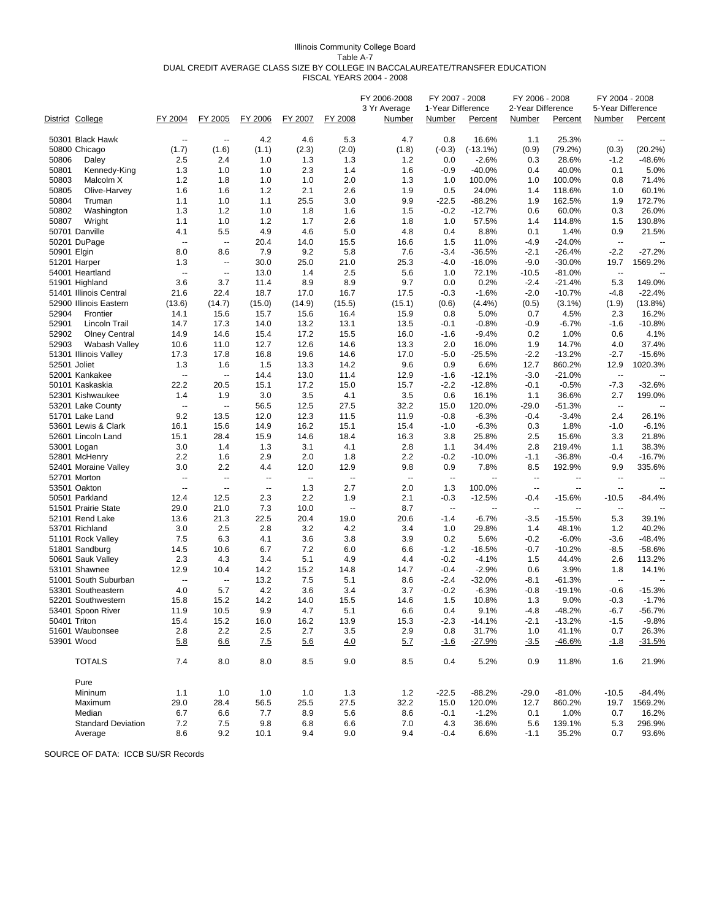Illinois Community College Board
Table A-7
DUAL CREDIT AVERAGE CLASS SIZE BY COLLEGE IN BACCALAUREATE/TRANSFER EDUCATION
FISCAL YEARS 2004 - 2008

| District | College | FY 2004 | FY 2005 | FY 2006 | FY 2007 | FY 2008 | FY 2006-2008 3 Yr Average Number | FY 2007 - 2008 1-Year Difference Number | FY 2007 - 2008 1-Year Difference Percent | FY 2006 - 2008 2-Year Difference Number | FY 2006 - 2008 2-Year Difference Percent | FY 2004 - 2008 5-Year Difference Number | FY 2004 - 2008 5-Year Difference Percent |
|---|---|---|---|---|---|---|---|---|---|---|---|---|---|
| 50301 | Black Hawk | -- | -- | 4.2 | 4.6 | 5.3 | 4.7 | 0.8 | 16.6% | 1.1 | 25.3% | -- | -- |
| 50800 | Chicago | (1.7) | (1.6) | (1.1) | (2.3) | (2.0) | (1.8) | (-0.3) | (-13.1%) | (0.9) | (79.2%) | (0.3) | (20.2%) |
| 50806 | Daley | 2.5 | 2.4 | 1.0 | 1.3 | 1.3 | 1.2 | 0.0 | -2.6% | 0.3 | 28.6% | -1.2 | -48.6% |
| 50801 | Kennedy-King | 1.3 | 1.0 | 1.0 | 2.3 | 1.4 | 1.6 | -0.9 | -40.0% | 0.4 | 40.0% | 0.1 | 5.0% |
| 50803 | Malcolm X | 1.2 | 1.8 | 1.0 | 1.0 | 2.0 | 1.3 | 1.0 | 100.0% | 1.0 | 100.0% | 0.8 | 71.4% |
| 50805 | Olive-Harvey | 1.6 | 1.6 | 1.2 | 2.1 | 2.6 | 1.9 | 0.5 | 24.0% | 1.4 | 118.6% | 1.0 | 60.1% |
| 50804 | Truman | 1.1 | 1.0 | 1.1 | 25.5 | 3.0 | 9.9 | -22.5 | -88.2% | 1.9 | 162.5% | 1.9 | 172.7% |
| 50802 | Washington | 1.3 | 1.2 | 1.0 | 1.8 | 1.6 | 1.5 | -0.2 | -12.7% | 0.6 | 60.0% | 0.3 | 26.0% |
| 50807 | Wright | 1.1 | 1.0 | 1.2 | 1.7 | 2.6 | 1.8 | 1.0 | 57.5% | 1.4 | 114.8% | 1.5 | 130.8% |
| 50701 | Danville | 4.1 | 5.5 | 4.9 | 4.6 | 5.0 | 4.8 | 0.4 | 8.8% | 0.1 | 1.4% | 0.9 | 21.5% |
| 50201 | DuPage | -- | -- | 20.4 | 14.0 | 15.5 | 16.6 | 1.5 | 11.0% | -4.9 | -24.0% | -- | -- |
| 50901 | Elgin | 8.0 | 8.6 | 7.9 | 9.2 | 5.8 | 7.6 | -3.4 | -36.5% | -2.1 | -26.4% | -2.2 | -27.2% |
| 51201 | Harper | 1.3 | -- | 30.0 | 25.0 | 21.0 | 25.3 | -4.0 | -16.0% | -9.0 | -30.0% | 19.7 | 1569.2% |
| 54001 | Heartland | -- | -- | 13.0 | 1.4 | 2.5 | 5.6 | 1.0 | 72.1% | -10.5 | -81.0% | -- | -- |
| 51901 | Highland | 3.6 | 3.7 | 11.4 | 8.9 | 8.9 | 9.7 | 0.0 | 0.2% | -2.4 | -21.4% | 5.3 | 149.0% |
| 51401 | Illinois Central | 21.6 | 22.4 | 18.7 | 17.0 | 16.7 | 17.5 | -0.3 | -1.6% | -2.0 | -10.7% | -4.8 | -22.4% |
| 52900 | Illinois Eastern | (13.6) | (14.7) | (15.0) | (14.9) | (15.5) | (15.1) | (0.6) | (4.4%) | (0.5) | (3.1%) | (1.9) | (13.8%) |
| 52904 | Frontier | 14.1 | 15.6 | 15.7 | 15.6 | 16.4 | 15.9 | 0.8 | 5.0% | 0.7 | 4.5% | 2.3 | 16.2% |
| 52901 | Lincoln Trail | 14.7 | 17.3 | 14.0 | 13.2 | 13.1 | 13.5 | -0.1 | -0.8% | -0.9 | -6.7% | -1.6 | -10.8% |
| 52902 | Olney Central | 14.9 | 14.6 | 15.4 | 17.2 | 15.5 | 16.0 | -1.6 | -9.4% | 0.2 | 1.0% | 0.6 | 4.1% |
| 52903 | Wabash Valley | 10.6 | 11.0 | 12.7 | 12.6 | 14.6 | 13.3 | 2.0 | 16.0% | 1.9 | 14.7% | 4.0 | 37.4% |
| 51301 | Illinois Valley | 17.3 | 17.8 | 16.8 | 19.6 | 14.6 | 17.0 | -5.0 | -25.5% | -2.2 | -13.2% | -2.7 | -15.6% |
| 52501 | Joliet | 1.3 | 1.6 | 1.5 | 13.3 | 14.2 | 9.6 | 0.9 | 6.6% | 12.7 | 860.2% | 12.9 | 1020.3% |
| 52001 | Kankakee | -- | -- | 14.4 | 13.0 | 11.4 | 12.9 | -1.6 | -12.1% | -3.0 | -21.0% | -- | -- |
| 50101 | Kaskaskia | 22.2 | 20.5 | 15.1 | 17.2 | 15.0 | 15.7 | -2.2 | -12.8% | -0.1 | -0.5% | -7.3 | -32.6% |
| 52301 | Kishwaukee | 1.4 | 1.9 | 3.0 | 3.5 | 4.1 | 3.5 | 0.6 | 16.1% | 1.1 | 36.6% | 2.7 | 199.0% |
| 53201 | Lake County | -- | -- | 56.5 | 12.5 | 27.5 | 32.2 | 15.0 | 120.0% | -29.0 | -51.3% | -- | -- |
| 51701 | Lake Land | 9.2 | 13.5 | 12.0 | 12.3 | 11.5 | 11.9 | -0.8 | -6.3% | -0.4 | -3.4% | 2.4 | 26.1% |
| 53601 | Lewis & Clark | 16.1 | 15.6 | 14.9 | 16.2 | 15.1 | 15.4 | -1.0 | -6.3% | 0.3 | 1.8% | -1.0 | -6.1% |
| 52601 | Lincoln Land | 15.1 | 28.4 | 15.9 | 14.6 | 18.4 | 16.3 | 3.8 | 25.8% | 2.5 | 15.6% | 3.3 | 21.8% |
| 53001 | Logan | 3.0 | 1.4 | 1.3 | 3.1 | 4.1 | 2.8 | 1.1 | 34.4% | 2.8 | 219.4% | 1.1 | 38.3% |
| 52801 | McHenry | 2.2 | 1.6 | 2.9 | 2.0 | 1.8 | 2.2 | -0.2 | -10.0% | -1.1 | -36.8% | -0.4 | -16.7% |
| 52401 | Moraine Valley | 3.0 | 2.2 | 4.4 | 12.0 | 12.9 | 9.8 | 0.9 | 7.8% | 8.5 | 192.9% | 9.9 | 335.6% |
| 52701 | Morton | -- | -- | -- | -- | -- | -- | -- | -- | -- | -- | -- | -- |
| 53501 | Oakton | -- | -- | -- | 1.3 | 2.7 | 2.0 | 1.3 | 100.0% | -- | -- | -- | -- |
| 50501 | Parkland | 12.4 | 12.5 | 2.3 | 2.2 | 1.9 | 2.1 | -0.3 | -12.5% | -0.4 | -15.6% | -10.5 | -84.4% |
| 51501 | Prairie State | 29.0 | 21.0 | 7.3 | 10.0 | -- | 8.7 | -- | -- | -- | -- | -- | -- |
| 52101 | Rend Lake | 13.6 | 21.3 | 22.5 | 20.4 | 19.0 | 20.6 | -1.4 | -6.7% | -3.5 | -15.5% | 5.3 | 39.1% |
| 53701 | Richland | 3.0 | 2.5 | 2.8 | 3.2 | 4.2 | 3.4 | 1.0 | 29.8% | 1.4 | 48.1% | 1.2 | 40.2% |
| 51101 | Rock Valley | 7.5 | 6.3 | 4.1 | 3.6 | 3.8 | 3.9 | 0.2 | 5.6% | -0.2 | -6.0% | -3.6 | -48.4% |
| 51801 | Sandburg | 14.5 | 10.6 | 6.7 | 7.2 | 6.0 | 6.6 | -1.2 | -16.5% | -0.7 | -10.2% | -8.5 | -58.6% |
| 50601 | Sauk Valley | 2.3 | 4.3 | 3.4 | 5.1 | 4.9 | 4.4 | -0.2 | -4.1% | 1.5 | 44.4% | 2.6 | 113.2% |
| 53101 | Shawnee | 12.9 | 10.4 | 14.2 | 15.2 | 14.8 | 14.7 | -0.4 | -2.9% | 0.6 | 3.9% | 1.8 | 14.1% |
| 51001 | South Suburban | -- | -- | 13.2 | 7.5 | 5.1 | 8.6 | -2.4 | -32.0% | -8.1 | -61.3% | -- | -- |
| 53301 | Southeastern | 4.0 | 5.7 | 4.2 | 3.6 | 3.4 | 3.7 | -0.2 | -6.3% | -0.8 | -19.1% | -0.6 | -15.3% |
| 52201 | Southwestern | 15.8 | 15.2 | 14.2 | 14.0 | 15.5 | 14.6 | 1.5 | 10.8% | 1.3 | 9.0% | -0.3 | -1.7% |
| 53401 | Spoon River | 11.9 | 10.5 | 9.9 | 4.7 | 5.1 | 6.6 | 0.4 | 9.1% | -4.8 | -48.2% | -6.7 | -56.7% |
| 50401 | Triton | 15.4 | 15.2 | 16.0 | 16.2 | 13.9 | 15.3 | -2.3 | -14.1% | -2.1 | -13.2% | -1.5 | -9.8% |
| 51601 | Waubonsee | 2.8 | 2.2 | 2.5 | 2.7 | 3.5 | 2.9 | 0.8 | 31.7% | 1.0 | 41.1% | 0.7 | 26.3% |
| 53901 | Wood | 5.8 | 6.6 | 7.5 | 5.6 | 4.0 | 5.7 | -1.6 | -27.9% | -3.5 | -46.6% | -1.8 | -31.5% |
| | TOTALS | 7.4 | 8.0 | 8.0 | 8.5 | 9.0 | 8.5 | 0.4 | 5.2% | 0.9 | 11.8% | 1.6 | 21.9% |
| | Pure | | | | | | | | | | | | |
| | Mininum | 1.1 | 1.0 | 1.0 | 1.0 | 1.3 | 1.2 | -22.5 | -88.2% | -29.0 | -81.0% | -10.5 | -84.4% |
| | Maximum | 29.0 | 28.4 | 56.5 | 25.5 | 27.5 | 32.2 | 15.0 | 120.0% | 12.7 | 860.2% | 19.7 | 1569.2% |
| | Median | 6.7 | 6.6 | 7.7 | 8.9 | 5.6 | 8.6 | -0.1 | -1.2% | 0.1 | 1.0% | 0.7 | 16.2% |
| | Standard Deviation | 7.2 | 7.5 | 9.8 | 6.8 | 6.6 | 7.0 | 4.3 | 36.6% | 5.6 | 139.1% | 5.3 | 296.9% |
| | Average | 8.6 | 9.2 | 10.1 | 9.4 | 9.0 | 9.4 | -0.4 | 6.6% | -1.1 | 35.2% | 0.7 | 93.6% |

SOURCE OF DATA: ICCB SU/SR Records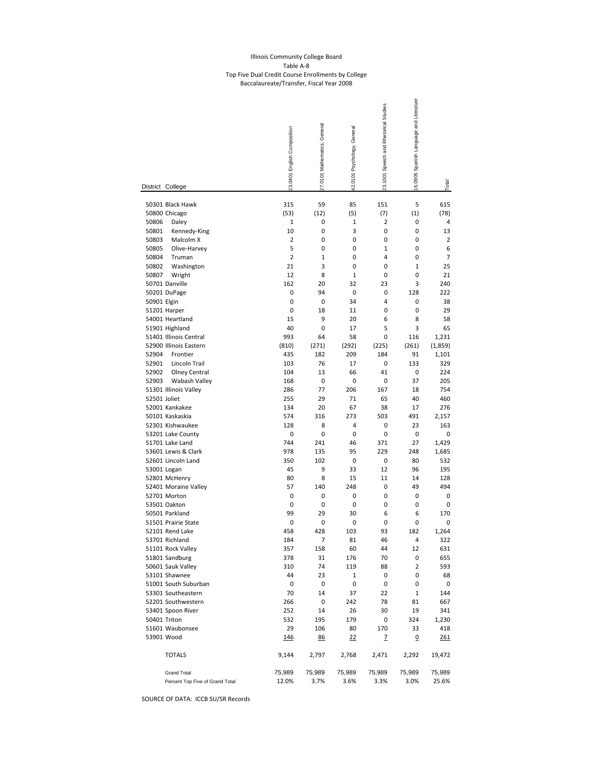Illinois Community College Board

Table A-8

Top Five Dual Credit Course Enrollments by College

Baccalaureate/Transfer, Fiscal Year 2008

| District | College | 23.0401 English Composition | 27.0101 Mathematics, General | 42.0101 Psychology, General | 23.1001 Speech and Rhetorical Studies | 16.0905 Spanish Language and Literature | Total |
|---|---|---|---|---|---|---|---|
| 50301 | Black Hawk | 315 | 59 | 85 | 151 | 5 | 615 |
| 50800 | Chicago | (53) | (12) | (5) | (7) | (1) | (78) |
| 50806 | Daley | 1 | 0 | 1 | 2 | 0 | 4 |
| 50801 | Kennedy-King | 10 | 0 | 3 | 0 | 0 | 13 |
| 50803 | Malcolm X | 2 | 0 | 0 | 0 | 0 | 2 |
| 50805 | Olive-Harvey | 5 | 0 | 0 | 1 | 0 | 6 |
| 50804 | Truman | 2 | 1 | 0 | 4 | 0 | 7 |
| 50802 | Washington | 21 | 3 | 0 | 0 | 1 | 25 |
| 50807 | Wright | 12 | 8 | 1 | 0 | 0 | 21 |
| 50701 | Danville | 162 | 20 | 32 | 23 | 3 | 240 |
| 50201 | DuPage | 0 | 94 | 0 | 0 | 128 | 222 |
| 50901 | Elgin | 0 | 0 | 34 | 4 | 0 | 38 |
| 51201 | Harper | 0 | 18 | 11 | 0 | 0 | 29 |
| 54001 | Heartland | 15 | 9 | 20 | 6 | 8 | 58 |
| 51901 | Highland | 40 | 0 | 17 | 5 | 3 | 65 |
| 51401 | Illinois Central | 993 | 64 | 58 | 0 | 116 | 1,231 |
| 52900 | Illinois Eastern | (810) | (271) | (292) | (225) | (261) | (1,859) |
| 52904 | Frontier | 435 | 182 | 209 | 184 | 91 | 1,101 |
| 52901 | Lincoln Trail | 103 | 76 | 17 | 0 | 133 | 329 |
| 52902 | Olney Central | 104 | 13 | 66 | 41 | 0 | 224 |
| 52903 | Wabash Valley | 168 | 0 | 0 | 0 | 37 | 205 |
| 51301 | Illinois Valley | 286 | 77 | 206 | 167 | 18 | 754 |
| 52501 | Joliet | 255 | 29 | 71 | 65 | 40 | 460 |
| 52001 | Kankakee | 134 | 20 | 67 | 38 | 17 | 276 |
| 50101 | Kaskaskia | 574 | 316 | 273 | 503 | 491 | 2,157 |
| 52301 | Kishwaukee | 128 | 8 | 4 | 0 | 23 | 163 |
| 53201 | Lake County | 0 | 0 | 0 | 0 | 0 | 0 |
| 51701 | Lake Land | 744 | 241 | 46 | 371 | 27 | 1,429 |
| 53601 | Lewis & Clark | 978 | 135 | 95 | 229 | 248 | 1,685 |
| 52601 | Lincoln Land | 350 | 102 | 0 | 0 | 80 | 532 |
| 53001 | Logan | 45 | 9 | 33 | 12 | 96 | 195 |
| 52801 | McHenry | 80 | 8 | 15 | 11 | 14 | 128 |
| 52401 | Moraine Valley | 57 | 140 | 248 | 0 | 49 | 494 |
| 52701 | Morton | 0 | 0 | 0 | 0 | 0 | 0 |
| 53501 | Oakton | 0 | 0 | 0 | 0 | 0 | 0 |
| 50501 | Parkland | 99 | 29 | 30 | 6 | 6 | 170 |
| 51501 | Prairie State | 0 | 0 | 0 | 0 | 0 | 0 |
| 52101 | Rend Lake | 458 | 428 | 103 | 93 | 182 | 1,264 |
| 53701 | Richland | 184 | 7 | 81 | 46 | 4 | 322 |
| 51101 | Rock Valley | 357 | 158 | 60 | 44 | 12 | 631 |
| 51801 | Sandburg | 378 | 31 | 176 | 70 | 0 | 655 |
| 50601 | Sauk Valley | 310 | 74 | 119 | 88 | 2 | 593 |
| 53101 | Shawnee | 44 | 23 | 1 | 0 | 0 | 68 |
| 51001 | South Suburban | 0 | 0 | 0 | 0 | 0 | 0 |
| 53301 | Southeastern | 70 | 14 | 37 | 22 | 1 | 144 |
| 52201 | Southwestern | 266 | 0 | 242 | 78 | 81 | 667 |
| 53401 | Spoon River | 252 | 14 | 26 | 30 | 19 | 341 |
| 50401 | Triton | 532 | 195 | 179 | 0 | 324 | 1,230 |
| 51601 | Waubonsee | 29 | 106 | 80 | 170 | 33 | 418 |
| 53901 | Wood | 146 | 86 | 22 | 7 | 0 | 261 |
| | TOTALS | 9,144 | 2,797 | 2,768 | 2,471 | 2,292 | 19,472 |
| | Grand Total | 75,989 | 75,989 | 75,989 | 75,989 | 75,989 | 75,989 |
| | Percent Top Five of Grand Total | 12.0% | 3.7% | 3.6% | 3.3% | 3.0% | 25.6% |

SOURCE OF DATA: ICCB SU/SR Records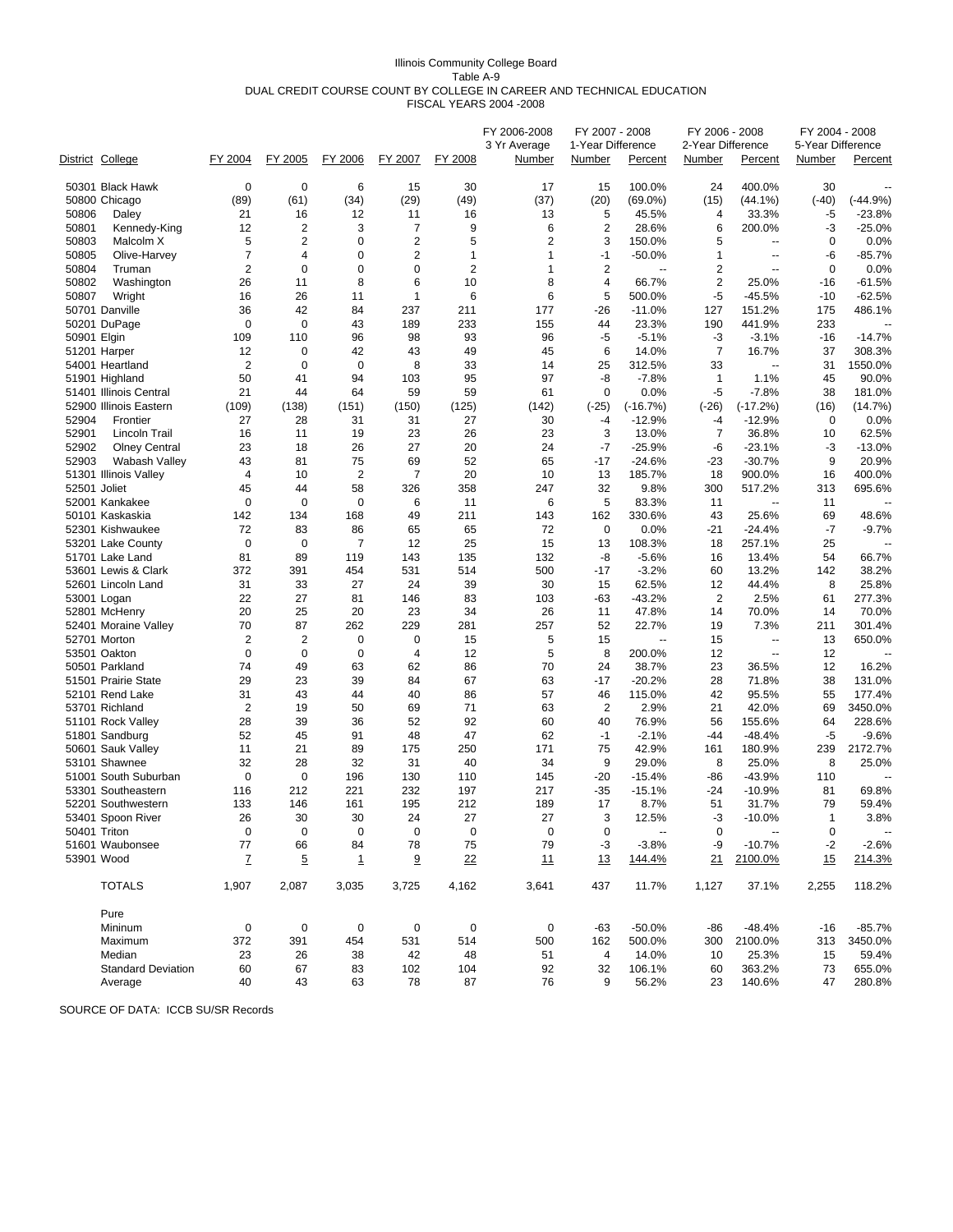Illinois Community College Board
Table A-9
DUAL CREDIT COURSE COUNT BY COLLEGE IN CAREER AND TECHNICAL EDUCATION
FISCAL YEARS 2004 -2008

| District | College | FY 2004 | FY 2005 | FY 2006 | FY 2007 | FY 2008 | FY 2006-2008 3 Yr Average | FY 2007 - 2008 1-Year Difference | | FY 2006 - 2008 2-Year Difference | | FY 2004 - 2008 5-Year Difference | |
|---|---|---|---|---|---|---|---|---|---|---|---|---|---|
| | | | | | | | Number | Number | Percent | Number | Percent | Number | Percent |
| 50301 | Black Hawk | 0 | 0 | 6 | 15 | 30 | 17 | 15 | 100.0% | 24 | 400.0% | 30 | -- |
| 50800 | Chicago | (89) | (61) | (34) | (29) | (49) | (37) | (20) | (69.0%) | (15) | (44.1%) | (-40) | (-44.9%) |
| 50806 | Daley | 21 | 16 | 12 | 11 | 16 | 13 | 5 | 45.5% | 4 | 33.3% | -5 | -23.8% |
| 50801 | Kennedy-King | 12 | 2 | 3 | 7 | 9 | 6 | 2 | 28.6% | 6 | 200.0% | -3 | -25.0% |
| 50803 | Malcolm X | 5 | 2 | 0 | 2 | 5 | 2 | 3 | 150.0% | 5 | -- | 0 | 0.0% |
| 50805 | Olive-Harvey | 7 | 4 | 0 | 2 | 1 | 1 | -1 | -50.0% | 1 | -- | -6 | -85.7% |
| 50804 | Truman | 2 | 0 | 0 | 0 | 2 | 1 | 2 | -- | 2 | -- | 0 | 0.0% |
| 50802 | Washington | 26 | 11 | 8 | 6 | 10 | 8 | 4 | 66.7% | 2 | 25.0% | -16 | -61.5% |
| 50807 | Wright | 16 | 26 | 11 | 1 | 6 | 6 | 5 | 500.0% | -5 | -45.5% | -10 | -62.5% |
| 50701 | Danville | 36 | 42 | 84 | 237 | 211 | 177 | -26 | -11.0% | 127 | 151.2% | 175 | 486.1% |
| 50201 | DuPage | 0 | 0 | 43 | 189 | 233 | 155 | 44 | 23.3% | 190 | 441.9% | 233 | -- |
| 50901 | Elgin | 109 | 110 | 96 | 98 | 93 | 96 | -5 | -5.1% | -3 | -3.1% | -16 | -14.7% |
| 51201 | Harper | 12 | 0 | 42 | 43 | 49 | 45 | 6 | 14.0% | 7 | 16.7% | 37 | 308.3% |
| 54001 | Heartland | 2 | 0 | 0 | 8 | 33 | 14 | 25 | 312.5% | 33 | -- | 31 | 1550.0% |
| 51901 | Highland | 50 | 41 | 94 | 103 | 95 | 97 | -8 | -7.8% | 1 | 1.1% | 45 | 90.0% |
| 51401 | Illinois Central | 21 | 44 | 64 | 59 | 59 | 61 | 0 | 0.0% | -5 | -7.8% | 38 | 181.0% |
| 52900 | Illinois Eastern | (109) | (138) | (151) | (150) | (125) | (142) | (-25) | (-16.7%) | (-26) | (-17.2%) | (16) | (14.7%) |
| 52904 | Frontier | 27 | 28 | 31 | 31 | 27 | 30 | -4 | -12.9% | -4 | -12.9% | 0 | 0.0% |
| 52901 | Lincoln Trail | 16 | 11 | 19 | 23 | 26 | 23 | 3 | 13.0% | 7 | 36.8% | 10 | 62.5% |
| 52902 | Olney Central | 23 | 18 | 26 | 27 | 20 | 24 | -7 | -25.9% | -6 | -23.1% | -3 | -13.0% |
| 52903 | Wabash Valley | 43 | 81 | 75 | 69 | 52 | 65 | -17 | -24.6% | -23 | -30.7% | 9 | 20.9% |
| 51301 | Illinois Valley | 4 | 10 | 2 | 7 | 20 | 10 | 13 | 185.7% | 18 | 900.0% | 16 | 400.0% |
| 52501 | Joliet | 45 | 44 | 58 | 326 | 358 | 247 | 32 | 9.8% | 300 | 517.2% | 313 | 695.6% |
| 52001 | Kankakee | 0 | 0 | 0 | 6 | 11 | 6 | 5 | 83.3% | 11 | -- | 11 | -- |
| 50101 | Kaskaskia | 142 | 134 | 168 | 49 | 211 | 143 | 162 | 330.6% | 43 | 25.6% | 69 | 48.6% |
| 52301 | Kishwaukee | 72 | 83 | 86 | 65 | 65 | 72 | 0 | 0.0% | -21 | -24.4% | -7 | -9.7% |
| 53201 | Lake County | 0 | 0 | 7 | 12 | 25 | 15 | 13 | 108.3% | 18 | 257.1% | 25 | -- |
| 51701 | Lake Land | 81 | 89 | 119 | 143 | 135 | 132 | -8 | -5.6% | 16 | 13.4% | 54 | 66.7% |
| 53601 | Lewis & Clark | 372 | 391 | 454 | 531 | 514 | 500 | -17 | -3.2% | 60 | 13.2% | 142 | 38.2% |
| 52601 | Lincoln Land | 31 | 33 | 27 | 24 | 39 | 30 | 15 | 62.5% | 12 | 44.4% | 8 | 25.8% |
| 53001 | Logan | 22 | 27 | 81 | 146 | 83 | 103 | -63 | -43.2% | 2 | 2.5% | 61 | 277.3% |
| 52801 | McHenry | 20 | 25 | 20 | 23 | 34 | 26 | 11 | 47.8% | 14 | 70.0% | 14 | 70.0% |
| 52401 | Moraine Valley | 70 | 87 | 262 | 229 | 281 | 257 | 52 | 22.7% | 19 | 7.3% | 211 | 301.4% |
| 52701 | Morton | 2 | 2 | 0 | 0 | 15 | 5 | 15 | -- | 15 | -- | 13 | 650.0% |
| 53501 | Oakton | 0 | 0 | 0 | 4 | 12 | 5 | 8 | 200.0% | 12 | -- | 12 | -- |
| 50501 | Parkland | 74 | 49 | 63 | 62 | 86 | 70 | 24 | 38.7% | 23 | 36.5% | 12 | 16.2% |
| 51501 | Prairie State | 29 | 23 | 39 | 84 | 67 | 63 | -17 | -20.2% | 28 | 71.8% | 38 | 131.0% |
| 52101 | Rend Lake | 31 | 43 | 44 | 40 | 86 | 57 | 46 | 115.0% | 42 | 95.5% | 55 | 177.4% |
| 53701 | Richland | 2 | 19 | 50 | 69 | 71 | 63 | 2 | 2.9% | 21 | 42.0% | 69 | 3450.0% |
| 51101 | Rock Valley | 28 | 39 | 36 | 52 | 92 | 60 | 40 | 76.9% | 56 | 155.6% | 64 | 228.6% |
| 51801 | Sandburg | 52 | 45 | 91 | 48 | 47 | 62 | -1 | -2.1% | -44 | -48.4% | -5 | -9.6% |
| 50601 | Sauk Valley | 11 | 21 | 89 | 175 | 250 | 171 | 75 | 42.9% | 161 | 180.9% | 239 | 2172.7% |
| 53101 | Shawnee | 32 | 28 | 32 | 31 | 40 | 34 | 9 | 29.0% | 8 | 25.0% | 8 | 25.0% |
| 51001 | South Suburban | 0 | 0 | 196 | 130 | 110 | 145 | -20 | -15.4% | -86 | -43.9% | 110 | -- |
| 53301 | Southeastern | 116 | 212 | 221 | 232 | 197 | 217 | -35 | -15.1% | -24 | -10.9% | 81 | 69.8% |
| 52201 | Southwestern | 133 | 146 | 161 | 195 | 212 | 189 | 17 | 8.7% | 51 | 31.7% | 79 | 59.4% |
| 53401 | Spoon River | 26 | 30 | 30 | 24 | 27 | 27 | 3 | 12.5% | -3 | -10.0% | 1 | 3.8% |
| 50401 | Triton | 0 | 0 | 0 | 0 | 0 | 0 | 0 | -- | 0 | -- | 0 | -- |
| 51601 | Waubonsee | 77 | 66 | 84 | 78 | 75 | 79 | -3 | -3.8% | -9 | -10.7% | -2 | -2.6% |
| 53901 | Wood | 7 | 5 | 1 | 9 | 22 | 11 | 13 | 144.4% | 21 | 2100.0% | 15 | 214.3% |
| | TOTALS | 1,907 | 2,087 | 3,035 | 3,725 | 4,162 | 3,641 | 437 | 11.7% | 1,127 | 37.1% | 2,255 | 118.2% |
| | Pure | | | | | | | | | | | | |
| | Mininum | 0 | 0 | 0 | 0 | 0 | 0 | -63 | -50.0% | -86 | -48.4% | -16 | -85.7% |
| | Maximum | 372 | 391 | 454 | 531 | 514 | 500 | 162 | 500.0% | 300 | 2100.0% | 313 | 3450.0% |
| | Median | 23 | 26 | 38 | 42 | 48 | 51 | 4 | 14.0% | 10 | 25.3% | 15 | 59.4% |
| | Standard Deviation | 60 | 67 | 83 | 102 | 104 | 92 | 32 | 106.1% | 60 | 363.2% | 73 | 655.0% |
| | Average | 40 | 43 | 63 | 78 | 87 | 76 | 9 | 56.2% | 23 | 140.6% | 47 | 280.8% |

SOURCE OF DATA: ICCB SU/SR Records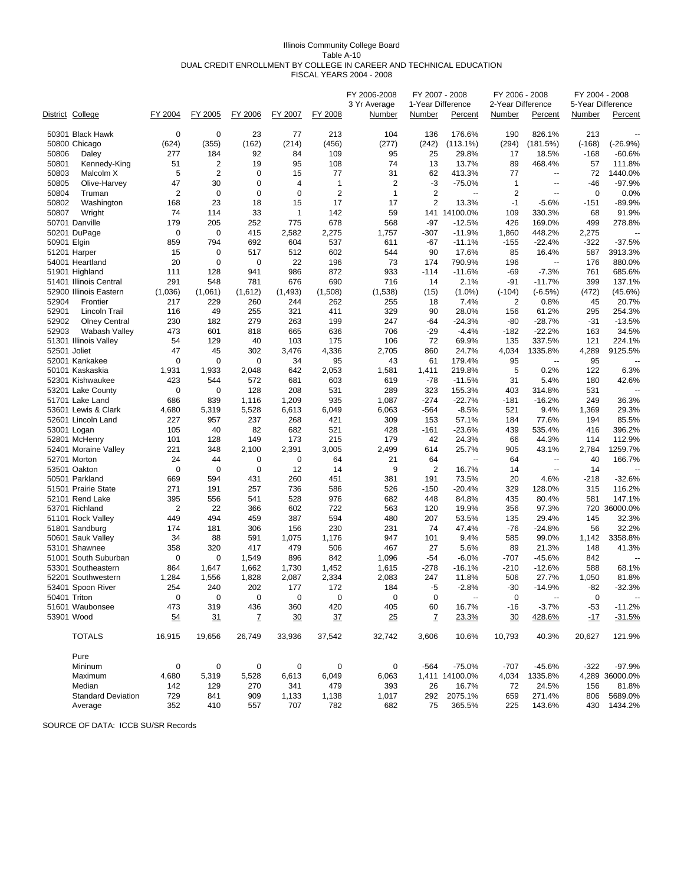Illinois Community College Board
Table A-10
DUAL CREDIT ENROLLMENT BY COLLEGE IN CAREER AND TECHNICAL EDUCATION
FISCAL YEARS 2004 - 2008

| District | College | FY 2004 | FY 2005 | FY 2006 | FY 2007 | FY 2008 | FY 2006-2008 3 Yr Average Number | FY 2007 - 2008 1-Year Difference Number | FY 2007 - 2008 1-Year Difference Percent | FY 2006 - 2008 2-Year Difference Number | FY 2006 - 2008 2-Year Difference Percent | FY 2004 - 2008 5-Year Difference Number | FY 2004 - 2008 5-Year Difference Percent |
|---|---|---|---|---|---|---|---|---|---|---|---|---|---|
| 50301 | Black Hawk | 0 | 0 | 23 | 77 | 213 | 104 | 136 | 176.6% | 190 | 826.1% | 213 | -- |
| 50800 | Chicago | (624) | (355) | (162) | (214) | (456) | (277) | (242) | (113.1%) | (294) | (181.5%) | (-168) | (-26.9%) |
| 50806 | Daley | 277 | 184 | 92 | 84 | 109 | 95 | 25 | 29.8% | 17 | 18.5% | -168 | -60.6% |
| 50801 | Kennedy-King | 51 | 2 | 19 | 95 | 108 | 74 | 13 | 13.7% | 89 | 468.4% | 57 | 111.8% |
| 50803 | Malcolm X | 5 | 2 | 0 | 15 | 77 | 31 | 62 | 413.3% | 77 | -- | 72 | 1440.0% |
| 50805 | Olive-Harvey | 47 | 30 | 0 | 4 | 1 | 2 | -3 | -75.0% | 1 | -- | -46 | -97.9% |
| 50804 | Truman | 2 | 0 | 0 | 0 | 2 | 1 | 2 | -- | 2 | -- | 0 | 0.0% |
| 50802 | Washington | 168 | 23 | 18 | 15 | 17 | 17 | 2 | 13.3% | -1 | -5.6% | -151 | -89.9% |
| 50807 | Wright | 74 | 114 | 33 | 1 | 142 | 59 | 141 | 14100.0% | 109 | 330.3% | 68 | 91.9% |
| 50701 | Danville | 179 | 205 | 252 | 775 | 678 | 568 | -97 | -12.5% | 426 | 169.0% | 499 | 278.8% |
| 50201 | DuPage | 0 | 0 | 415 | 2,582 | 2,275 | 1,757 | -307 | -11.9% | 1,860 | 448.2% | 2,275 | -- |
| 50901 | Elgin | 859 | 794 | 692 | 604 | 537 | 611 | -67 | -11.1% | -155 | -22.4% | -322 | -37.5% |
| 51201 | Harper | 15 | 0 | 517 | 512 | 602 | 544 | 90 | 17.6% | 85 | 16.4% | 587 | 3913.3% |
| 54001 | Heartland | 20 | 0 | 0 | 22 | 196 | 73 | 174 | 790.9% | 196 | -- | 176 | 880.0% |
| 51901 | Highland | 111 | 128 | 941 | 986 | 872 | 933 | -114 | -11.6% | -69 | -7.3% | 761 | 685.6% |
| 51401 | Illinois Central | 291 | 548 | 781 | 676 | 690 | 716 | 14 | 2.1% | -91 | -11.7% | 399 | 137.1% |
| 52900 | Illinois Eastern | (1,036) | (1,061) | (1,612) | (1,493) | (1,508) | (1,538) | (15) | (1.0%) | (-104) | (-6.5%) | (472) | (45.6%) |
| 52904 | Frontier | 217 | 229 | 260 | 244 | 262 | 255 | 18 | 7.4% | 2 | 0.8% | 45 | 20.7% |
| 52901 | Lincoln Trail | 116 | 49 | 255 | 321 | 411 | 329 | 90 | 28.0% | 156 | 61.2% | 295 | 254.3% |
| 52902 | Olney Central | 230 | 182 | 279 | 263 | 199 | 247 | -64 | -24.3% | -80 | -28.7% | -31 | -13.5% |
| 52903 | Wabash Valley | 473 | 601 | 818 | 665 | 636 | 706 | -29 | -4.4% | -182 | -22.2% | 163 | 34.5% |
| 51301 | Illinois Valley | 54 | 129 | 40 | 103 | 175 | 106 | 72 | 69.9% | 135 | 337.5% | 121 | 224.1% |
| 52501 | Joliet | 47 | 45 | 302 | 3,476 | 4,336 | 2,705 | 860 | 24.7% | 4,034 | 1335.8% | 4,289 | 9125.5% |
| 52001 | Kankakee | 0 | 0 | 0 | 34 | 95 | 43 | 61 | 179.4% | 95 | -- | 95 | -- |
| 50101 | Kaskaskia | 1,931 | 1,933 | 2,048 | 642 | 2,053 | 1,581 | 1,411 | 219.8% | 5 | 0.2% | 122 | 6.3% |
| 52301 | Kishwaukee | 423 | 544 | 572 | 681 | 603 | 619 | -78 | -11.5% | 31 | 5.4% | 180 | 42.6% |
| 53201 | Lake County | 0 | 0 | 128 | 208 | 531 | 289 | 323 | 155.3% | 403 | 314.8% | 531 | -- |
| 51701 | Lake Land | 686 | 839 | 1,116 | 1,209 | 935 | 1,087 | -274 | -22.7% | -181 | -16.2% | 249 | 36.3% |
| 53601 | Lewis & Clark | 4,680 | 5,319 | 5,528 | 6,613 | 6,049 | 6,063 | -564 | -8.5% | 521 | 9.4% | 1,369 | 29.3% |
| 52601 | Lincoln Land | 227 | 957 | 237 | 268 | 421 | 309 | 153 | 57.1% | 184 | 77.6% | 194 | 85.5% |
| 53001 | Logan | 105 | 40 | 82 | 682 | 521 | 428 | -161 | -23.6% | 439 | 535.4% | 416 | 396.2% |
| 52801 | McHenry | 101 | 128 | 149 | 173 | 215 | 179 | 42 | 24.3% | 66 | 44.3% | 114 | 112.9% |
| 52401 | Moraine Valley | 221 | 348 | 2,100 | 2,391 | 3,005 | 2,499 | 614 | 25.7% | 905 | 43.1% | 2,784 | 1259.7% |
| 52701 | Morton | 24 | 44 | 0 | 0 | 64 | 21 | 64 | -- | 64 | -- | 40 | 166.7% |
| 53501 | Oakton | 0 | 0 | 0 | 12 | 14 | 9 | 2 | 16.7% | 14 | -- | 14 | -- |
| 50501 | Parkland | 669 | 594 | 431 | 260 | 451 | 381 | 191 | 73.5% | 20 | 4.6% | -218 | -32.6% |
| 51501 | Prairie State | 271 | 191 | 257 | 736 | 586 | 526 | -150 | -20.4% | 329 | 128.0% | 315 | 116.2% |
| 52101 | Rend Lake | 395 | 556 | 541 | 528 | 976 | 682 | 448 | 84.8% | 435 | 80.4% | 581 | 147.1% |
| 53701 | Richland | 2 | 22 | 366 | 602 | 722 | 563 | 120 | 19.9% | 356 | 97.3% | 720 | 36000.0% |
| 51101 | Rock Valley | 449 | 494 | 459 | 387 | 594 | 480 | 207 | 53.5% | 135 | 29.4% | 145 | 32.3% |
| 51801 | Sandburg | 174 | 181 | 306 | 156 | 230 | 231 | 74 | 47.4% | -76 | -24.8% | 56 | 32.2% |
| 50601 | Sauk Valley | 34 | 88 | 591 | 1,075 | 1,176 | 947 | 101 | 9.4% | 585 | 99.0% | 1,142 | 3358.8% |
| 53101 | Shawnee | 358 | 320 | 417 | 479 | 506 | 467 | 27 | 5.6% | 89 | 21.3% | 148 | 41.3% |
| 51001 | South Suburban | 0 | 0 | 1,549 | 896 | 842 | 1,096 | -54 | -6.0% | -707 | -45.6% | 842 | -- |
| 53301 | Southeastern | 864 | 1,647 | 1,662 | 1,730 | 1,452 | 1,615 | -278 | -16.1% | -210 | -12.6% | 588 | 68.1% |
| 52201 | Southwestern | 1,284 | 1,556 | 1,828 | 2,087 | 2,334 | 2,083 | 247 | 11.8% | 506 | 27.7% | 1,050 | 81.8% |
| 53401 | Spoon River | 254 | 240 | 202 | 177 | 172 | 184 | -5 | -2.8% | -30 | -14.9% | -82 | -32.3% |
| 50401 | Triton | 0 | 0 | 0 | 0 | 0 | 0 | 0 | -- | 0 | -- | 0 | -- |
| 51601 | Waubonsee | 473 | 319 | 436 | 360 | 420 | 405 | 60 | 16.7% | -16 | -3.7% | -53 | -11.2% |
| 53901 | Wood | 54 | 31 | 7 | 30 | 37 | 25 | 7 | 23.3% | 30 | 428.6% | -17 | -31.5% |
| | TOTALS | 16,915 | 19,656 | 26,749 | 33,936 | 37,542 | 32,742 | 3,606 | 10.6% | 10,793 | 40.3% | 20,627 | 121.9% |
| | Pure | | | | | | | | | | | | |
| | Mininum | 0 | 0 | 0 | 0 | 0 | 0 | -564 | -75.0% | -707 | -45.6% | -322 | -97.9% |
| | Maximum | 4,680 | 5,319 | 5,528 | 6,613 | 6,049 | 6,063 | 1,411 | 14100.0% | 4,034 | 1335.8% | 4,289 | 36000.0% |
| | Median | 142 | 129 | 270 | 341 | 479 | 393 | 26 | 16.7% | 72 | 24.5% | 156 | 81.8% |
| | Standard Deviation | 729 | 841 | 909 | 1,133 | 1,138 | 1,017 | 292 | 2075.1% | 659 | 271.4% | 806 | 5689.0% |
| | Average | 352 | 410 | 557 | 707 | 782 | 682 | 75 | 365.5% | 225 | 143.6% | 430 | 1434.2% |

SOURCE OF DATA: ICCB SU/SR Records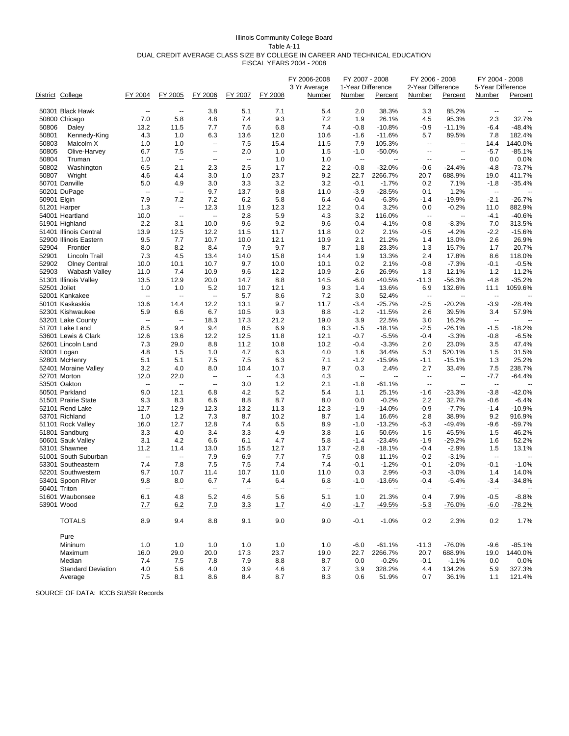Illinois Community College Board
Table A-11
DUAL CREDIT AVERAGE CLASS SIZE BY COLLEGE IN CAREER AND TECHNICAL EDUCATION
FISCAL YEARS 2004 - 2008

| District | College | FY 2004 | FY 2005 | FY 2006 | FY 2007 | FY 2008 | FY 2006-2008 3 Yr Average | FY 2007 - 2008 1-Year Difference | | FY 2006 - 2008 2-Year Difference | | FY 2004 - 2008 5-Year Difference | |
|---|---|---|---|---|---|---|---|---|---|---|---|---|---|
| | | | | | | | Number | Number | Percent | Number | Percent | Number | Percent |
| 50301 | Black Hawk | -- | -- | 3.8 | 5.1 | 7.1 | 5.4 | 2.0 | 38.3% | 3.3 | 85.2% | -- | -- |
| 50800 | Chicago | 7.0 | 5.8 | 4.8 | 7.4 | 9.3 | 7.2 | 1.9 | 26.1% | 4.5 | 95.3% | 2.3 | 32.7% |
| 50806 | Daley | 13.2 | 11.5 | 7.7 | 7.6 | 6.8 | 7.4 | -0.8 | -10.8% | -0.9 | -11.1% | -6.4 | -48.4% |
| 50801 | Kennedy-King | 4.3 | 1.0 | 6.3 | 13.6 | 12.0 | 10.6 | -1.6 | -11.6% | 5.7 | 89.5% | 7.8 | 182.4% |
| 50803 | Malcolm X | 1.0 | 1.0 | -- | 7.5 | 15.4 | 11.5 | 7.9 | 105.3% | -- | -- | 14.4 | 1440.0% |
| 50805 | Olive-Harvey | 6.7 | 7.5 | -- | 2.0 | 1.0 | 1.5 | -1.0 | -50.0% | -- | -- | -5.7 | -85.1% |
| 50804 | Truman | 1.0 | -- | -- | -- | 1.0 | 1.0 | -- | -- | -- | -- | 0.0 | 0.0% |
| 50802 | Washington | 6.5 | 2.1 | 2.3 | 2.5 | 1.7 | 2.2 | -0.8 | -32.0% | -0.6 | -24.4% | -4.8 | -73.7% |
| 50807 | Wright | 4.6 | 4.4 | 3.0 | 1.0 | 23.7 | 9.2 | 22.7 | 2266.7% | 20.7 | 688.9% | 19.0 | 411.7% |
| 50701 | Danville | 5.0 | 4.9 | 3.0 | 3.3 | 3.2 | 3.2 | -0.1 | -1.7% | 0.2 | 7.1% | -1.8 | -35.4% |
| 50201 | DuPage | -- | -- | 9.7 | 13.7 | 9.8 | 11.0 | -3.9 | -28.5% | 0.1 | 1.2% | -- | -- |
| 50901 | Elgin | 7.9 | 7.2 | 7.2 | 6.2 | 5.8 | 6.4 | -0.4 | -6.3% | -1.4 | -19.9% | -2.1 | -26.7% |
| 51201 | Harper | 1.3 | -- | 12.3 | 11.9 | 12.3 | 12.2 | 0.4 | 3.2% | 0.0 | -0.2% | 11.0 | 882.9% |
| 54001 | Heartland | 10.0 | -- | -- | 2.8 | 5.9 | 4.3 | 3.2 | 116.0% | -- | -- | -4.1 | -40.6% |
| 51901 | Highland | 2.2 | 3.1 | 10.0 | 9.6 | 9.2 | 9.6 | -0.4 | -4.1% | -0.8 | -8.3% | 7.0 | 313.5% |
| 51401 | Illinois Central | 13.9 | 12.5 | 12.2 | 11.5 | 11.7 | 11.8 | 0.2 | 2.1% | -0.5 | -4.2% | -2.2 | -15.6% |
| 52900 | Illinois Eastern | 9.5 | 7.7 | 10.7 | 10.0 | 12.1 | 10.9 | 2.1 | 21.2% | 1.4 | 13.0% | 2.6 | 26.9% |
| 52904 | Frontier | 8.0 | 8.2 | 8.4 | 7.9 | 9.7 | 8.7 | 1.8 | 23.3% | 1.3 | 15.7% | 1.7 | 20.7% |
| 52901 | Lincoln Trail | 7.3 | 4.5 | 13.4 | 14.0 | 15.8 | 14.4 | 1.9 | 13.3% | 2.4 | 17.8% | 8.6 | 118.0% |
| 52902 | Olney Central | 10.0 | 10.1 | 10.7 | 9.7 | 10.0 | 10.1 | 0.2 | 2.1% | -0.8 | -7.3% | -0.1 | -0.5% |
| 52903 | Wabash Valley | 11.0 | 7.4 | 10.9 | 9.6 | 12.2 | 10.9 | 2.6 | 26.9% | 1.3 | 12.1% | 1.2 | 11.2% |
| 51301 | Illinois Valley | 13.5 | 12.9 | 20.0 | 14.7 | 8.8 | 14.5 | -6.0 | -40.5% | -11.3 | -56.3% | -4.8 | -35.2% |
| 52501 | Joliet | 1.0 | 1.0 | 5.2 | 10.7 | 12.1 | 9.3 | 1.4 | 13.6% | 6.9 | 132.6% | 11.1 | 1059.6% |
| 52001 | Kankakee | -- | -- | -- | 5.7 | 8.6 | 7.2 | 3.0 | 52.4% | -- | -- | -- | -- |
| 50101 | Kaskaskia | 13.6 | 14.4 | 12.2 | 13.1 | 9.7 | 11.7 | -3.4 | -25.7% | -2.5 | -20.2% | -3.9 | -28.4% |
| 52301 | Kishwaukee | 5.9 | 6.6 | 6.7 | 10.5 | 9.3 | 8.8 | -1.2 | -11.5% | 2.6 | 39.5% | 3.4 | 57.9% |
| 53201 | Lake County | -- | -- | 18.3 | 17.3 | 21.2 | 19.0 | 3.9 | 22.5% | 3.0 | 16.2% | -- | -- |
| 51701 | Lake Land | 8.5 | 9.4 | 9.4 | 8.5 | 6.9 | 8.3 | -1.5 | -18.1% | -2.5 | -26.1% | -1.5 | -18.2% |
| 53601 | Lewis & Clark | 12.6 | 13.6 | 12.2 | 12.5 | 11.8 | 12.1 | -0.7 | -5.5% | -0.4 | -3.3% | -0.8 | -6.5% |
| 52601 | Lincoln Land | 7.3 | 29.0 | 8.8 | 11.2 | 10.8 | 10.2 | -0.4 | -3.3% | 2.0 | 23.0% | 3.5 | 47.4% |
| 53001 | Logan | 4.8 | 1.5 | 1.0 | 4.7 | 6.3 | 4.0 | 1.6 | 34.4% | 5.3 | 520.1% | 1.5 | 31.5% |
| 52801 | McHenry | 5.1 | 5.1 | 7.5 | 7.5 | 6.3 | 7.1 | -1.2 | -15.9% | -1.1 | -15.1% | 1.3 | 25.2% |
| 52401 | Moraine Valley | 3.2 | 4.0 | 8.0 | 10.4 | 10.7 | 9.7 | 0.3 | 2.4% | 2.7 | 33.4% | 7.5 | 238.7% |
| 52701 | Morton | 12.0 | 22.0 | -- | -- | 4.3 | 4.3 | -- | -- | -- | -- | -7.7 | -64.4% |
| 53501 | Oakton | -- | -- | -- | 3.0 | 1.2 | 2.1 | -1.8 | -61.1% | -- | -- | -- | -- |
| 50501 | Parkland | 9.0 | 12.1 | 6.8 | 4.2 | 5.2 | 5.4 | 1.1 | 25.1% | -1.6 | -23.3% | -3.8 | -42.0% |
| 51501 | Prairie State | 9.3 | 8.3 | 6.6 | 8.8 | 8.7 | 8.0 | 0.0 | -0.2% | 2.2 | 32.7% | -0.6 | -6.4% |
| 52101 | Rend Lake | 12.7 | 12.9 | 12.3 | 13.2 | 11.3 | 12.3 | -1.9 | -14.0% | -0.9 | -7.7% | -1.4 | -10.9% |
| 53701 | Richland | 1.0 | 1.2 | 7.3 | 8.7 | 10.2 | 8.7 | 1.4 | 16.6% | 2.8 | 38.9% | 9.2 | 916.9% |
| 51101 | Rock Valley | 16.0 | 12.7 | 12.8 | 7.4 | 6.5 | 8.9 | -1.0 | -13.2% | -6.3 | -49.4% | -9.6 | -59.7% |
| 51801 | Sandburg | 3.3 | 4.0 | 3.4 | 3.3 | 4.9 | 3.8 | 1.6 | 50.6% | 1.5 | 45.5% | 1.5 | 46.2% |
| 50601 | Sauk Valley | 3.1 | 4.2 | 6.6 | 6.1 | 4.7 | 5.8 | -1.4 | -23.4% | -1.9 | -29.2% | 1.6 | 52.2% |
| 53101 | Shawnee | 11.2 | 11.4 | 13.0 | 15.5 | 12.7 | 13.7 | -2.8 | -18.1% | -0.4 | -2.9% | 1.5 | 13.1% |
| 51001 | South Suburban | -- | -- | 7.9 | 6.9 | 7.7 | 7.5 | 0.8 | 11.1% | -0.2 | -3.1% | -- | -- |
| 53301 | Southeastern | 7.4 | 7.8 | 7.5 | 7.5 | 7.4 | 7.4 | -0.1 | -1.2% | -0.1 | -2.0% | -0.1 | -1.0% |
| 52201 | Southwestern | 9.7 | 10.7 | 11.4 | 10.7 | 11.0 | 11.0 | 0.3 | 2.9% | -0.3 | -3.0% | 1.4 | 14.0% |
| 53401 | Spoon River | 9.8 | 8.0 | 6.7 | 7.4 | 6.4 | 6.8 | -1.0 | -13.6% | -0.4 | -5.4% | -3.4 | -34.8% |
| 50401 | Triton | -- | -- | -- | -- | -- | -- | -- | -- | -- | -- | -- | -- |
| 51601 | Waubonsee | 6.1 | 4.8 | 5.2 | 4.6 | 5.6 | 5.1 | 1.0 | 21.3% | 0.4 | 7.9% | -0.5 | -8.8% |
| 53901 | Wood | 7.7 | 6.2 | 7.0 | 3.3 | 1.7 | 4.0 | -1.7 | -49.5% | -5.3 | -76.0% | -6.0 | -78.2% |
| | TOTALS | 8.9 | 9.4 | 8.8 | 9.1 | 9.0 | 9.0 | -0.1 | -1.0% | 0.2 | 2.3% | 0.2 | 1.7% |
| | Pure | | | | | | | | | | | | |
| | Mininum | 1.0 | 1.0 | 1.0 | 1.0 | 1.0 | 1.0 | -6.0 | -61.1% | -11.3 | -76.0% | -9.6 | -85.1% |
| | Maximum | 16.0 | 29.0 | 20.0 | 17.3 | 23.7 | 19.0 | 22.7 | 2266.7% | 20.7 | 688.9% | 19.0 | 1440.0% |
| | Median | 7.4 | 7.5 | 7.8 | 7.9 | 8.8 | 8.7 | 0.0 | -0.2% | -0.1 | -1.1% | 0.0 | 0.0% |
| | Standard Deviation | 4.0 | 5.6 | 4.0 | 3.9 | 4.6 | 3.7 | 3.9 | 328.2% | 4.4 | 134.2% | 5.9 | 327.3% |
| | Average | 7.5 | 8.1 | 8.6 | 8.4 | 8.7 | 8.3 | 0.6 | 51.9% | 0.7 | 36.1% | 1.1 | 121.4% |

SOURCE OF DATA: ICCB SU/SR Records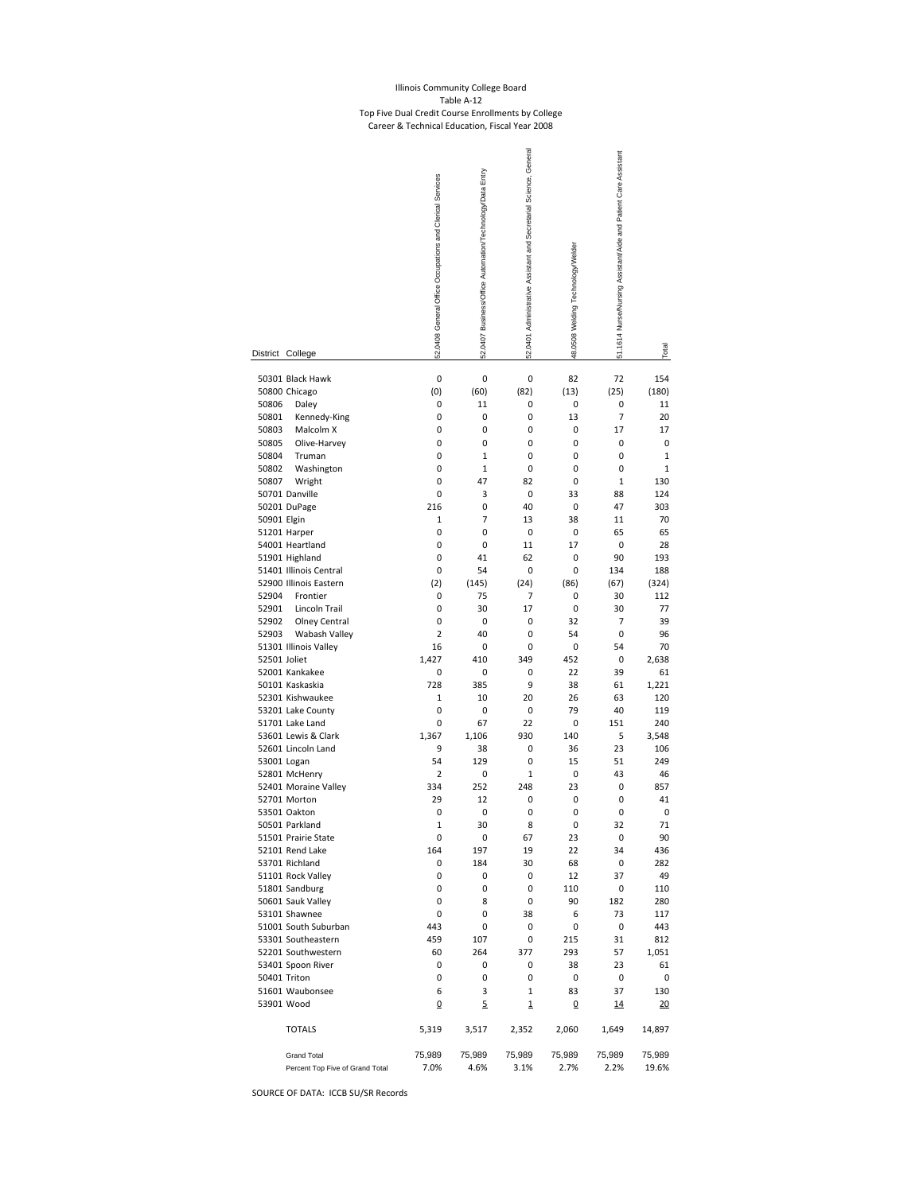Illinois Community College Board
Table A-12
Top Five Dual Credit Course Enrollments by College
Career & Technical Education, Fiscal Year 2008

| District | College | 52.0408 General Office Occupations and Clerical Services | 52.0407 Business/Office Automation/Technology/Data Entry | 52.0401 Administrative Assistant and Secretarial Science, General | 48.0508 Welding Technology/Welder | 51.1614 Nurse/Nursing Assistant/Aide and Patient Care Assistant | Total |
|---|---|---|---|---|---|---|---|
| 50301 | Black Hawk | 0 | 0 | 0 | 82 | 72 | 154 |
| 50800 | Chicago | (0) | (60) | (82) | (13) | (25) | (180) |
| 50806 | Daley | 0 | 11 | 0 | 0 | 0 | 11 |
| 50801 | Kennedy-King | 0 | 0 | 0 | 13 | 7 | 20 |
| 50803 | Malcolm X | 0 | 0 | 0 | 0 | 17 | 17 |
| 50805 | Olive-Harvey | 0 | 0 | 0 | 0 | 0 | 0 |
| 50804 | Truman | 0 | 1 | 0 | 0 | 0 | 1 |
| 50802 | Washington | 0 | 1 | 0 | 0 | 0 | 1 |
| 50807 | Wright | 0 | 47 | 82 | 0 | 1 | 130 |
| 50701 | Danville | 0 | 3 | 0 | 33 | 88 | 124 |
| 50201 | DuPage | 216 | 0 | 40 | 0 | 47 | 303 |
| 50901 | Elgin | 1 | 7 | 13 | 38 | 11 | 70 |
| 51201 | Harper | 0 | 0 | 0 | 0 | 65 | 65 |
| 54001 | Heartland | 0 | 0 | 11 | 17 | 0 | 28 |
| 51901 | Highland | 0 | 41 | 62 | 0 | 90 | 193 |
| 51401 | Illinois Central | 0 | 54 | 0 | 0 | 134 | 188 |
| 52900 | Illinois Eastern | (2) | (145) | (24) | (86) | (67) | (324) |
| 52904 | Frontier | 0 | 75 | 7 | 0 | 30 | 112 |
| 52901 | Lincoln Trail | 0 | 30 | 17 | 0 | 30 | 77 |
| 52902 | Olney Central | 0 | 0 | 0 | 32 | 7 | 39 |
| 52903 | Wabash Valley | 2 | 40 | 0 | 54 | 0 | 96 |
| 51301 | Illinois Valley | 16 | 0 | 0 | 0 | 54 | 70 |
| 52501 | Joliet | 1,427 | 410 | 349 | 452 | 0 | 2,638 |
| 52001 | Kankakee | 0 | 0 | 0 | 22 | 39 | 61 |
| 50101 | Kaskaskia | 728 | 385 | 9 | 38 | 61 | 1,221 |
| 52301 | Kishwaukee | 1 | 10 | 20 | 26 | 63 | 120 |
| 53201 | Lake County | 0 | 0 | 0 | 79 | 40 | 119 |
| 51701 | Lake Land | 0 | 67 | 22 | 0 | 151 | 240 |
| 53601 | Lewis & Clark | 1,367 | 1,106 | 930 | 140 | 5 | 3,548 |
| 52601 | Lincoln Land | 9 | 38 | 0 | 36 | 23 | 106 |
| 53001 | Logan | 54 | 129 | 0 | 15 | 51 | 249 |
| 52801 | McHenry | 2 | 0 | 1 | 0 | 43 | 46 |
| 52401 | Moraine Valley | 334 | 252 | 248 | 23 | 0 | 857 |
| 52701 | Morton | 29 | 12 | 0 | 0 | 0 | 41 |
| 53501 | Oakton | 0 | 0 | 0 | 0 | 0 | 0 |
| 50501 | Parkland | 1 | 30 | 8 | 0 | 32 | 71 |
| 51501 | Prairie State | 0 | 0 | 67 | 23 | 0 | 90 |
| 52101 | Rend Lake | 164 | 197 | 19 | 22 | 34 | 436 |
| 53701 | Richland | 0 | 184 | 30 | 68 | 0 | 282 |
| 51101 | Rock Valley | 0 | 0 | 0 | 12 | 37 | 49 |
| 51801 | Sandburg | 0 | 0 | 0 | 110 | 0 | 110 |
| 50601 | Sauk Valley | 0 | 8 | 0 | 90 | 182 | 280 |
| 53101 | Shawnee | 0 | 0 | 38 | 6 | 73 | 117 |
| 51001 | South Suburban | 443 | 0 | 0 | 0 | 0 | 443 |
| 53301 | Southeastern | 459 | 107 | 0 | 215 | 31 | 812 |
| 52201 | Southwestern | 60 | 264 | 377 | 293 | 57 | 1,051 |
| 53401 | Spoon River | 0 | 0 | 0 | 38 | 23 | 61 |
| 50401 | Triton | 0 | 0 | 0 | 0 | 0 | 0 |
| 51601 | Waubonsee | 6 | 3 | 1 | 83 | 37 | 130 |
| 53901 | Wood | 0 | 5 | 1 | 0 | 14 | 20 |
| | TOTALS | 5,319 | 3,517 | 2,352 | 2,060 | 1,649 | 14,897 |
| | Grand Total | 75,989 | 75,989 | 75,989 | 75,989 | 75,989 | 75,989 |
| | Percent Top Five of Grand Total | 7.0% | 4.6% | 3.1% | 2.7% | 2.2% | 19.6% |

SOURCE OF DATA: ICCB SU/SR Records